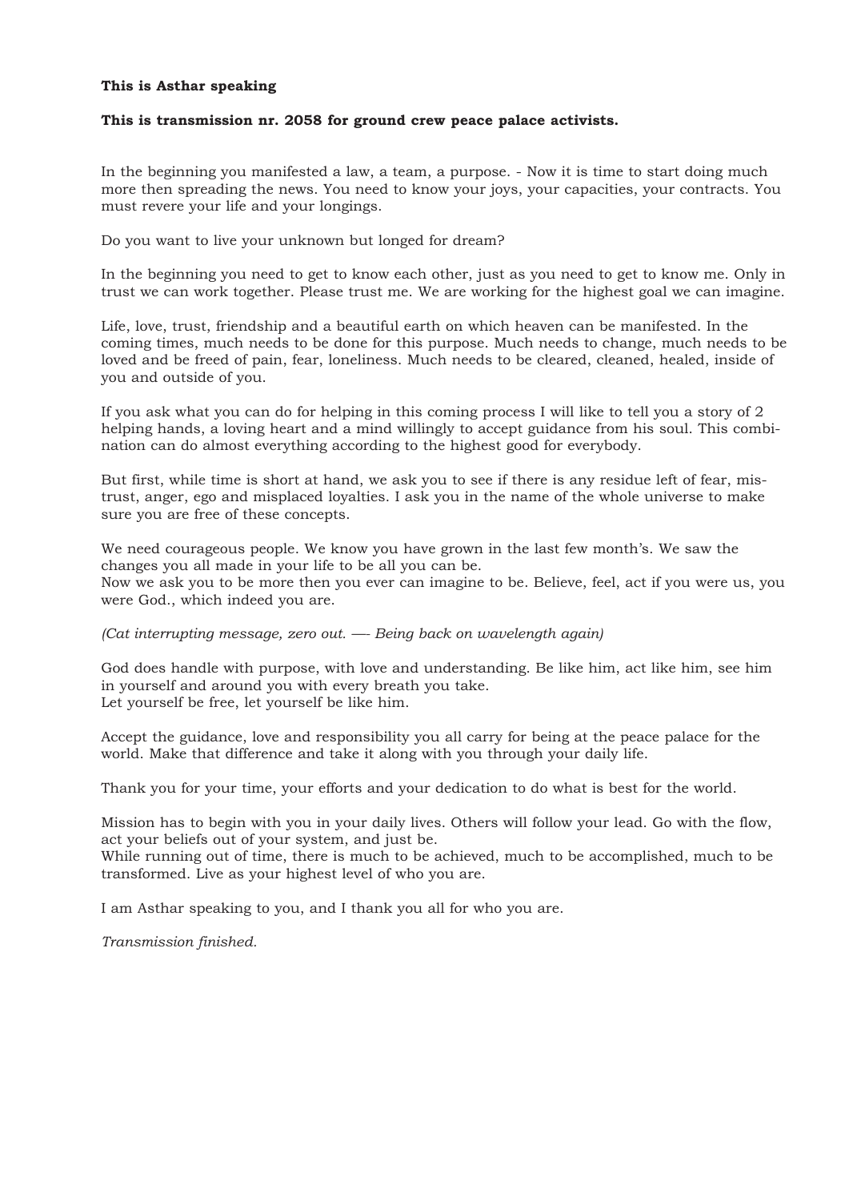**This is Asthar speaking**

**This is transmission nr. 2058 for ground crew peace palace activists.**

In the beginning you manifested a law, a team, a purpose. - Now it is time to start doing much more then spreading the news. You need to know your joys, your capacities, your contracts. You must revere your life and your longings.

Do you want to live your unknown but longed for dream?

In the beginning you need to get to know each other, just as you need to get to know me. Only in trust we can work together. Please trust me. We are working for the highest goal we can imagine.

Life, love, trust, friendship and a beautiful earth on which heaven can be manifested. In the coming times, much needs to be done for this purpose. Much needs to change, much needs to be loved and be freed of pain, fear, loneliness. Much needs to be cleared, cleaned, healed, inside of you and outside of you.

If you ask what you can do for helping in this coming process I will like to tell you a story of 2 helping hands, a loving heart and a mind willingly to accept guidance from his soul. This combination can do almost everything according to the highest good for everybody.

But first, while time is short at hand, we ask you to see if there is any residue left of fear, mistrust, anger, ego and misplaced loyalties. I ask you in the name of the whole universe to make sure you are free of these concepts.

We need courageous people. We know you have grown in the last few month's. We saw the changes you all made in your life to be all you can be.
Now we ask you to be more then you ever can imagine to be. Believe, feel, act if you were us, you were God., which indeed you are.

*(Cat interrupting message, zero out. —- Being back on wavelength again)*

God does handle with purpose, with love and understanding. Be like him, act like him, see him in yourself and around you with every breath you take.
Let yourself be free, let yourself be like him.

Accept the guidance, love and responsibility you all carry for being at the peace palace for the world. Make that difference and take it along with you through your daily life.

Thank you for your time, your efforts and your dedication to do what is best for the world.

Mission has to begin with you in your daily lives. Others will follow your lead. Go with the flow, act your beliefs out of your system, and just be.
While running out of time, there is much to be achieved, much to be accomplished, much to be transformed. Live as your highest level of who you are.

I am Asthar speaking to you, and I thank you all for who you are.

*Transmission finished.*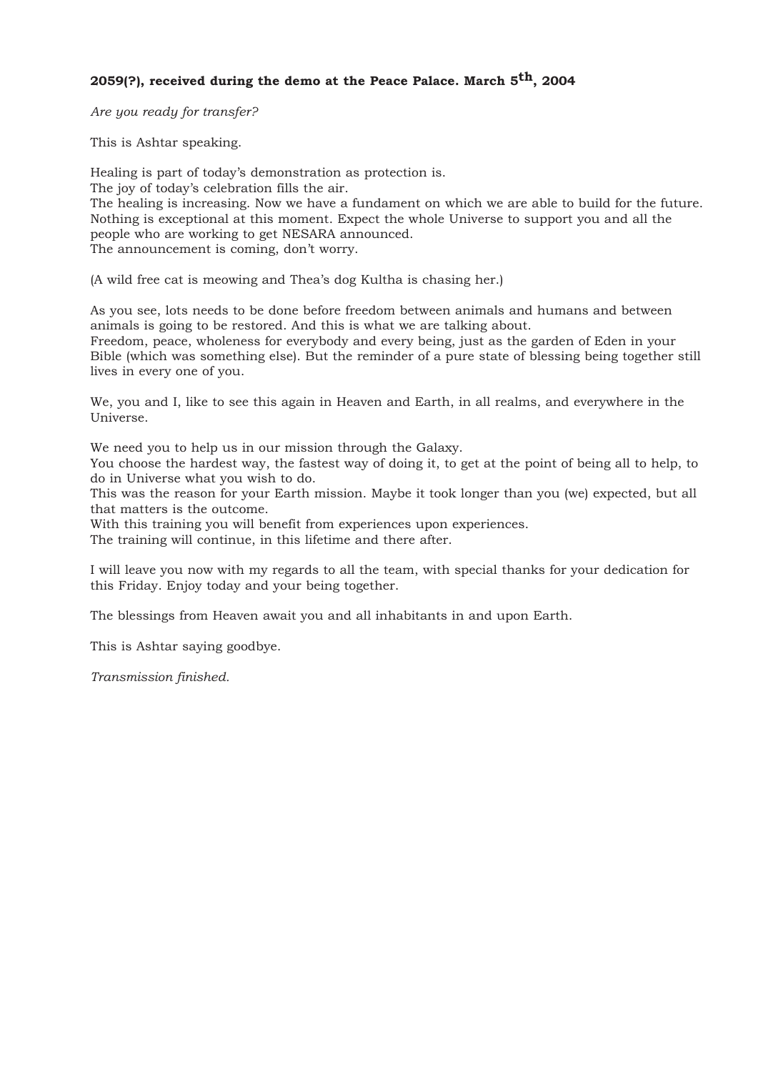**2059(?), received during the demo at the Peace Palace. March 5th, 2004**

*Are you ready for transfer?*

This is Ashtar speaking.

Healing is part of today's demonstration as protection is.
The joy of today's celebration fills the air.
The healing is increasing. Now we have a fundament on which we are able to build for the future. Nothing is exceptional at this moment. Expect the whole Universe to support you and all the people who are working to get NESARA announced.
The announcement is coming, don't worry.

(A wild free cat is meowing and Thea's dog Kultha is chasing her.)

As you see, lots needs to be done before freedom between animals and humans and between animals is going to be restored. And this is what we are talking about.
Freedom, peace, wholeness for everybody and every being, just as the garden of Eden in your Bible (which was something else). But the reminder of a pure state of blessing being together still lives in every one of you.

We, you and I, like to see this again in Heaven and Earth, in all realms, and everywhere in the Universe.

We need you to help us in our mission through the Galaxy.
You choose the hardest way, the fastest way of doing it, to get at the point of being all to help, to do in Universe what you wish to do.
This was the reason for your Earth mission. Maybe it took longer than you (we) expected, but all that matters is the outcome.
With this training you will benefit from experiences upon experiences.
The training will continue, in this lifetime and there after.

I will leave you now with my regards to all the team, with special thanks for your dedication for this Friday. Enjoy today and your being together.

The blessings from Heaven await you and all inhabitants in and upon Earth.

This is Ashtar saying goodbye.

*Transmission finished.*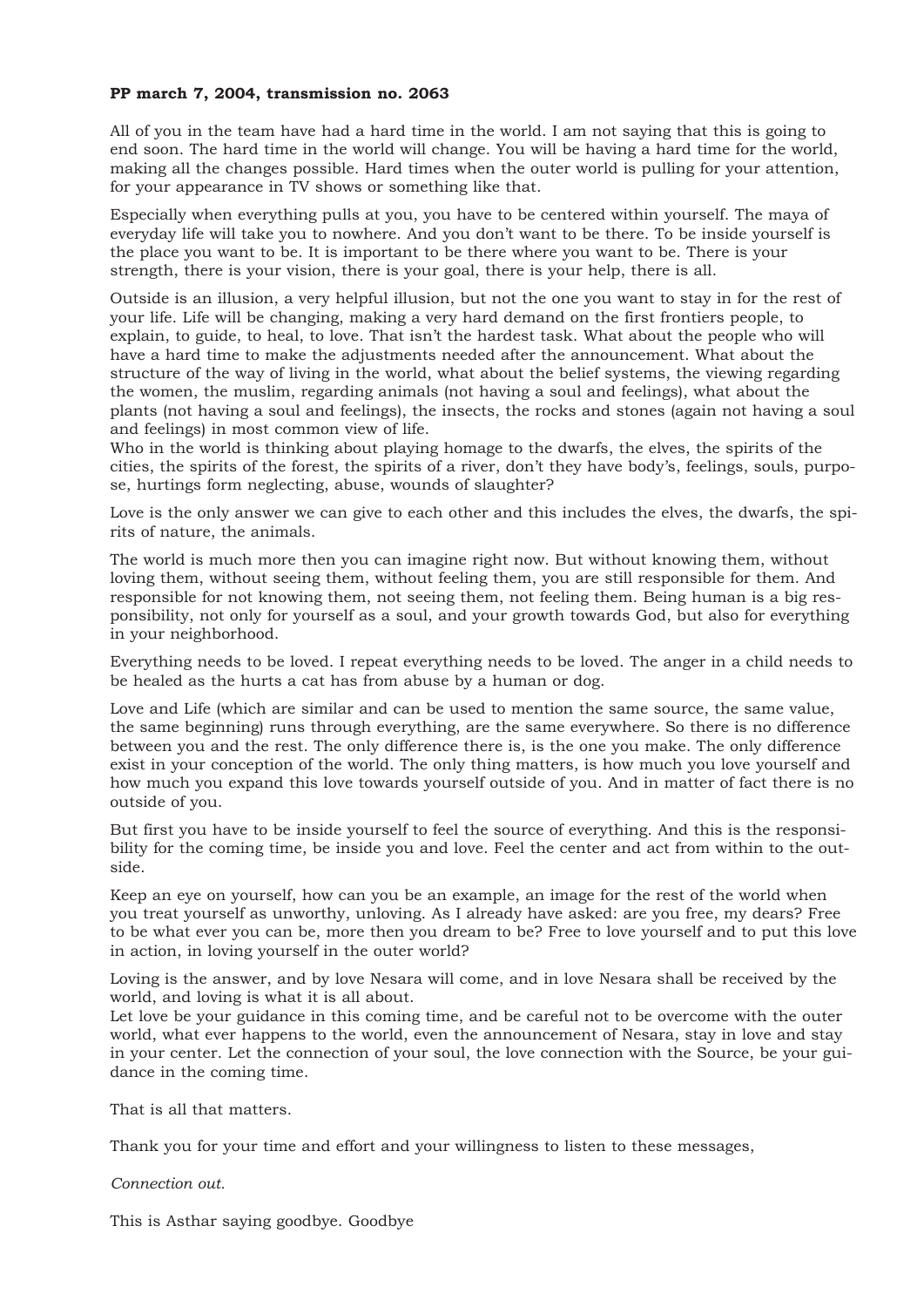**PP march 7, 2004, transmission no. 2063**

All of you in the team have had a hard time in the world. I am not saying that this is going to end soon. The hard time in the world will change. You will be having a hard time for the world, making all the changes possible. Hard times when the outer world is pulling for your attention, for your appearance in TV shows or something like that.

Especially when everything pulls at you, you have to be centered within yourself. The maya of everyday life will take you to nowhere. And you don't want to be there. To be inside yourself is the place you want to be. It is important to be there where you want to be. There is your strength, there is your vision, there is your goal, there is your help, there is all.

Outside is an illusion, a very helpful illusion, but not the one you want to stay in for the rest of your life. Life will be changing, making a very hard demand on the first frontiers people, to explain, to guide, to heal, to love. That isn't the hardest task. What about the people who will have a hard time to make the adjustments needed after the announcement. What about the structure of the way of living in the world, what about the belief systems, the viewing regarding the women, the muslim, regarding animals (not having a soul and feelings), what about the plants (not having a soul and feelings), the insects, the rocks and stones (again not having a soul and feelings) in most common view of life.
Who in the world is thinking about playing homage to the dwarfs, the elves, the spirits of the cities, the spirits of the forest, the spirits of a river, don't they have body's, feelings, souls, purpose, hurtings form neglecting, abuse, wounds of slaughter?

Love is the only answer we can give to each other and this includes the elves, the dwarfs, the spirits of nature, the animals.

The world is much more then you can imagine right now. But without knowing them, without loving them, without seeing them, without feeling them, you are still responsible for them. And responsible for not knowing them, not seeing them, not feeling them. Being human is a big responsibility, not only for yourself as a soul, and your growth towards God, but also for everything in your neighborhood.

Everything needs to be loved. I repeat everything needs to be loved. The anger in a child needs to be healed as the hurts a cat has from abuse by a human or dog.

Love and Life (which are similar and can be used to mention the same source, the same value, the same beginning) runs through everything, are the same everywhere. So there is no difference between you and the rest. The only difference there is, is the one you make. The only difference exist in your conception of the world. The only thing matters, is how much you love yourself and how much you expand this love towards yourself outside of you. And in matter of fact there is no outside of you.

But first you have to be inside yourself to feel the source of everything. And this is the responsibility for the coming time, be inside you and love. Feel the center and act from within to the outside.

Keep an eye on yourself, how can you be an example, an image for the rest of the world when you treat yourself as unworthy, unloving. As I already have asked: are you free, my dears? Free to be what ever you can be, more then you dream to be? Free to love yourself and to put this love in action, in loving yourself in the outer world?

Loving is the answer, and by love Nesara will come, and in love Nesara shall be received by the world, and loving is what it is all about.
Let love be your guidance in this coming time, and be careful not to be overcome with the outer world, what ever happens to the world, even the announcement of Nesara, stay in love and stay in your center. Let the connection of your soul, the love connection with the Source, be your guidance in the coming time.

That is all that matters.

Thank you for your time and effort and your willingness to listen to these messages,

*Connection out.*

This is Asthar saying goodbye. Goodbye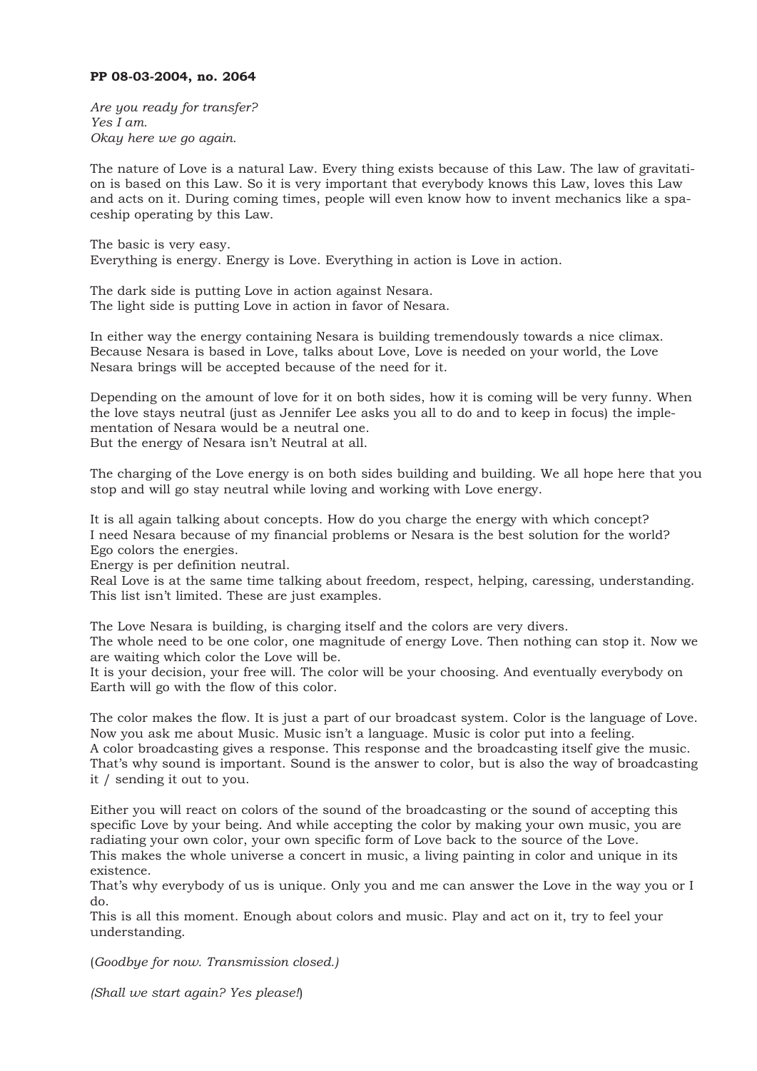**PP 08-03-2004, no. 2064**

*Are you ready for transfer?*
*Yes I am.*
*Okay here we go again.*

The nature of Love is a natural Law. Every thing exists because of this Law. The law of gravitation is based on this Law. So it is very important that everybody knows this Law, loves this Law and acts on it. During coming times, people will even know how to invent mechanics like a spaceship operating by this Law.

The basic is very easy.
Everything is energy. Energy is Love. Everything in action is Love in action.

The dark side is putting Love in action against Nesara.
The light side is putting Love in action in favor of Nesara.

In either way the energy containing Nesara is building tremendously towards a nice climax. Because Nesara is based in Love, talks about Love, Love is needed on your world, the Love Nesara brings will be accepted because of the need for it.

Depending on the amount of love for it on both sides, how it is coming will be very funny. When the love stays neutral (just as Jennifer Lee asks you all to do and to keep in focus) the implementation of Nesara would be a neutral one.
But the energy of Nesara isn't Neutral at all.

The charging of the Love energy is on both sides building and building. We all hope here that you stop and will go stay neutral while loving and working with Love energy.

It is all again talking about concepts. How do you charge the energy with which concept?
I need Nesara because of my financial problems or Nesara is the best solution for the world?
Ego colors the energies.
Energy is per definition neutral.
Real Love is at the same time talking about freedom, respect, helping, caressing, understanding. This list isn't limited. These are just examples.

The Love Nesara is building, is charging itself and the colors are very divers.
The whole need to be one color, one magnitude of energy Love. Then nothing can stop it. Now we are waiting which color the Love will be.
It is your decision, your free will. The color will be your choosing. And eventually everybody on Earth will go with the flow of this color.

The color makes the flow. It is just a part of our broadcast system. Color is the language of Love. Now you ask me about Music. Music isn't a language. Music is color put into a feeling.
A color broadcasting gives a response. This response and the broadcasting itself give the music. That's why sound is important. Sound is the answer to color, but is also the way of broadcasting it / sending it out to you.

Either you will react on colors of the sound of the broadcasting or the sound of accepting this specific Love by your being. And while accepting the color by making your own music, you are radiating your own color, your own specific form of Love back to the source of the Love.
This makes the whole universe a concert in music, a living painting in color and unique in its existence.
That's why everybody of us is unique. Only you and me can answer the Love in the way you or I do.
This is all this moment. Enough about colors and music. Play and act on it, try to feel your understanding.

(*Goodbye for now. Transmission closed.)*

*(Shall we start again? Yes please!*)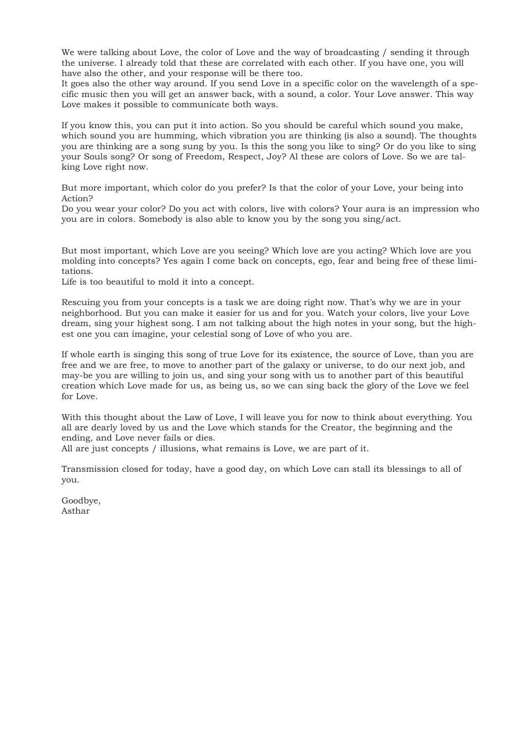We were talking about Love, the color of Love and the way of broadcasting / sending it through the universe. I already told that these are correlated with each other. If you have one, you will have also the other, and your response will be there too.
It goes also the other way around. If you send Love in a specific color on the wavelength of a specific music then you will get an answer back, with a sound, a color. Your Love answer. This way Love makes it possible to communicate both ways.

If you know this, you can put it into action. So you should be careful which sound you make, which sound you are humming, which vibration you are thinking (is also a sound). The thoughts you are thinking are a song sung by you. Is this the song you like to sing? Or do you like to sing your Souls song? Or song of Freedom, Respect, Joy? Al these are colors of Love. So we are talking Love right now.

But more important, which color do you prefer? Is that the color of your Love, your being into Action?
Do you wear your color? Do you act with colors, live with colors? Your aura is an impression who you are in colors. Somebody is also able to know you by the song you sing/act.

But most important, which Love are you seeing? Which love are you acting? Which love are you molding into concepts? Yes again I come back on concepts, ego, fear and being free of these limitations.
Life is too beautiful to mold it into a concept.

Rescuing you from your concepts is a task we are doing right now. That's why we are in your neighborhood. But you can make it easier for us and for you. Watch your colors, live your Love dream, sing your highest song. I am not talking about the high notes in your song, but the highest one you can imagine, your celestial song of Love of who you are.

If whole earth is singing this song of true Love for its existence, the source of Love, than you are free and we are free, to move to another part of the galaxy or universe, to do our next job, and may-be you are willing to join us, and sing your song with us to another part of this beautiful creation which Love made for us, as being us, so we can sing back the glory of the Love we feel for Love.

With this thought about the Law of Love, I will leave you for now to think about everything. You all are dearly loved by us and the Love which stands for the Creator, the beginning and the ending, and Love never fails or dies.
All are just concepts / illusions, what remains is Love, we are part of it.

Transmission closed for today, have a good day, on which Love can stall its blessings to all of you.

Goodbye,
Asthar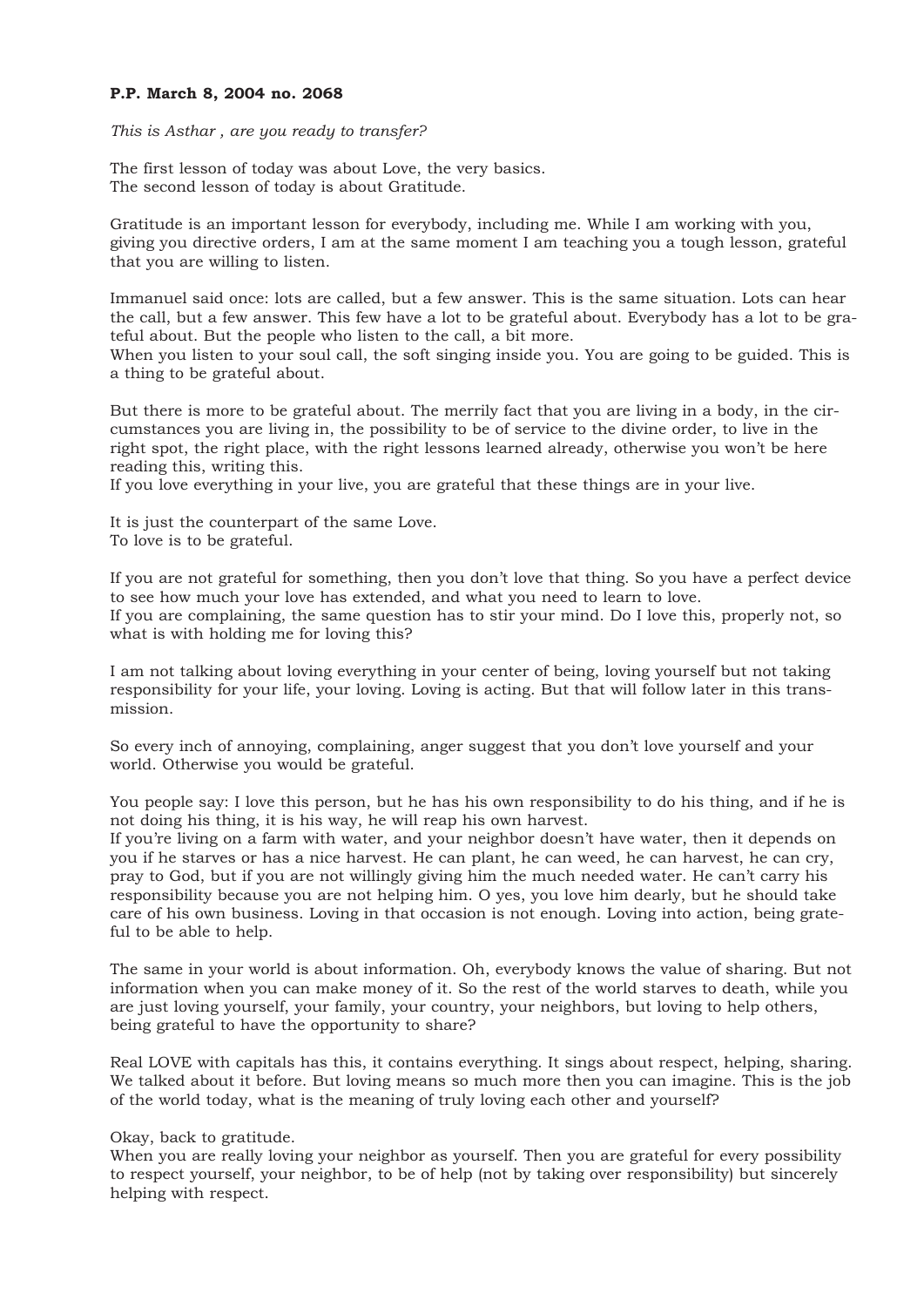**P.P. March 8, 2004 no. 2068**

*This is Asthar , are you ready to transfer?*

The first lesson of today was about Love, the very basics.
The second lesson of today is about Gratitude.

Gratitude is an important lesson for everybody, including me. While I am working with you, giving you directive orders, I am at the same moment I am teaching you a tough lesson, grateful that you are willing to listen.

Immanuel said once: lots are called, but a few answer. This is the same situation. Lots can hear the call, but a few answer. This few have a lot to be grateful about. Everybody has a lot to be grateful about. But the people who listen to the call, a bit more.
When you listen to your soul call, the soft singing inside you. You are going to be guided. This is a thing to be grateful about.

But there is more to be grateful about. The merrily fact that you are living in a body, in the circumstances you are living in, the possibility to be of service to the divine order, to live in the right spot, the right place, with the right lessons learned already, otherwise you won't be here reading this, writing this.
If you love everything in your live, you are grateful that these things are in your live.

It is just the counterpart of the same Love.
To love is to be grateful.

If you are not grateful for something, then you don't love that thing. So you have a perfect device to see how much your love has extended, and what you need to learn to love.
If you are complaining, the same question has to stir your mind. Do I love this, properly not, so what is with holding me for loving this?

I am not talking about loving everything in your center of being, loving yourself but not taking responsibility for your life, your loving. Loving is acting. But that will follow later in this transmission.

So every inch of annoying, complaining, anger suggest that you don't love yourself and your world. Otherwise you would be grateful.

You people say: I love this person, but he has his own responsibility to do his thing, and if he is not doing his thing, it is his way, he will reap his own harvest.
If you're living on a farm with water, and your neighbor doesn't have water, then it depends on you if he starves or has a nice harvest. He can plant, he can weed, he can harvest, he can cry, pray to God, but if you are not willingly giving him the much needed water. He can't carry his responsibility because you are not helping him. O yes, you love him dearly, but he should take care of his own business. Loving in that occasion is not enough. Loving into action, being grateful to be able to help.

The same in your world is about information. Oh, everybody knows the value of sharing. But not information when you can make money of it. So the rest of the world starves to death, while you are just loving yourself, your family, your country, your neighbors, but loving to help others, being grateful to have the opportunity to share?

Real LOVE with capitals has this, it contains everything. It sings about respect, helping, sharing. We talked about it before. But loving means so much more then you can imagine. This is the job of the world today, what is the meaning of truly loving each other and yourself?

Okay, back to gratitude.
When you are really loving your neighbor as yourself. Then you are grateful for every possibility to respect yourself, your neighbor, to be of help (not by taking over responsibility) but sincerely helping with respect.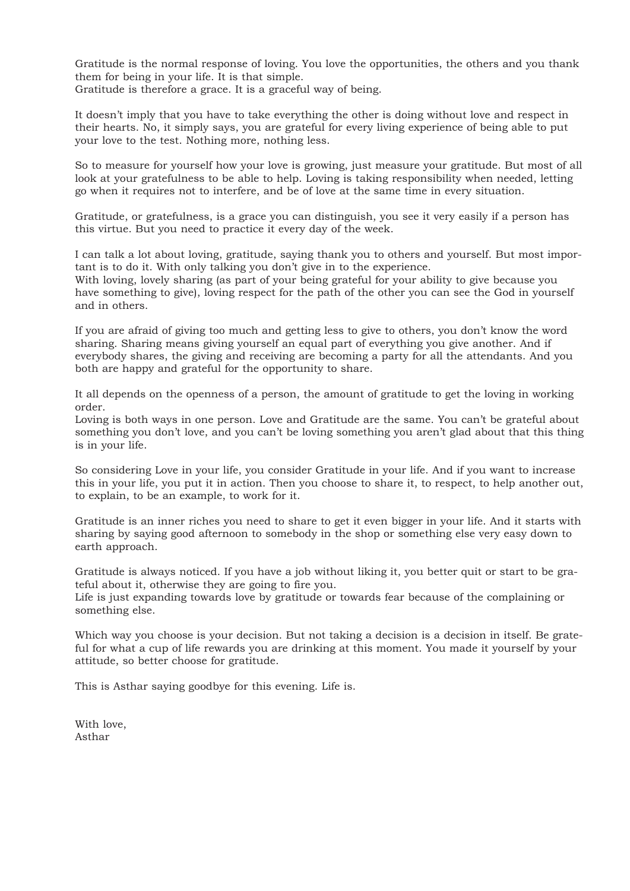Gratitude is the normal response of loving. You love the opportunities, the others and you thank them for being in your life. It is that simple.
Gratitude is therefore a grace. It is a graceful way of being.

It doesn't imply that you have to take everything the other is doing without love and respect in their hearts. No, it simply says, you are grateful for every living experience of being able to put your love to the test. Nothing more, nothing less.

So to measure for yourself how your love is growing, just measure your gratitude. But most of all look at your gratefulness to be able to help. Loving is taking responsibility when needed, letting go when it requires not to interfere, and be of love at the same time in every situation.

Gratitude, or gratefulness, is a grace you can distinguish, you see it very easily if a person has this virtue. But you need to practice it every day of the week.

I can talk a lot about loving, gratitude, saying thank you to others and yourself. But most important is to do it. With only talking you don't give in to the experience.
With loving, lovely sharing (as part of your being grateful for your ability to give because you have something to give), loving respect for the path of the other you can see the God in yourself and in others.

If you are afraid of giving too much and getting less to give to others, you don't know the word sharing. Sharing means giving yourself an equal part of everything you give another. And if everybody shares, the giving and receiving are becoming a party for all the attendants. And you both are happy and grateful for the opportunity to share.

It all depends on the openness of a person, the amount of gratitude to get the loving in working order.
Loving is both ways in one person. Love and Gratitude are the same. You can't be grateful about something you don't love, and you can't be loving something you aren't glad about that this thing is in your life.

So considering Love in your life, you consider Gratitude in your life. And if you want to increase this in your life, you put it in action. Then you choose to share it, to respect, to help another out, to explain, to be an example, to work for it.

Gratitude is an inner riches you need to share to get it even bigger in your life. And it starts with sharing by saying good afternoon to somebody in the shop or something else very easy down to earth approach.

Gratitude is always noticed. If you have a job without liking it, you better quit or start to be grateful about it, otherwise they are going to fire you.
Life is just expanding towards love by gratitude or towards fear because of the complaining or something else.

Which way you choose is your decision. But not taking a decision is a decision in itself. Be grateful for what a cup of life rewards you are drinking at this moment. You made it yourself by your attitude, so better choose for gratitude.

This is Asthar saying goodbye for this evening. Life is.

With love,
Asthar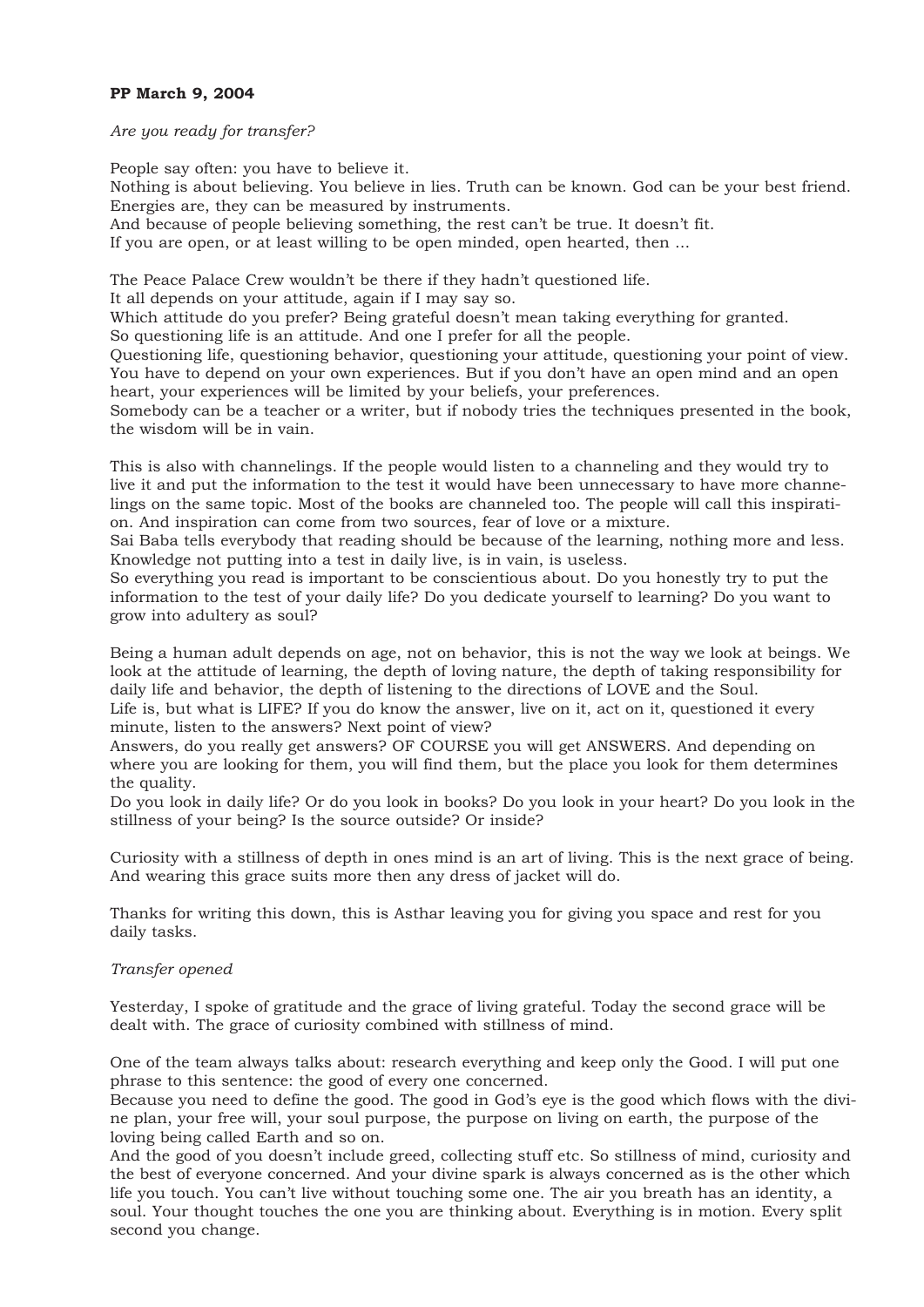**PP March 9, 2004**

*Are you ready for transfer?*

People say often: you have to believe it.
Nothing is about believing. You believe in lies. Truth can be known. God can be your best friend. Energies are, they can be measured by instruments.
And because of people believing something, the rest can't be true. It doesn't fit.
If you are open, or at least willing to be open minded, open hearted, then ...

The Peace Palace Crew wouldn't be there if they hadn't questioned life.
It all depends on your attitude, again if I may say so.
Which attitude do you prefer? Being grateful doesn't mean taking everything for granted.
So questioning life is an attitude. And one I prefer for all the people.
Questioning life, questioning behavior, questioning your attitude, questioning your point of view. You have to depend on your own experiences. But if you don't have an open mind and an open heart, your experiences will be limited by your beliefs, your preferences.
Somebody can be a teacher or a writer, but if nobody tries the techniques presented in the book, the wisdom will be in vain.

This is also with channelings. If the people would listen to a channeling and they would try to live it and put the information to the test it would have been unnecessary to have more channelings on the same topic. Most of the books are channeled too. The people will call this inspiration. And inspiration can come from two sources, fear of love or a mixture.
Sai Baba tells everybody that reading should be because of the learning, nothing more and less. Knowledge not putting into a test in daily live, is in vain, is useless.
So everything you read is important to be conscientious about. Do you honestly try to put the information to the test of your daily life? Do you dedicate yourself to learning? Do you want to grow into adultery as soul?

Being a human adult depends on age, not on behavior, this is not the way we look at beings. We look at the attitude of learning, the depth of loving nature, the depth of taking responsibility for daily life and behavior, the depth of listening to the directions of LOVE and the Soul.
Life is, but what is LIFE? If you do know the answer, live on it, act on it, questioned it every minute, listen to the answers? Next point of view?
Answers, do you really get answers? OF COURSE you will get ANSWERS. And depending on where you are looking for them, you will find them, but the place you look for them determines the quality.
Do you look in daily life? Or do you look in books? Do you look in your heart? Do you look in the stillness of your being? Is the source outside? Or inside?

Curiosity with a stillness of depth in ones mind is an art of living. This is the next grace of being. And wearing this grace suits more then any dress of jacket will do.

Thanks for writing this down, this is Asthar leaving you for giving you space and rest for you daily tasks.

*Transfer opened*

Yesterday, I spoke of gratitude and the grace of living grateful. Today the second grace will be dealt with. The grace of curiosity combined with stillness of mind.

One of the team always talks about: research everything and keep only the Good. I will put one phrase to this sentence: the good of every one concerned.
Because you need to define the good. The good in God's eye is the good which flows with the divine plan, your free will, your soul purpose, the purpose on living on earth, the purpose of the loving being called Earth and so on.
And the good of you doesn't include greed, collecting stuff etc. So stillness of mind, curiosity and the best of everyone concerned. And your divine spark is always concerned as is the other which life you touch. You can't live without touching some one. The air you breath has an identity, a soul. Your thought touches the one you are thinking about. Everything is in motion. Every split second you change.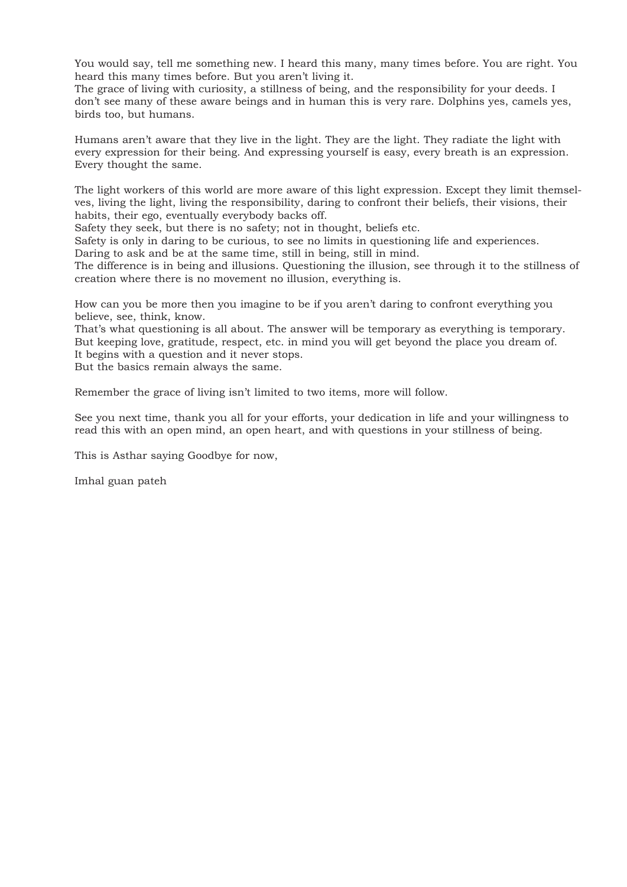You would say, tell me something new. I heard this many, many times before. You are right. You heard this many times before. But you aren't living it.
The grace of living with curiosity, a stillness of being, and the responsibility for your deeds. I don't see many of these aware beings and in human this is very rare. Dolphins yes, camels yes, birds too, but humans.

Humans aren't aware that they live in the light. They are the light. They radiate the light with every expression for their being. And expressing yourself is easy, every breath is an expression. Every thought the same.

The light workers of this world are more aware of this light expression. Except they limit themselves, living the light, living the responsibility, daring to confront their beliefs, their visions, their habits, their ego, eventually everybody backs off.
Safety they seek, but there is no safety; not in thought, beliefs etc.
Safety is only in daring to be curious, to see no limits in questioning life and experiences.
Daring to ask and be at the same time, still in being, still in mind.
The difference is in being and illusions. Questioning the illusion, see through it to the stillness of creation where there is no movement no illusion, everything is.

How can you be more then you imagine to be if you aren't daring to confront everything you believe, see, think, know.
That's what questioning is all about. The answer will be temporary as everything is temporary.
But keeping love, gratitude, respect, etc. in mind you will get beyond the place you dream of.
It begins with a question and it never stops.
But the basics remain always the same.

Remember the grace of living isn't limited to two items, more will follow.

See you next time, thank you all for your efforts, your dedication in life and your willingness to read this with an open mind, an open heart, and with questions in your stillness of being.

This is Asthar saying Goodbye for now,

Imhal guan pateh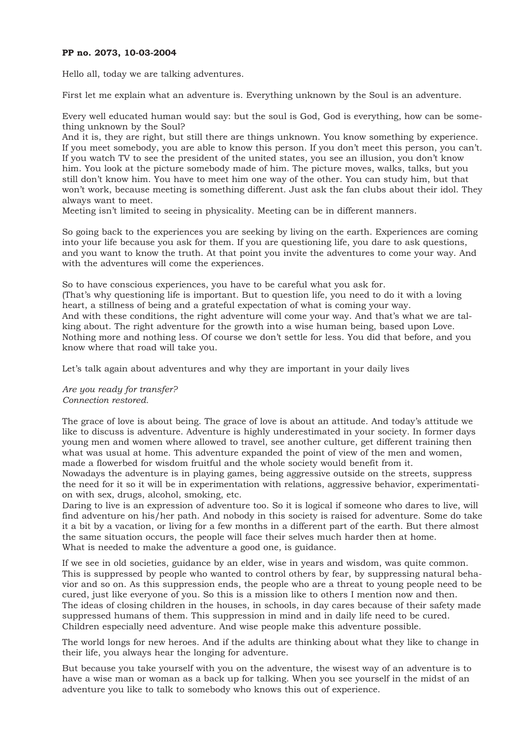**PP no. 2073, 10-03-2004**

Hello all, today we are talking adventures.

First let me explain what an adventure is. Everything unknown by the Soul is an adventure.

Every well educated human would say: but the soul is God, God is everything, how can be something unknown by the Soul?
And it is, they are right, but still there are things unknown. You know something by experience. If you meet somebody, you are able to know this person. If you don't meet this person, you can't. If you watch TV to see the president of the united states, you see an illusion, you don't know him. You look at the picture somebody made of him. The picture moves, walks, talks, but you still don't know him. You have to meet him one way of the other. You can study him, but that won't work, because meeting is something different. Just ask the fan clubs about their idol. They always want to meet.
Meeting isn't limited to seeing in physicality. Meeting can be in different manners.

So going back to the experiences you are seeking by living on the earth. Experiences are coming into your life because you ask for them. If you are questioning life, you dare to ask questions, and you want to know the truth. At that point you invite the adventures to come your way. And with the adventures will come the experiences.

So to have conscious experiences, you have to be careful what you ask for.
(That's why questioning life is important. But to question life, you need to do it with a loving heart, a stillness of being and a grateful expectation of what is coming your way.
And with these conditions, the right adventure will come your way. And that's what we are talking about. The right adventure for the growth into a wise human being, based upon Love. Nothing more and nothing less. Of course we don't settle for less. You did that before, and you know where that road will take you.

Let's talk again about adventures and why they are important in your daily lives

*Are you ready for transfer?*
*Connection restored.*

The grace of love is about being. The grace of love is about an attitude. And today's attitude we like to discuss is adventure. Adventure is highly underestimated in your society. In former days young men and women where allowed to travel, see another culture, get different training then what was usual at home. This adventure expanded the point of view of the men and women, made a flowerbed for wisdom fruitful and the whole society would benefit from it.
Nowadays the adventure is in playing games, being aggressive outside on the streets, suppress the need for it so it will be in experimentation with relations, aggressive behavior, experimentation with sex, drugs, alcohol, smoking, etc.
Daring to live is an expression of adventure too. So it is logical if someone who dares to live, will find adventure on his/her path. And nobody in this society is raised for adventure. Some do take it a bit by a vacation, or living for a few months in a different part of the earth. But there almost the same situation occurs, the people will face their selves much harder then at home.
What is needed to make the adventure a good one, is guidance.

If we see in old societies, guidance by an elder, wise in years and wisdom, was quite common. This is suppressed by people who wanted to control others by fear, by suppressing natural behavior and so on. As this suppression ends, the people who are a threat to young people need to be cured, just like everyone of you. So this is a mission like to others I mention now and then. The ideas of closing children in the houses, in schools, in day cares because of their safety made suppressed humans of them. This suppression in mind and in daily life need to be cured. Children especially need adventure. And wise people make this adventure possible.

The world longs for new heroes. And if the adults are thinking about what they like to change in their life, you always hear the longing for adventure.

But because you take yourself with you on the adventure, the wisest way of an adventure is to have a wise man or woman as a back up for talking. When you see yourself in the midst of an adventure you like to talk to somebody who knows this out of experience.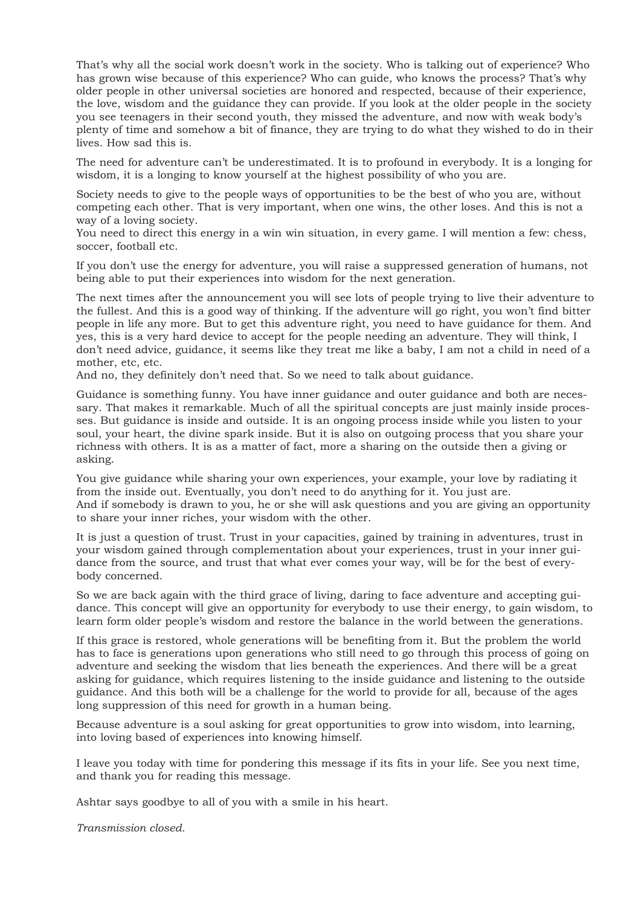That's why all the social work doesn't work in the society. Who is talking out of experience? Who has grown wise because of this experience? Who can guide, who knows the process? That's why older people in other universal societies are honored and respected, because of their experience, the love, wisdom and the guidance they can provide. If you look at the older people in the society you see teenagers in their second youth, they missed the adventure, and now with weak body's plenty of time and somehow a bit of finance, they are trying to do what they wished to do in their lives. How sad this is.

The need for adventure can't be underestimated. It is to profound in everybody. It is a longing for wisdom, it is a longing to know yourself at the highest possibility of who you are.

Society needs to give to the people ways of opportunities to be the best of who you are, without competing each other. That is very important, when one wins, the other loses. And this is not a way of a loving society.
You need to direct this energy in a win win situation, in every game. I will mention a few: chess, soccer, football etc.

If you don't use the energy for adventure, you will raise a suppressed generation of humans, not being able to put their experiences into wisdom for the next generation.

The next times after the announcement you will see lots of people trying to live their adventure to the fullest. And this is a good way of thinking. If the adventure will go right, you won't find bitter people in life any more. But to get this adventure right, you need to have guidance for them. And yes, this is a very hard device to accept for the people needing an adventure. They will think, I don't need advice, guidance, it seems like they treat me like a baby, I am not a child in need of a mother, etc, etc.
And no, they definitely don't need that. So we need to talk about guidance.

Guidance is something funny. You have inner guidance and outer guidance and both are necessary. That makes it remarkable. Much of all the spiritual concepts are just mainly inside processes. But guidance is inside and outside. It is an ongoing process inside while you listen to your soul, your heart, the divine spark inside. But it is also on outgoing process that you share your richness with others. It is as a matter of fact, more a sharing on the outside then a giving or asking.

You give guidance while sharing your own experiences, your example, your love by radiating it from the inside out. Eventually, you don't need to do anything for it. You just are.
And if somebody is drawn to you, he or she will ask questions and you are giving an opportunity to share your inner riches, your wisdom with the other.

It is just a question of trust. Trust in your capacities, gained by training in adventures, trust in your wisdom gained through complementation about your experiences, trust in your inner guidance from the source, and trust that what ever comes your way, will be for the best of everybody concerned.

So we are back again with the third grace of living, daring to face adventure and accepting guidance. This concept will give an opportunity for everybody to use their energy, to gain wisdom, to learn form older people's wisdom and restore the balance in the world between the generations.

If this grace is restored, whole generations will be benefiting from it. But the problem the world has to face is generations upon generations who still need to go through this process of going on adventure and seeking the wisdom that lies beneath the experiences. And there will be a great asking for guidance, which requires listening to the inside guidance and listening to the outside guidance. And this both will be a challenge for the world to provide for all, because of the ages long suppression of this need for growth in a human being.

Because adventure is a soul asking for great opportunities to grow into wisdom, into learning, into loving based of experiences into knowing himself.

I leave you today with time for pondering this message if its fits in your life. See you next time, and thank you for reading this message.

Ashtar says goodbye to all of you with a smile in his heart.

*Transmission closed.*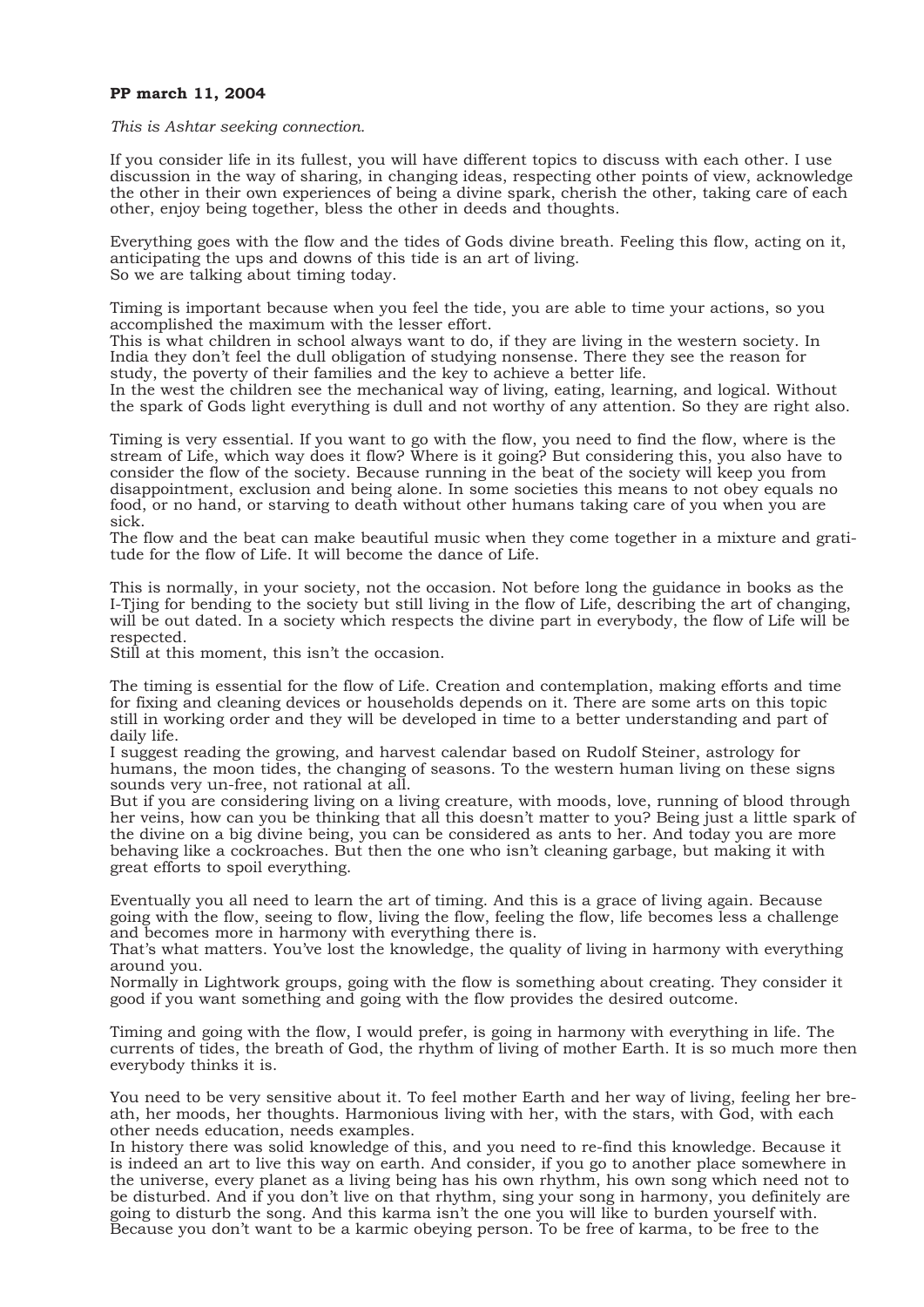**PP march 11, 2004**

*This is Ashtar seeking connection.*

If you consider life in its fullest, you will have different topics to discuss with each other. I use discussion in the way of sharing, in changing ideas, respecting other points of view, acknowledge the other in their own experiences of being a divine spark, cherish the other, taking care of each other, enjoy being together, bless the other in deeds and thoughts.

Everything goes with the flow and the tides of Gods divine breath. Feeling this flow, acting on it, anticipating the ups and downs of this tide is an art of living.
So we are talking about timing today.

Timing is important because when you feel the tide, you are able to time your actions, so you accomplished the maximum with the lesser effort.
This is what children in school always want to do, if they are living in the western society. In India they don't feel the dull obligation of studying nonsense. There they see the reason for study, the poverty of their families and the key to achieve a better life.
In the west the children see the mechanical way of living, eating, learning, and logical. Without the spark of Gods light everything is dull and not worthy of any attention. So they are right also.

Timing is very essential. If you want to go with the flow, you need to find the flow, where is the stream of Life, which way does it flow? Where is it going? But considering this, you also have to consider the flow of the society. Because running in the beat of the society will keep you from disappointment, exclusion and being alone. In some societies this means to not obey equals no food, or no hand, or starving to death without other humans taking care of you when you are sick.
The flow and the beat can make beautiful music when they come together in a mixture and gratitude for the flow of Life. It will become the dance of Life.

This is normally, in your society, not the occasion. Not before long the guidance in books as the I-Tjing for bending to the society but still living in the flow of Life, describing the art of changing, will be out dated. In a society which respects the divine part in everybody, the flow of Life will be respected.
Still at this moment, this isn't the occasion.

The timing is essential for the flow of Life. Creation and contemplation, making efforts and time for fixing and cleaning devices or households depends on it. There are some arts on this topic still in working order and they will be developed in time to a better understanding and part of daily life.
I suggest reading the growing, and harvest calendar based on Rudolf Steiner, astrology for humans, the moon tides, the changing of seasons. To the western human living on these signs sounds very un-free, not rational at all.
But if you are considering living on a living creature, with moods, love, running of blood through her veins, how can you be thinking that all this doesn't matter to you? Being just a little spark of the divine on a big divine being, you can be considered as ants to her. And today you are more behaving like a cockroaches. But then the one who isn't cleaning garbage, but making it with great efforts to spoil everything.

Eventually you all need to learn the art of timing. And this is a grace of living again. Because going with the flow, seeing to flow, living the flow, feeling the flow, life becomes less a challenge and becomes more in harmony with everything there is.
That's what matters. You've lost the knowledge, the quality of living in harmony with everything around you.
Normally in Lightwork groups, going with the flow is something about creating. They consider it good if you want something and going with the flow provides the desired outcome.

Timing and going with the flow, I would prefer, is going in harmony with everything in life. The currents of tides, the breath of God, the rhythm of living of mother Earth. It is so much more then everybody thinks it is.

You need to be very sensitive about it. To feel mother Earth and her way of living, feeling her breath, her moods, her thoughts. Harmonious living with her, with the stars, with God, with each other needs education, needs examples.
In history there was solid knowledge of this, and you need to re-find this knowledge. Because it is indeed an art to live this way on earth. And consider, if you go to another place somewhere in the universe, every planet as a living being has his own rhythm, his own song which need not to be disturbed. And if you don't live on that rhythm, sing your song in harmony, you definitely are going to disturb the song. And this karma isn't the one you will like to burden yourself with. Because you don't want to be a karmic obeying person. To be free of karma, to be free to the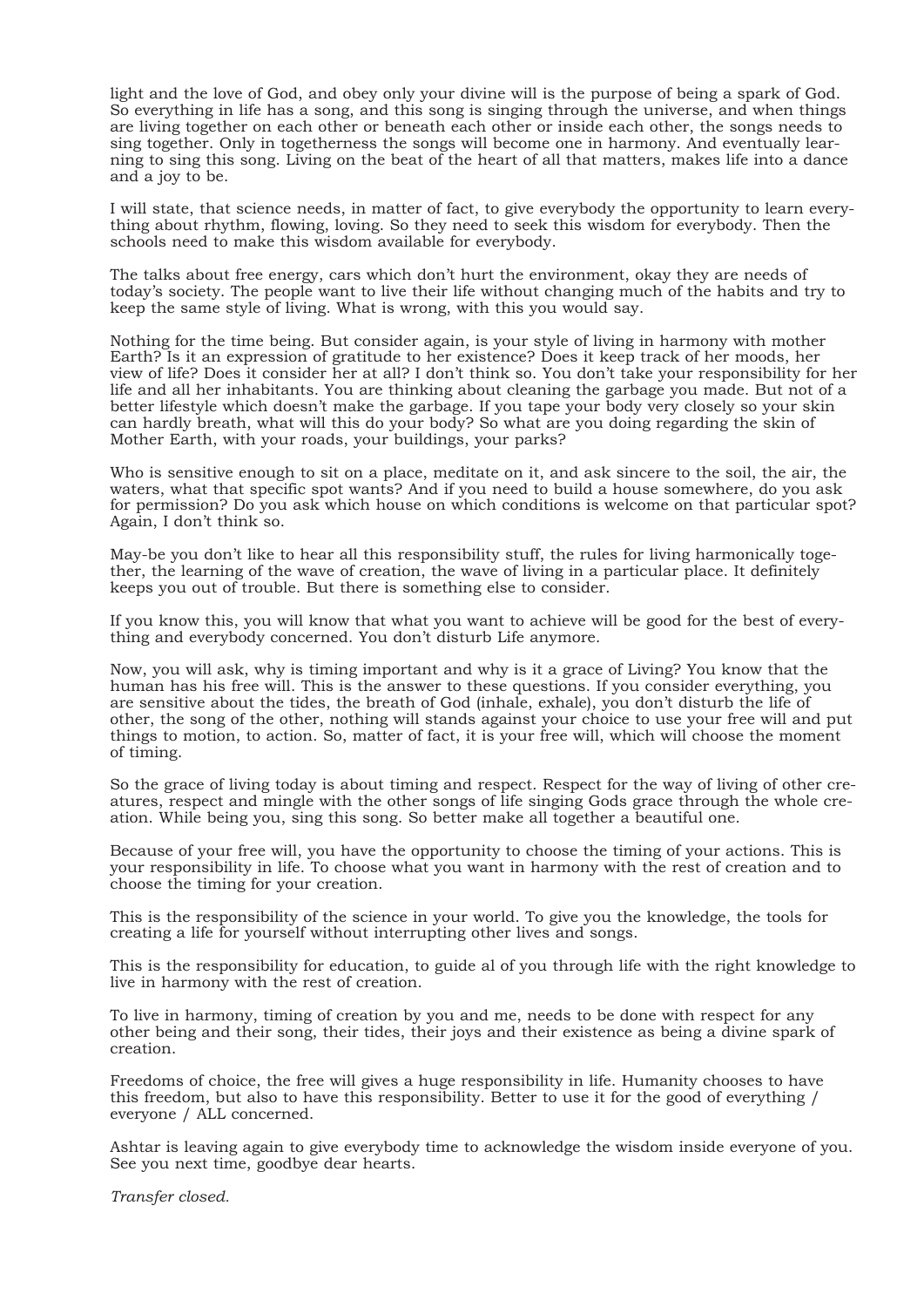light and the love of God, and obey only your divine will is the purpose of being a spark of God. So everything in life has a song, and this song is singing through the universe, and when things are living together on each other or beneath each other or inside each other, the songs needs to sing together. Only in togetherness the songs will become one in harmony. And eventually learning to sing this song. Living on the beat of the heart of all that matters, makes life into a dance and a joy to be.

I will state, that science needs, in matter of fact, to give everybody the opportunity to learn everything about rhythm, flowing, loving. So they need to seek this wisdom for everybody. Then the schools need to make this wisdom available for everybody.

The talks about free energy, cars which don't hurt the environment, okay they are needs of today's society. The people want to live their life without changing much of the habits and try to keep the same style of living. What is wrong, with this you would say.

Nothing for the time being. But consider again, is your style of living in harmony with mother Earth? Is it an expression of gratitude to her existence? Does it keep track of her moods, her view of life? Does it consider her at all? I don't think so. You don't take your responsibility for her life and all her inhabitants. You are thinking about cleaning the garbage you made. But not of a better lifestyle which doesn't make the garbage. If you tape your body very closely so your skin can hardly breath, what will this do your body? So what are you doing regarding the skin of Mother Earth, with your roads, your buildings, your parks?

Who is sensitive enough to sit on a place, meditate on it, and ask sincere to the soil, the air, the waters, what that specific spot wants? And if you need to build a house somewhere, do you ask for permission? Do you ask which house on which conditions is welcome on that particular spot? Again, I don't think so.

May-be you don't like to hear all this responsibility stuff, the rules for living harmonically together, the learning of the wave of creation, the wave of living in a particular place. It definitely keeps you out of trouble. But there is something else to consider.

If you know this, you will know that what you want to achieve will be good for the best of everything and everybody concerned. You don't disturb Life anymore.

Now, you will ask, why is timing important and why is it a grace of Living? You know that the human has his free will. This is the answer to these questions. If you consider everything, you are sensitive about the tides, the breath of God (inhale, exhale), you don't disturb the life of other, the song of the other, nothing will stands against your choice to use your free will and put things to motion, to action. So, matter of fact, it is your free will, which will choose the moment of timing.

So the grace of living today is about timing and respect. Respect for the way of living of other creatures, respect and mingle with the other songs of life singing Gods grace through the whole creation. While being you, sing this song. So better make all together a beautiful one.

Because of your free will, you have the opportunity to choose the timing of your actions. This is your responsibility in life. To choose what you want in harmony with the rest of creation and to choose the timing for your creation.

This is the responsibility of the science in your world. To give you the knowledge, the tools for creating a life for yourself without interrupting other lives and songs.

This is the responsibility for education, to guide al of you through life with the right knowledge to live in harmony with the rest of creation.

To live in harmony, timing of creation by you and me, needs to be done with respect for any other being and their song, their tides, their joys and their existence as being a divine spark of creation.

Freedoms of choice, the free will gives a huge responsibility in life. Humanity chooses to have this freedom, but also to have this responsibility. Better to use it for the good of everything / everyone / ALL concerned.

Ashtar is leaving again to give everybody time to acknowledge the wisdom inside everyone of you. See you next time, goodbye dear hearts.

*Transfer closed.*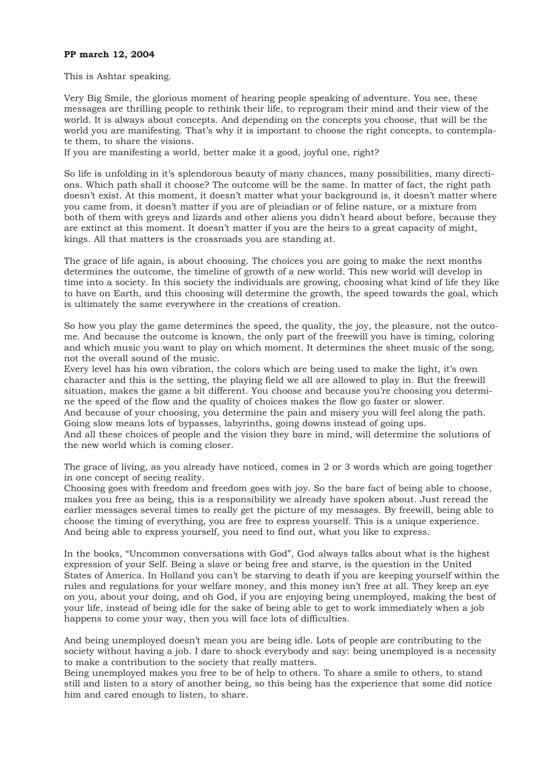**PP march 12, 2004**

This is Ashtar speaking.

Very Big Smile, the glorious moment of hearing people speaking of adventure. You see, these messages are thrilling people to rethink their life, to reprogram their mind and their view of the world. It is always about concepts. And depending on the concepts you choose, that will be the world you are manifesting. That's why it is important to choose the right concepts, to contemplate them, to share the visions.
If you are manifesting a world, better make it a good, joyful one, right?

So life is unfolding in it's splendorous beauty of many chances, many possibilities, many directions. Which path shall it choose? The outcome will be the same. In matter of fact, the right path doesn't exist. At this moment, it doesn't matter what your background is, it doesn't matter where you came from, it doesn't matter if you are of pleiadian or of feline nature, or a mixture from both of them with greys and lizards and other aliens you didn't heard about before, because they are extinct at this moment. It doesn't matter if you are the heirs to a great capacity of might, kings. All that matters is the crossroads you are standing at.

The grace of life again, is about choosing. The choices you are going to make the next months determines the outcome, the timeline of growth of a new world. This new world will develop in time into a society. In this society the individuals are growing, choosing what kind of life they like to have on Earth, and this choosing will determine the growth, the speed towards the goal, which is ultimately the same everywhere in the creations of creation.

So how you play the game determines the speed, the quality, the joy, the pleasure, not the outcome. And because the outcome is known, the only part of the freewill you have is timing, coloring and which music you want to play on which moment. It determines the sheet music of the song, not the overall sound of the music.
Every level has his own vibration, the colors which are being used to make the light, it's own character and this is the setting, the playing field we all are allowed to play in. But the freewill situation, makes the game a bit different. You choose and because you're choosing you determine the speed of the flow and the quality of choices makes the flow go faster or slower.
And because of your choosing, you determine the pain and misery you will feel along the path. Going slow means lots of bypasses, labyrinths, going downs instead of going ups.
And all these choices of people and the vision they bare in mind, will determine the solutions of the new world which is coming closer.

The grace of living, as you already have noticed, comes in 2 or 3 words which are going together in one concept of seeing reality.
Choosing goes with freedom and freedom goes with joy. So the bare fact of being able to choose, makes you free as being, this is a responsibility we already have spoken about. Just reread the earlier messages several times to really get the picture of my messages. By freewill, being able to choose the timing of everything, you are free to express yourself. This is a unique experience. And being able to express yourself, you need to find out, what you like to express.

In the books, "Uncommon conversations with God", God always talks about what is the highest expression of your Self. Being a slave or being free and starve, is the question in the United States of America. In Holland you can't be starving to death if you are keeping yourself within the rules and regulations for your welfare money, and this money isn't free at all. They keep an eye on you, about your doing, and oh God, if you are enjoying being unemployed, making the best of your life, instead of being idle for the sake of being able to get to work immediately when a job happens to come your way, then you will face lots of difficulties.

And being unemployed doesn't mean you are being idle. Lots of people are contributing to the society without having a job. I dare to shock everybody and say: being unemployed is a necessity to make a contribution to the society that really matters.
Being unemployed makes you free to be of help to others. To share a smile to others, to stand still and listen to a story of another being, so this being has the experience that some did notice him and cared enough to listen, to share.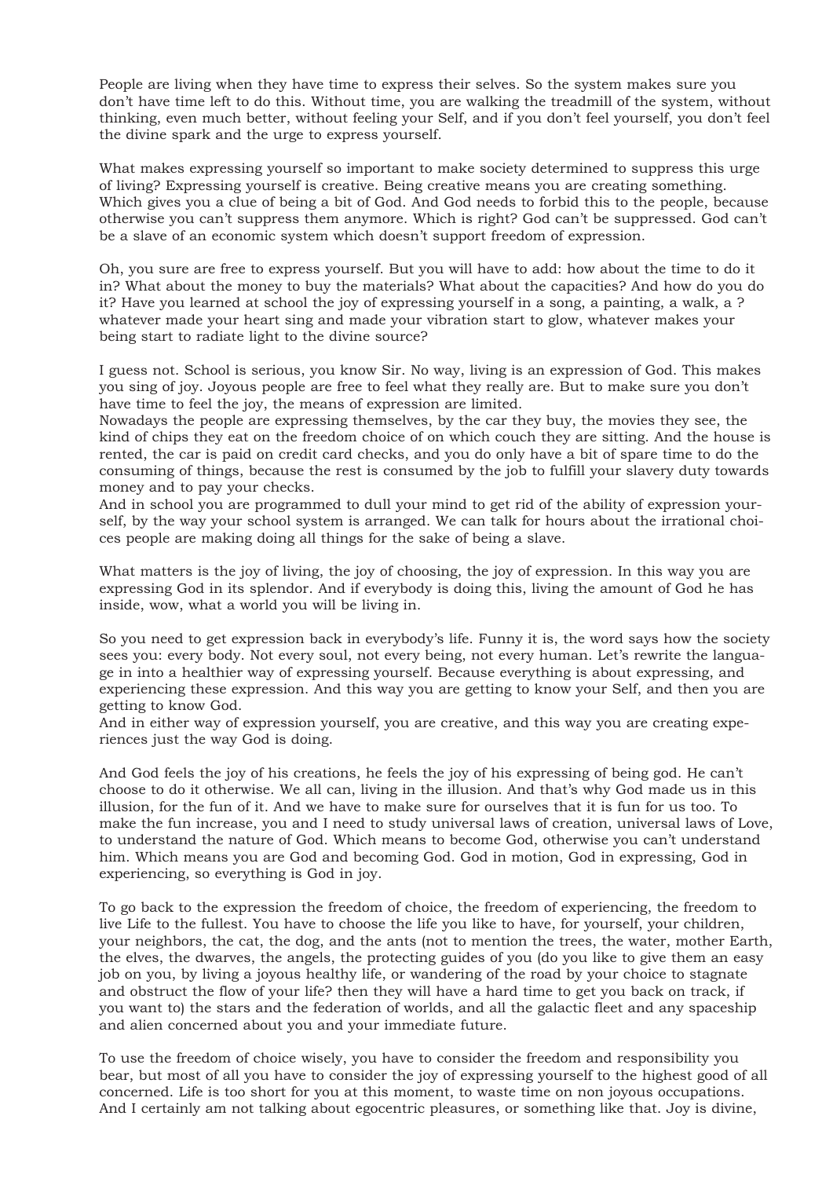People are living when they have time to express their selves. So the system makes sure you don't have time left to do this. Without time, you are walking the treadmill of the system, without thinking, even much better, without feeling your Self, and if you don't feel yourself, you don't feel the divine spark and the urge to express yourself.

What makes expressing yourself so important to make society determined to suppress this urge of living? Expressing yourself is creative. Being creative means you are creating something. Which gives you a clue of being a bit of God. And God needs to forbid this to the people, because otherwise you can't suppress them anymore. Which is right? God can't be suppressed. God can't be a slave of an economic system which doesn't support freedom of expression.

Oh, you sure are free to express yourself. But you will have to add: how about the time to do it in? What about the money to buy the materials? What about the capacities? And how do you do it? Have you learned at school the joy of expressing yourself in a song, a painting, a walk, a ? whatever made your heart sing and made your vibration start to glow, whatever makes your being start to radiate light to the divine source?

I guess not. School is serious, you know Sir. No way, living is an expression of God. This makes you sing of joy. Joyous people are free to feel what they really are. But to make sure you don't have time to feel the joy, the means of expression are limited.
Nowadays the people are expressing themselves, by the car they buy, the movies they see, the kind of chips they eat on the freedom choice of on which couch they are sitting. And the house is rented, the car is paid on credit card checks, and you do only have a bit of spare time to do the consuming of things, because the rest is consumed by the job to fulfill your slavery duty towards money and to pay your checks.
And in school you are programmed to dull your mind to get rid of the ability of expression yourself, by the way your school system is arranged. We can talk for hours about the irrational choices people are making doing all things for the sake of being a slave.

What matters is the joy of living, the joy of choosing, the joy of expression. In this way you are expressing God in its splendor. And if everybody is doing this, living the amount of God he has inside, wow, what a world you will be living in.

So you need to get expression back in everybody's life. Funny it is, the word says how the society sees you: every body. Not every soul, not every being, not every human. Let's rewrite the language in into a healthier way of expressing yourself. Because everything is about expressing, and experiencing these expression. And this way you are getting to know your Self, and then you are getting to know God.
And in either way of expression yourself, you are creative, and this way you are creating experiences just the way God is doing.

And God feels the joy of his creations, he feels the joy of his expressing of being god. He can't choose to do it otherwise. We all can, living in the illusion. And that's why God made us in this illusion, for the fun of it. And we have to make sure for ourselves that it is fun for us too. To make the fun increase, you and I need to study universal laws of creation, universal laws of Love, to understand the nature of God. Which means to become God, otherwise you can't understand him. Which means you are God and becoming God. God in motion, God in expressing, God in experiencing, so everything is God in joy.

To go back to the expression the freedom of choice, the freedom of experiencing, the freedom to live Life to the fullest. You have to choose the life you like to have, for yourself, your children, your neighbors, the cat, the dog, and the ants (not to mention the trees, the water, mother Earth, the elves, the dwarves, the angels, the protecting guides of you (do you like to give them an easy job on you, by living a joyous healthy life, or wandering of the road by your choice to stagnate and obstruct the flow of your life? then they will have a hard time to get you back on track, if you want to) the stars and the federation of worlds, and all the galactic fleet and any spaceship and alien concerned about you and your immediate future.

To use the freedom of choice wisely, you have to consider the freedom and responsibility you bear, but most of all you have to consider the joy of expressing yourself to the highest good of all concerned. Life is too short for you at this moment, to waste time on non joyous occupations. And I certainly am not talking about egocentric pleasures, or something like that. Joy is divine,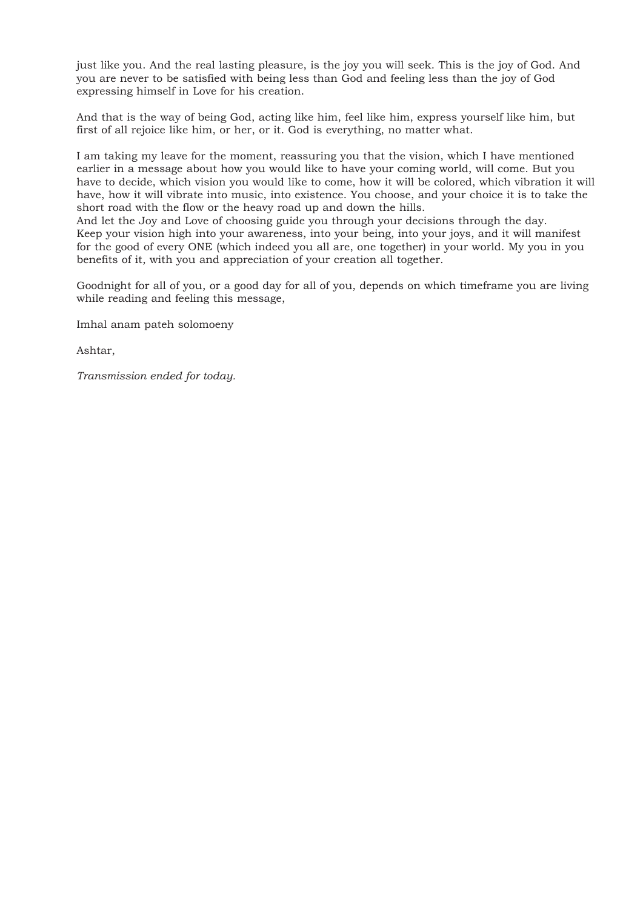just like you. And the real lasting pleasure, is the joy you will seek. This is the joy of God. And you are never to be satisfied with being less than God and feeling less than the joy of God expressing himself in Love for his creation.

And that is the way of being God, acting like him, feel like him, express yourself like him, but first of all rejoice like him, or her, or it. God is everything, no matter what.

I am taking my leave for the moment, reassuring you that the vision, which I have mentioned earlier in a message about how you would like to have your coming world, will come. But you have to decide, which vision you would like to come, how it will be colored, which vibration it will have, how it will vibrate into music, into existence. You choose, and your choice it is to take the short road with the flow or the heavy road up and down the hills.
And let the Joy and Love of choosing guide you through your decisions through the day.
Keep your vision high into your awareness, into your being, into your joys, and it will manifest for the good of every ONE (which indeed you all are, one together) in your world. My you in you benefits of it, with you and appreciation of your creation all together.

Goodnight for all of you, or a good day for all of you, depends on which timeframe you are living while reading and feeling this message,

Imhal anam pateh solomoeny

Ashtar,

*Transmission ended for today.*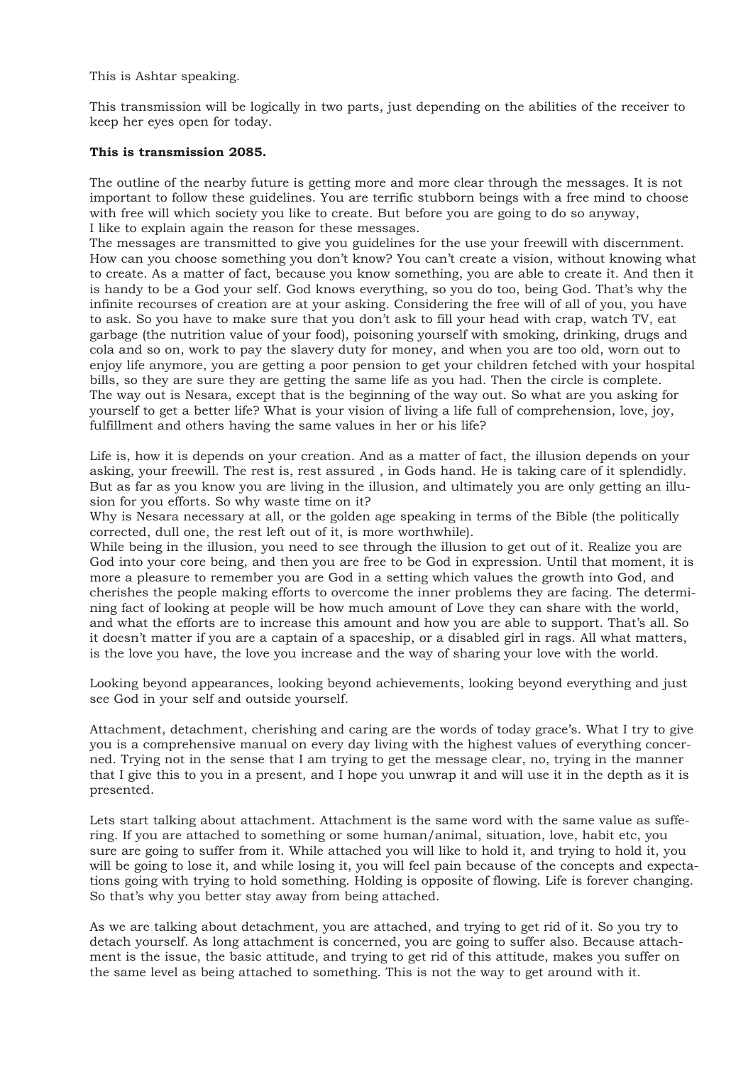This is Ashtar speaking.

This transmission will be logically in two parts, just depending on the abilities of the receiver to keep her eyes open for today.

**This is transmission 2085.**

The outline of the nearby future is getting more and more clear through the messages. It is not important to follow these guidelines. You are terrific stubborn beings with a free mind to choose with free will which society you like to create. But before you are going to do so anyway, I like to explain again the reason for these messages.

The messages are transmitted to give you guidelines for the use your freewill with discernment. How can you choose something you don't know? You can't create a vision, without knowing what to create. As a matter of fact, because you know something, you are able to create it. And then it is handy to be a God your self. God knows everything, so you do too, being God. That's why the infinite recourses of creation are at your asking. Considering the free will of all of you, you have to ask. So you have to make sure that you don't ask to fill your head with crap, watch TV, eat garbage (the nutrition value of your food), poisoning yourself with smoking, drinking, drugs and cola and so on, work to pay the slavery duty for money, and when you are too old, worn out to enjoy life anymore, you are getting a poor pension to get your children fetched with your hospital bills, so they are sure they are getting the same life as you had. Then the circle is complete. The way out is Nesara, except that is the beginning of the way out. So what are you asking for yourself to get a better life? What is your vision of living a life full of comprehension, love, joy, fulfillment and others having the same values in her or his life?

Life is, how it is depends on your creation. And as a matter of fact, the illusion depends on your asking, your freewill. The rest is, rest assured , in Gods hand. He is taking care of it splendidly. But as far as you know you are living in the illusion, and ultimately you are only getting an illusion for you efforts. So why waste time on it?

Why is Nesara necessary at all, or the golden age speaking in terms of the Bible (the politically corrected, dull one, the rest left out of it, is more worthwhile).

While being in the illusion, you need to see through the illusion to get out of it. Realize you are God into your core being, and then you are free to be God in expression. Until that moment, it is more a pleasure to remember you are God in a setting which values the growth into God, and cherishes the people making efforts to overcome the inner problems they are facing. The determining fact of looking at people will be how much amount of Love they can share with the world, and what the efforts are to increase this amount and how you are able to support. That's all. So it doesn't matter if you are a captain of a spaceship, or a disabled girl in rags. All what matters, is the love you have, the love you increase and the way of sharing your love with the world.

Looking beyond appearances, looking beyond achievements, looking beyond everything and just see God in your self and outside yourself.

Attachment, detachment, cherishing and caring are the words of today grace's. What I try to give you is a comprehensive manual on every day living with the highest values of everything concerned. Trying not in the sense that I am trying to get the message clear, no, trying in the manner that I give this to you in a present, and I hope you unwrap it and will use it in the depth as it is presented.

Lets start talking about attachment. Attachment is the same word with the same value as suffering. If you are attached to something or some human/animal, situation, love, habit etc, you sure are going to suffer from it. While attached you will like to hold it, and trying to hold it, you will be going to lose it, and while losing it, you will feel pain because of the concepts and expectations going with trying to hold something. Holding is opposite of flowing. Life is forever changing. So that's why you better stay away from being attached.

As we are talking about detachment, you are attached, and trying to get rid of it. So you try to detach yourself. As long attachment is concerned, you are going to suffer also. Because attachment is the issue, the basic attitude, and trying to get rid of this attitude, makes you suffer on the same level as being attached to something. This is not the way to get around with it.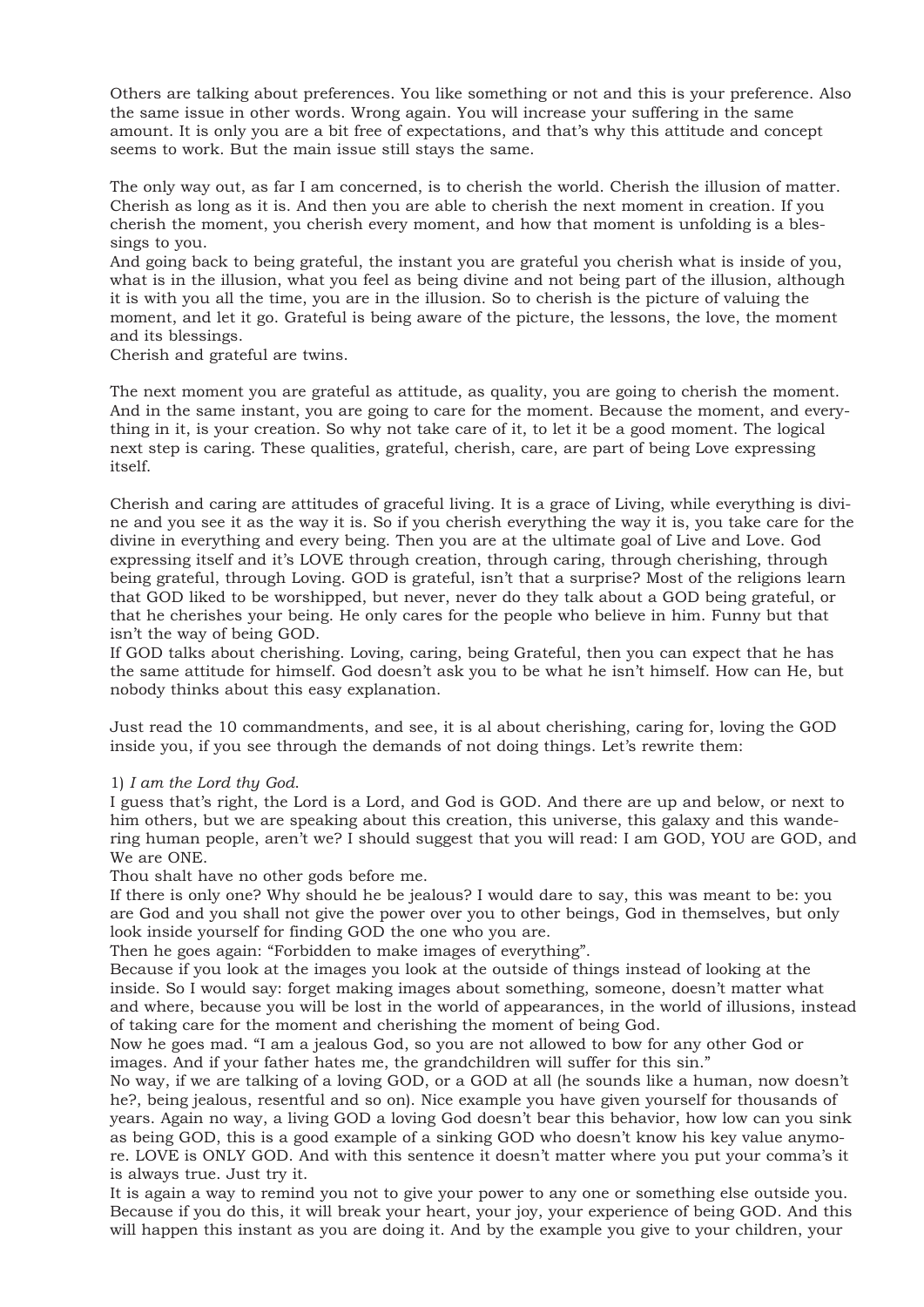Others are talking about preferences. You like something or not and this is your preference. Also the same issue in other words. Wrong again. You will increase your suffering in the same amount. It is only you are a bit free of expectations, and that's why this attitude and concept seems to work. But the main issue still stays the same.

The only way out, as far I am concerned, is to cherish the world. Cherish the illusion of matter. Cherish as long as it is. And then you are able to cherish the next moment in creation. If you cherish the moment, you cherish every moment, and how that moment is unfolding is a blessings to you.
And going back to being grateful, the instant you are grateful you cherish what is inside of you, what is in the illusion, what you feel as being divine and not being part of the illusion, although it is with you all the time, you are in the illusion. So to cherish is the picture of valuing the moment, and let it go. Grateful is being aware of the picture, the lessons, the love, the moment and its blessings.
Cherish and grateful are twins.

The next moment you are grateful as attitude, as quality, you are going to cherish the moment. And in the same instant, you are going to care for the moment. Because the moment, and everything in it, is your creation. So why not take care of it, to let it be a good moment. The logical next step is caring. These qualities, grateful, cherish, care, are part of being Love expressing itself.

Cherish and caring are attitudes of graceful living. It is a grace of Living, while everything is divine and you see it as the way it is. So if you cherish everything the way it is, you take care for the divine in everything and every being. Then you are at the ultimate goal of Live and Love. God expressing itself and it's LOVE through creation, through caring, through cherishing, through being grateful, through Loving. GOD is grateful, isn't that a surprise? Most of the religions learn that GOD liked to be worshipped, but never, never do they talk about a GOD being grateful, or that he cherishes your being. He only cares for the people who believe in him. Funny but that isn't the way of being GOD.
If GOD talks about cherishing. Loving, caring, being Grateful, then you can expect that he has the same attitude for himself. God doesn't ask you to be what he isn't himself. How can He, but nobody thinks about this easy explanation.

Just read the 10 commandments, and see, it is al about cherishing, caring for, loving the GOD inside you, if you see through the demands of not doing things. Let's rewrite them:

1) *I am the Lord thy God*.
I guess that's right, the Lord is a Lord, and God is GOD. And there are up and below, or next to him others, but we are speaking about this creation, this universe, this galaxy and this wandering human people, aren't we? I should suggest that you will read: I am GOD, YOU are GOD, and We are ONE.
Thou shalt have no other gods before me.
If there is only one? Why should he be jealous? I would dare to say, this was meant to be: you are God and you shall not give the power over you to other beings, God in themselves, but only look inside yourself for finding GOD the one who you are.
Then he goes again: "Forbidden to make images of everything".
Because if you look at the images you look at the outside of things instead of looking at the inside. So I would say: forget making images about something, someone, doesn't matter what and where, because you will be lost in the world of appearances, in the world of illusions, instead of taking care for the moment and cherishing the moment of being God.
Now he goes mad. "I am a jealous God, so you are not allowed to bow for any other God or images. And if your father hates me, the grandchildren will suffer for this sin."
No way, if we are talking of a loving GOD, or a GOD at all (he sounds like a human, now doesn't he?, being jealous, resentful and so on). Nice example you have given yourself for thousands of years. Again no way, a living GOD a loving God doesn't bear this behavior, how low can you sink as being GOD, this is a good example of a sinking GOD who doesn't know his key value anymore. LOVE is ONLY GOD. And with this sentence it doesn't matter where you put your comma's it is always true. Just try it.
It is again a way to remind you not to give your power to any one or something else outside you. Because if you do this, it will break your heart, your joy, your experience of being GOD. And this will happen this instant as you are doing it. And by the example you give to your children, your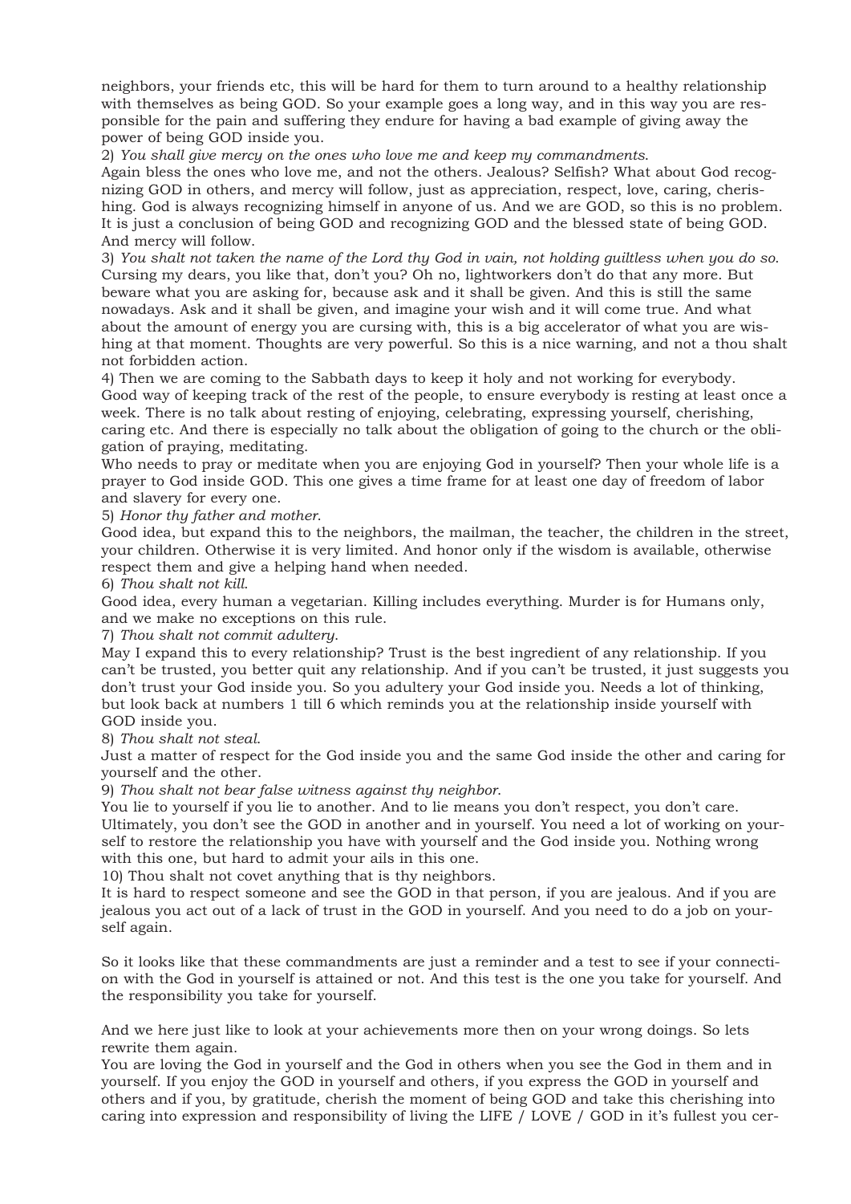neighbors, your friends etc, this will be hard for them to turn around to a healthy relationship with themselves as being GOD. So your example goes a long way, and in this way you are responsible for the pain and suffering they endure for having a bad example of giving away the power of being GOD inside you.

2) *You shall give mercy on the ones who love me and keep my commandments.*
Again bless the ones who love me, and not the others. Jealous? Selfish? What about God recognizing GOD in others, and mercy will follow, just as appreciation, respect, love, caring, cherishing. God is always recognizing himself in anyone of us. And we are GOD, so this is no problem. It is just a conclusion of being GOD and recognizing GOD and the blessed state of being GOD. And mercy will follow.

3) *You shalt not taken the name of the Lord thy God in vain, not holding guiltless when you do so.*
Cursing my dears, you like that, don't you? Oh no, lightworkers don't do that any more. But beware what you are asking for, because ask and it shall be given. And this is still the same nowadays. Ask and it shall be given, and imagine your wish and it will come true. And what about the amount of energy you are cursing with, this is a big accelerator of what you are wishing at that moment. Thoughts are very powerful. So this is a nice warning, and not a thou shalt not forbidden action.

4) Then we are coming to the Sabbath days to keep it holy and not working for everybody.
Good way of keeping track of the rest of the people, to ensure everybody is resting at least once a week. There is no talk about resting of enjoying, celebrating, expressing yourself, cherishing, caring etc. And there is especially no talk about the obligation of going to the church or the obligation of praying, meditating.
Who needs to pray or meditate when you are enjoying God in yourself? Then your whole life is a prayer to God inside GOD. This one gives a time frame for at least one day of freedom of labor and slavery for every one.

5) *Honor thy father and mother.*
Good idea, but expand this to the neighbors, the mailman, the teacher, the children in the street, your children. Otherwise it is very limited. And honor only if the wisdom is available, otherwise respect them and give a helping hand when needed.

6) *Thou shalt not kill.*
Good idea, every human a vegetarian. Killing includes everything. Murder is for Humans only, and we make no exceptions on this rule.

7) *Thou shalt not commit adultery.*
May I expand this to every relationship? Trust is the best ingredient of any relationship. If you can't be trusted, you better quit any relationship. And if you can't be trusted, it just suggests you don't trust your God inside you. So you adultery your God inside you. Needs a lot of thinking, but look back at numbers 1 till 6 which reminds you at the relationship inside yourself with GOD inside you.

8) *Thou shalt not steal.*
Just a matter of respect for the God inside you and the same God inside the other and caring for yourself and the other.

9) *Thou shalt not bear false witness against thy neighbor.*
You lie to yourself if you lie to another. And to lie means you don't respect, you don't care. Ultimately, you don't see the GOD in another and in yourself. You need a lot of working on yourself to restore the relationship you have with yourself and the God inside you. Nothing wrong with this one, but hard to admit your ails in this one.

10) Thou shalt not covet anything that is thy neighbors.
It is hard to respect someone and see the GOD in that person, if you are jealous. And if you are jealous you act out of a lack of trust in the GOD in yourself. And you need to do a job on yourself again.

So it looks like that these commandments are just a reminder and a test to see if your connection with the God in yourself is attained or not. And this test is the one you take for yourself. And the responsibility you take for yourself.

And we here just like to look at your achievements more then on your wrong doings. So lets rewrite them again.
You are loving the God in yourself and the God in others when you see the God in them and in yourself. If you enjoy the GOD in yourself and others, if you express the GOD in yourself and others and if you, by gratitude, cherish the moment of being GOD and take this cherishing into caring into expression and responsibility of living the LIFE / LOVE / GOD in it's fullest you cer-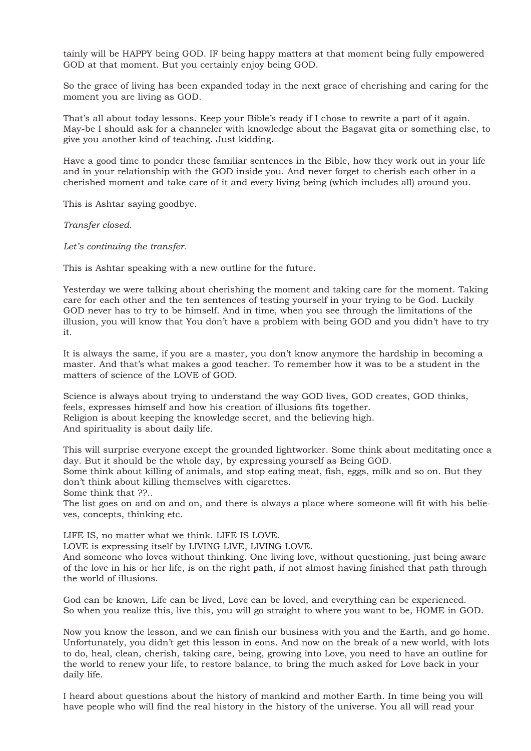tainly will be HAPPY being GOD. IF being happy matters at that moment being fully empowered GOD at that moment. But you certainly enjoy being GOD.

So the grace of living has been expanded today in the next grace of cherishing and caring for the moment you are living as GOD.

That's all about today lessons. Keep your Bible's ready if I chose to rewrite a part of it again. May-be I should ask for a channeler with knowledge about the Bagavat gita or something else, to give you another kind of teaching. Just kidding.

Have a good time to ponder these familiar sentences in the Bible, how they work out in your life and in your relationship with the GOD inside you. And never forget to cherish each other in a cherished moment and take care of it and every living being (which includes all) around you.

This is Ashtar saying goodbye.

*Transfer closed.*

*Let's continuing the transfer.*

This is Ashtar speaking with a new outline for the future.

Yesterday we were talking about cherishing the moment and taking care for the moment. Taking care for each other and the ten sentences of testing yourself in your trying to be God. Luckily GOD never has to try to be himself. And in time, when you see through the limitations of the illusion, you will know that You don't have a problem with being GOD and you didn't have to try it.

It is always the same, if you are a master, you don't know anymore the hardship in becoming a master. And that's what makes a good teacher. To remember how it was to be a student in the matters of science of the LOVE of GOD.

Science is always about trying to understand the way GOD lives, GOD creates, GOD thinks, feels, expresses himself and how his creation of illusions fits together.
Religion is about keeping the knowledge secret, and the believing high.
And spirituality is about daily life.

This will surprise everyone except the grounded lightworker. Some think about meditating once a day. But it should be the whole day, by expressing yourself as Being GOD.
Some think about killing of animals, and stop eating meat, fish, eggs, milk and so on. But they don't think about killing themselves with cigarettes.
Some think that ??..
The list goes on and on and on, and there is always a place where someone will fit with his believes, concepts, thinking etc.

LIFE IS, no matter what we think. LIFE IS LOVE.
LOVE is expressing itself by LIVING LIVE, LIVING LOVE.
And someone who loves without thinking. One living love, without questioning, just being aware of the love in his or her life, is on the right path, if not almost having finished that path through the world of illusions.

God can be known, Life can be lived, Love can be loved, and everything can be experienced.
So when you realize this, live this, you will go straight to where you want to be, HOME in GOD.

Now you know the lesson, and we can finish our business with you and the Earth, and go home. Unfortunately, you didn't get this lesson in eons. And now on the break of a new world, with lots to do, heal, clean, cherish, taking care, being, growing into Love, you need to have an outline for the world to renew your life, to restore balance, to bring the much asked for Love back in your daily life.

I heard about questions about the history of mankind and mother Earth. In time being you will have people who will find the real history in the history of the universe. You all will read your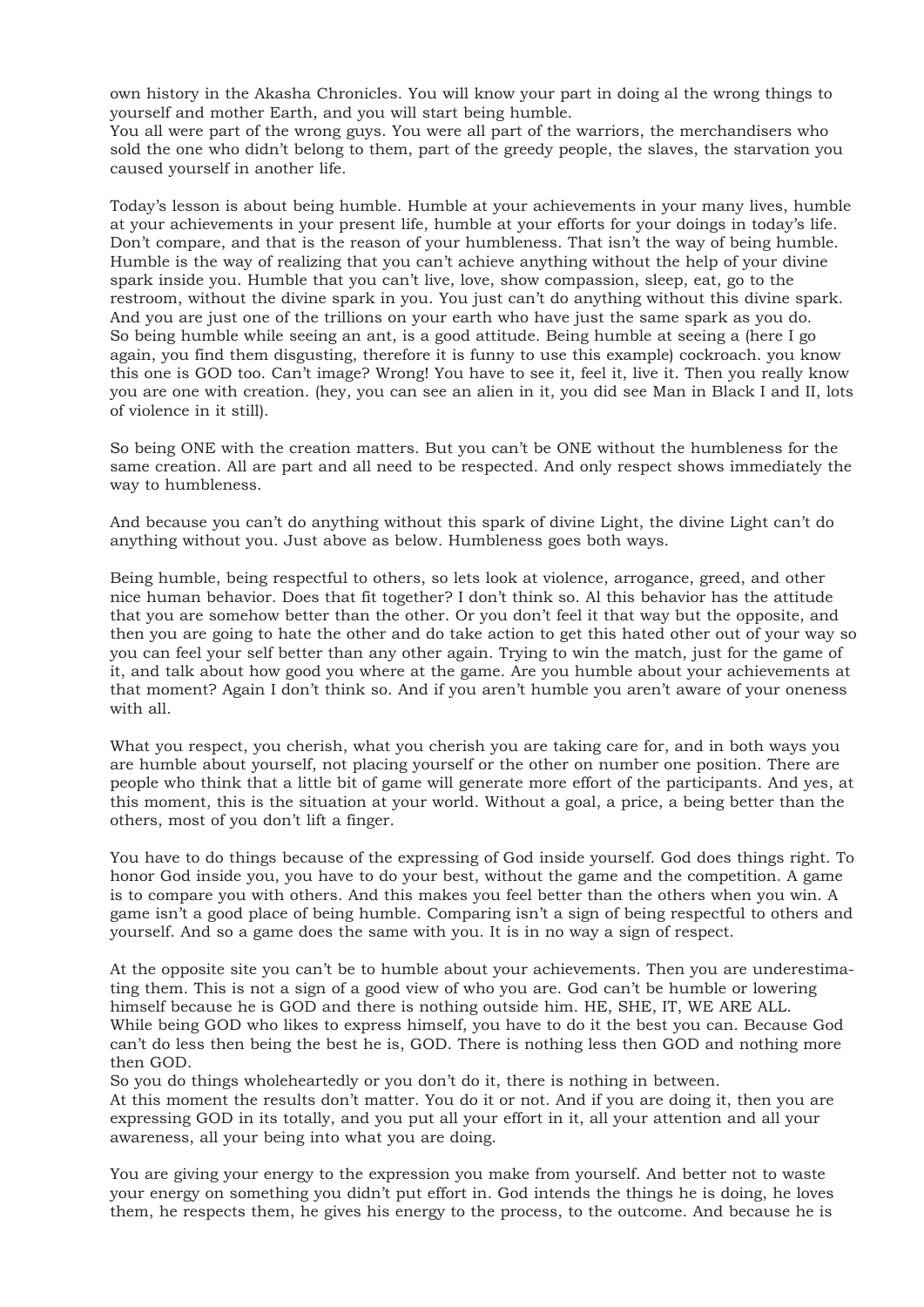own history in the Akasha Chronicles. You will know your part in doing al the wrong things to yourself and mother Earth, and you will start being humble.
You all were part of the wrong guys. You were all part of the warriors, the merchandisers who sold the one who didn't belong to them, part of the greedy people, the slaves, the starvation you caused yourself in another life.

Today's lesson is about being humble. Humble at your achievements in your many lives, humble at your achievements in your present life, humble at your efforts for your doings in today's life. Don't compare, and that is the reason of your humbleness. That isn't the way of being humble. Humble is the way of realizing that you can't achieve anything without the help of your divine spark inside you. Humble that you can't live, love, show compassion, sleep, eat, go to the restroom, without the divine spark in you. You just can't do anything without this divine spark. And you are just one of the trillions on your earth who have just the same spark as you do.
So being humble while seeing an ant, is a good attitude. Being humble at seeing a (here I go again, you find them disgusting, therefore it is funny to use this example) cockroach. you know this one is GOD too. Can't image? Wrong! You have to see it, feel it, live it. Then you really know you are one with creation. (hey, you can see an alien in it, you did see Man in Black I and II, lots of violence in it still).

So being ONE with the creation matters. But you can't be ONE without the humbleness for the same creation. All are part and all need to be respected. And only respect shows immediately the way to humbleness.

And because you can't do anything without this spark of divine Light, the divine Light can't do anything without you. Just above as below. Humbleness goes both ways.

Being humble, being respectful to others, so lets look at violence, arrogance, greed, and other nice human behavior. Does that fit together? I don't think so. Al this behavior has the attitude that you are somehow better than the other. Or you don't feel it that way but the opposite, and then you are going to hate the other and do take action to get this hated other out of your way so you can feel your self better than any other again. Trying to win the match, just for the game of it, and talk about how good you where at the game. Are you humble about your achievements at that moment? Again I don't think so. And if you aren't humble you aren't aware of your oneness with all.

What you respect, you cherish, what you cherish you are taking care for, and in both ways you are humble about yourself, not placing yourself or the other on number one position. There are people who think that a little bit of game will generate more effort of the participants. And yes, at this moment, this is the situation at your world. Without a goal, a price, a being better than the others, most of you don't lift a finger.

You have to do things because of the expressing of God inside yourself. God does things right. To honor God inside you, you have to do your best, without the game and the competition. A game is to compare you with others. And this makes you feel better than the others when you win. A game isn't a good place of being humble. Comparing isn't a sign of being respectful to others and yourself. And so a game does the same with you. It is in no way a sign of respect.

At the opposite site you can't be to humble about your achievements. Then you are underestimating them. This is not a sign of a good view of who you are. God can't be humble or lowering himself because he is GOD and there is nothing outside him. HE, SHE, IT, WE ARE ALL.
While being GOD who likes to express himself, you have to do it the best you can. Because God can't do less then being the best he is, GOD. There is nothing less then GOD and nothing more then GOD.
So you do things wholeheartedly or you don't do it, there is nothing in between.
At this moment the results don't matter. You do it or not. And if you are doing it, then you are expressing GOD in its totally, and you put all your effort in it, all your attention and all your awareness, all your being into what you are doing.

You are giving your energy to the expression you make from yourself. And better not to waste your energy on something you didn't put effort in. God intends the things he is doing, he loves them, he respects them, he gives his energy to the process, to the outcome. And because he is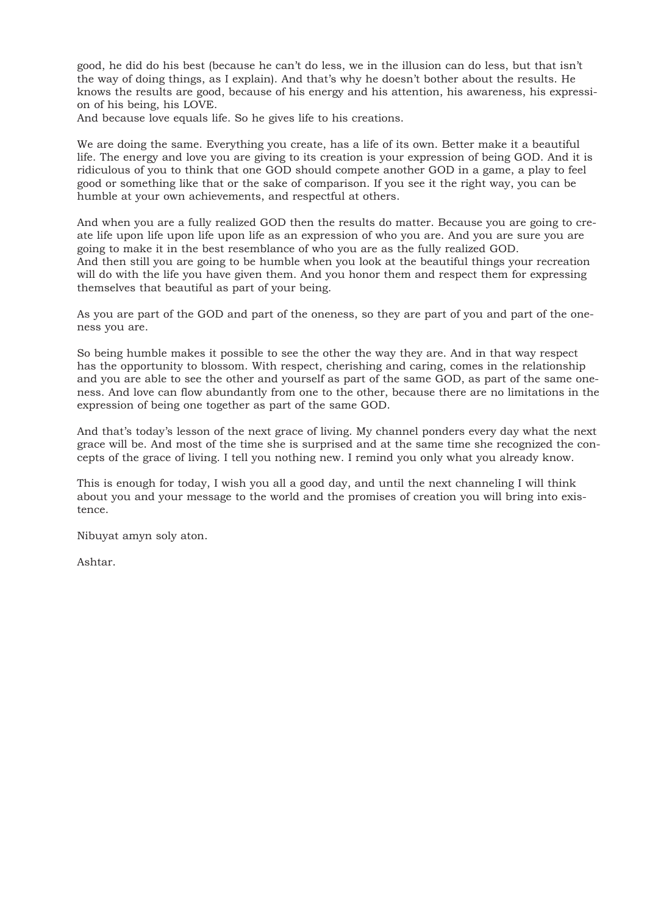good, he did do his best (because he can't do less, we in the illusion can do less, but that isn't the way of doing things, as I explain). And that's why he doesn't bother about the results. He knows the results are good, because of his energy and his attention, his awareness, his expression of his being, his LOVE.
And because love equals life. So he gives life to his creations.

We are doing the same. Everything you create, has a life of its own. Better make it a beautiful life. The energy and love you are giving to its creation is your expression of being GOD. And it is ridiculous of you to think that one GOD should compete another GOD in a game, a play to feel good or something like that or the sake of comparison. If you see it the right way, you can be humble at your own achievements, and respectful at others.

And when you are a fully realized GOD then the results do matter. Because you are going to create life upon life upon life upon life as an expression of who you are. And you are sure you are going to make it in the best resemblance of who you are as the fully realized GOD.
And then still you are going to be humble when you look at the beautiful things your recreation will do with the life you have given them. And you honor them and respect them for expressing themselves that beautiful as part of your being.

As you are part of the GOD and part of the oneness, so they are part of you and part of the oneness you are.

So being humble makes it possible to see the other the way they are. And in that way respect has the opportunity to blossom. With respect, cherishing and caring, comes in the relationship and you are able to see the other and yourself as part of the same GOD, as part of the same oneness. And love can flow abundantly from one to the other, because there are no limitations in the expression of being one together as part of the same GOD.

And that's today's lesson of the next grace of living. My channel ponders every day what the next grace will be. And most of the time she is surprised and at the same time she recognized the concepts of the grace of living. I tell you nothing new. I remind you only what you already know.

This is enough for today, I wish you all a good day, and until the next channeling I will think about you and your message to the world and the promises of creation you will bring into existence.

Nibuyat amyn soly aton.

Ashtar.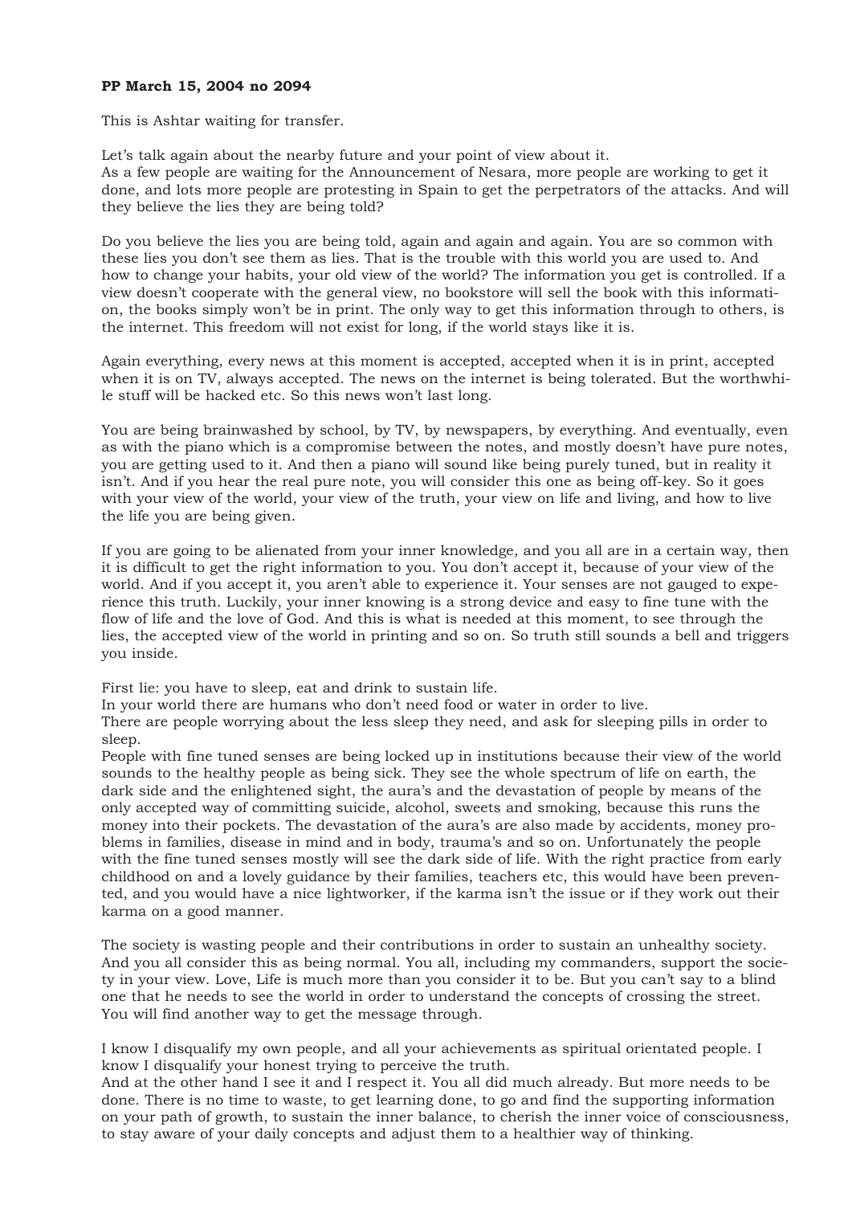**PP March 15, 2004 no 2094**

This is Ashtar waiting for transfer.

Let's talk again about the nearby future and your point of view about it.
As a few people are waiting for the Announcement of Nesara, more people are working to get it done, and lots more people are protesting in Spain to get the perpetrators of the attacks. And will they believe the lies they are being told?

Do you believe the lies you are being told, again and again and again. You are so common with these lies you don't see them as lies. That is the trouble with this world you are used to. And how to change your habits, your old view of the world? The information you get is controlled. If a view doesn't cooperate with the general view, no bookstore will sell the book with this information, the books simply won't be in print. The only way to get this information through to others, is the internet. This freedom will not exist for long, if the world stays like it is.

Again everything, every news at this moment is accepted, accepted when it is in print, accepted when it is on TV, always accepted. The news on the internet is being tolerated. But the worthwhile stuff will be hacked etc. So this news won't last long.

You are being brainwashed by school, by TV, by newspapers, by everything. And eventually, even as with the piano which is a compromise between the notes, and mostly doesn't have pure notes, you are getting used to it. And then a piano will sound like being purely tuned, but in reality it isn't. And if you hear the real pure note, you will consider this one as being off-key. So it goes with your view of the world, your view of the truth, your view on life and living, and how to live the life you are being given.

If you are going to be alienated from your inner knowledge, and you all are in a certain way, then it is difficult to get the right information to you. You don't accept it, because of your view of the world. And if you accept it, you aren't able to experience it. Your senses are not gauged to experience this truth. Luckily, your inner knowing is a strong device and easy to fine tune with the flow of life and the love of God. And this is what is needed at this moment, to see through the lies, the accepted view of the world in printing and so on. So truth still sounds a bell and triggers you inside.

First lie: you have to sleep, eat and drink to sustain life.
In your world there are humans who don't need food or water in order to live.
There are people worrying about the less sleep they need, and ask for sleeping pills in order to sleep.
People with fine tuned senses are being locked up in institutions because their view of the world sounds to the healthy people as being sick. They see the whole spectrum of life on earth, the dark side and the enlightened sight, the aura's and the devastation of people by means of the only accepted way of committing suicide, alcohol, sweets and smoking, because this runs the money into their pockets. The devastation of the aura's are also made by accidents, money problems in families, disease in mind and in body, trauma's and so on. Unfortunately the people with the fine tuned senses mostly will see the dark side of life. With the right practice from early childhood on and a lovely guidance by their families, teachers etc, this would have been prevented, and you would have a nice lightworker, if the karma isn't the issue or if they work out their karma on a good manner.

The society is wasting people and their contributions in order to sustain an unhealthy society. And you all consider this as being normal. You all, including my commanders, support the society in your view. Love, Life is much more than you consider it to be. But you can't say to a blind one that he needs to see the world in order to understand the concepts of crossing the street. You will find another way to get the message through.

I know I disqualify my own people, and all your achievements as spiritual orientated people. I know I disqualify your honest trying to perceive the truth.
And at the other hand I see it and I respect it. You all did much already. But more needs to be done. There is no time to waste, to get learning done, to go and find the supporting information on your path of growth, to sustain the inner balance, to cherish the inner voice of consciousness, to stay aware of your daily concepts and adjust them to a healthier way of thinking.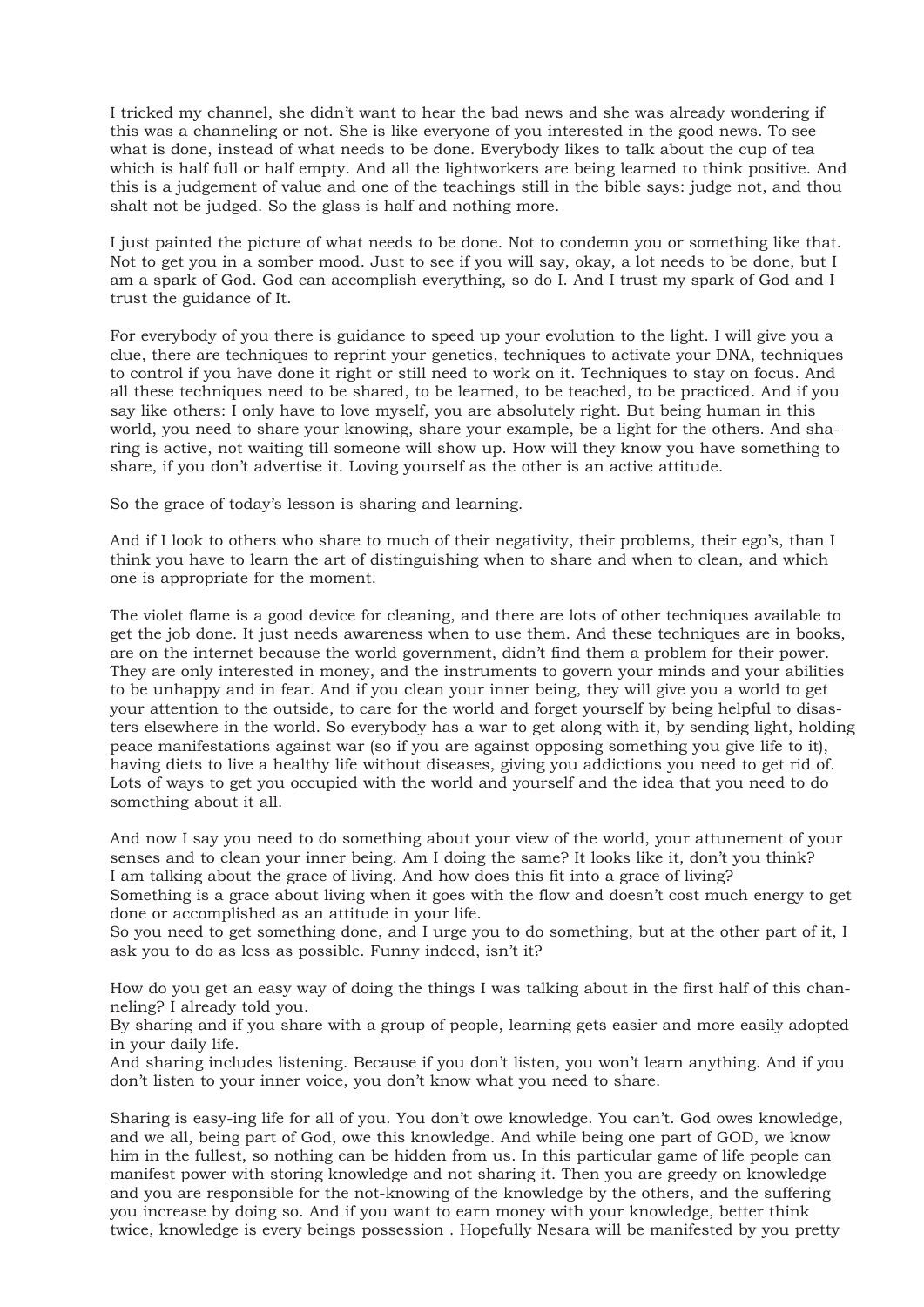I tricked my channel, she didn't want to hear the bad news and she was already wondering if this was a channeling or not. She is like everyone of you interested in the good news. To see what is done, instead of what needs to be done. Everybody likes to talk about the cup of tea which is half full or half empty. And all the lightworkers are being learned to think positive. And this is a judgement of value and one of the teachings still in the bible says: judge not, and thou shalt not be judged. So the glass is half and nothing more.

I just painted the picture of what needs to be done. Not to condemn you or something like that. Not to get you in a somber mood. Just to see if you will say, okay, a lot needs to be done, but I am a spark of God. God can accomplish everything, so do I. And I trust my spark of God and I trust the guidance of It.

For everybody of you there is guidance to speed up your evolution to the light. I will give you a clue, there are techniques to reprint your genetics, techniques to activate your DNA, techniques to control if you have done it right or still need to work on it. Techniques to stay on focus. And all these techniques need to be shared, to be learned, to be teached, to be practiced. And if you say like others: I only have to love myself, you are absolutely right. But being human in this world, you need to share your knowing, share your example, be a light for the others. And sharing is active, not waiting till someone will show up. How will they know you have something to share, if you don't advertise it. Loving yourself as the other is an active attitude.

So the grace of today's lesson is sharing and learning.

And if I look to others who share to much of their negativity, their problems, their ego's, than I think you have to learn the art of distinguishing when to share and when to clean, and which one is appropriate for the moment.

The violet flame is a good device for cleaning, and there are lots of other techniques available to get the job done. It just needs awareness when to use them. And these techniques are in books, are on the internet because the world government, didn't find them a problem for their power. They are only interested in money, and the instruments to govern your minds and your abilities to be unhappy and in fear. And if you clean your inner being, they will give you a world to get your attention to the outside, to care for the world and forget yourself by being helpful to disasters elsewhere in the world. So everybody has a war to get along with it, by sending light, holding peace manifestations against war (so if you are against opposing something you give life to it), having diets to live a healthy life without diseases, giving you addictions you need to get rid of. Lots of ways to get you occupied with the world and yourself and the idea that you need to do something about it all.

And now I say you need to do something about your view of the world, your attunement of your senses and to clean your inner being. Am I doing the same? It looks like it, don't you think?
I am talking about the grace of living. And how does this fit into a grace of living?
Something is a grace about living when it goes with the flow and doesn't cost much energy to get done or accomplished as an attitude in your life.
So you need to get something done, and I urge you to do something, but at the other part of it, I ask you to do as less as possible. Funny indeed, isn't it?

How do you get an easy way of doing the things I was talking about in the first half of this channeling? I already told you.
By sharing and if you share with a group of people, learning gets easier and more easily adopted in your daily life.
And sharing includes listening. Because if you don't listen, you won't learn anything. And if you don't listen to your inner voice, you don't know what you need to share.

Sharing is easy-ing life for all of you. You don't owe knowledge. You can't. God owes knowledge, and we all, being part of God, owe this knowledge. And while being one part of GOD, we know him in the fullest, so nothing can be hidden from us. In this particular game of life people can manifest power with storing knowledge and not sharing it. Then you are greedy on knowledge and you are responsible for the not-knowing of the knowledge by the others, and the suffering you increase by doing so. And if you want to earn money with your knowledge, better think twice, knowledge is every beings possession . Hopefully Nesara will be manifested by you pretty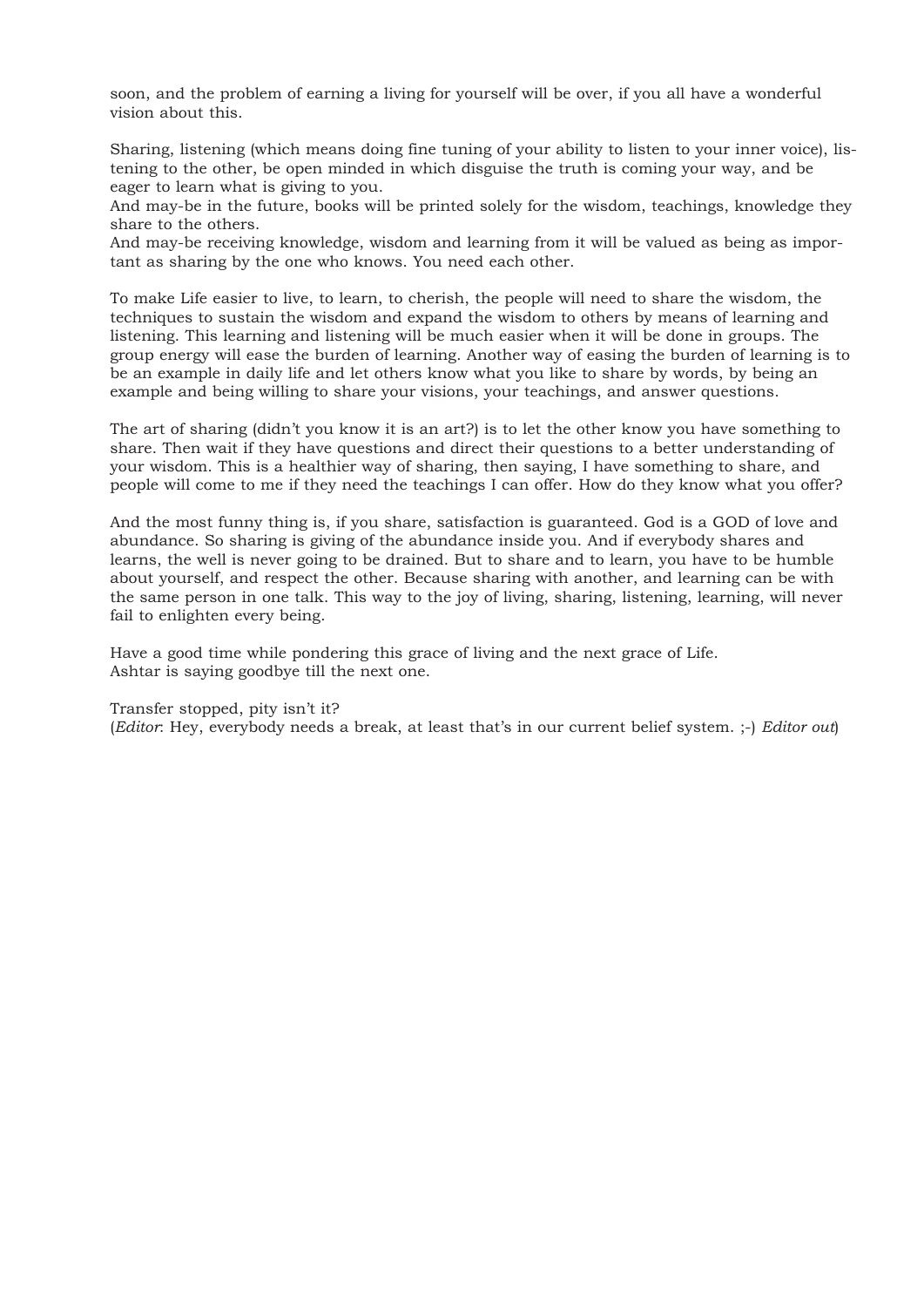soon, and the problem of earning a living for yourself will be over, if you all have a wonderful vision about this.

Sharing, listening (which means doing fine tuning of your ability to listen to your inner voice), listening to the other, be open minded in which disguise the truth is coming your way, and be eager to learn what is giving to you.
And may-be in the future, books will be printed solely for the wisdom, teachings, knowledge they share to the others.
And may-be receiving knowledge, wisdom and learning from it will be valued as being as important as sharing by the one who knows. You need each other.

To make Life easier to live, to learn, to cherish, the people will need to share the wisdom, the techniques to sustain the wisdom and expand the wisdom to others by means of learning and listening. This learning and listening will be much easier when it will be done in groups. The group energy will ease the burden of learning. Another way of easing the burden of learning is to be an example in daily life and let others know what you like to share by words, by being an example and being willing to share your visions, your teachings, and answer questions.

The art of sharing (didn't you know it is an art?) is to let the other know you have something to share. Then wait if they have questions and direct their questions to a better understanding of your wisdom. This is a healthier way of sharing, then saying, I have something to share, and people will come to me if they need the teachings I can offer. How do they know what you offer?

And the most funny thing is, if you share, satisfaction is guaranteed. God is a GOD of love and abundance. So sharing is giving of the abundance inside you. And if everybody shares and learns, the well is never going to be drained. But to share and to learn, you have to be humble about yourself, and respect the other. Because sharing with another, and learning can be with the same person in one talk. This way to the joy of living, sharing, listening, learning, will never fail to enlighten every being.

Have a good time while pondering this grace of living and the next grace of Life.
Ashtar is saying goodbye till the next one.

Transfer stopped, pity isn't it?
(*Editor*: Hey, everybody needs a break, at least that's in our current belief system. ;-) *Editor out*)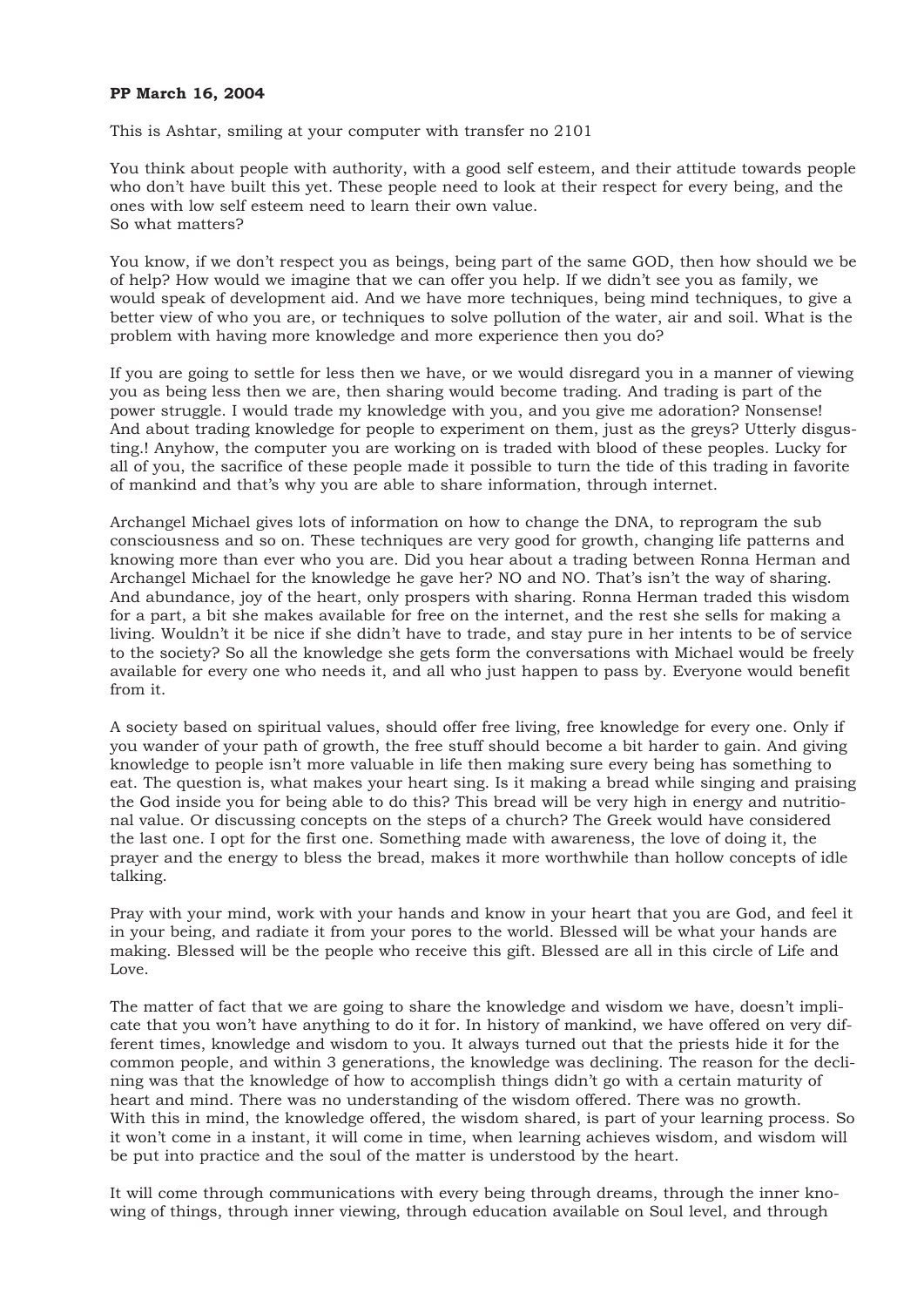**PP March 16, 2004**

This is Ashtar, smiling at your computer with transfer no 2101

You think about people with authority, with a good self esteem, and their attitude towards people who don't have built this yet. These people need to look at their respect for every being, and the ones with low self esteem need to learn their own value.
So what matters?

You know, if we don't respect you as beings, being part of the same GOD, then how should we be of help? How would we imagine that we can offer you help. If we didn't see you as family, we would speak of development aid. And we have more techniques, being mind techniques, to give a better view of who you are, or techniques to solve pollution of the water, air and soil. What is the problem with having more knowledge and more experience then you do?

If you are going to settle for less then we have, or we would disregard you in a manner of viewing you as being less then we are, then sharing would become trading. And trading is part of the power struggle. I would trade my knowledge with you, and you give me adoration? Nonsense! And about trading knowledge for people to experiment on them, just as the greys? Utterly disgusting.! Anyhow, the computer you are working on is traded with blood of these peoples. Lucky for all of you, the sacrifice of these people made it possible to turn the tide of this trading in favorite of mankind and that's why you are able to share information, through internet.

Archangel Michael gives lots of information on how to change the DNA, to reprogram the sub consciousness and so on. These techniques are very good for growth, changing life patterns and knowing more than ever who you are. Did you hear about a trading between Ronna Herman and Archangel Michael for the knowledge he gave her? NO and NO. That's isn't the way of sharing. And abundance, joy of the heart, only prospers with sharing. Ronna Herman traded this wisdom for a part, a bit she makes available for free on the internet, and the rest she sells for making a living. Wouldn't it be nice if she didn't have to trade, and stay pure in her intents to be of service to the society? So all the knowledge she gets form the conversations with Michael would be freely available for every one who needs it, and all who just happen to pass by. Everyone would benefit from it.

A society based on spiritual values, should offer free living, free knowledge for every one. Only if you wander of your path of growth, the free stuff should become a bit harder to gain. And giving knowledge to people isn't more valuable in life then making sure every being has something to eat. The question is, what makes your heart sing. Is it making a bread while singing and praising the God inside you for being able to do this? This bread will be very high in energy and nutritional value. Or discussing concepts on the steps of a church? The Greek would have considered the last one. I opt for the first one. Something made with awareness, the love of doing it, the prayer and the energy to bless the bread, makes it more worthwhile than hollow concepts of idle talking.

Pray with your mind, work with your hands and know in your heart that you are God, and feel it in your being, and radiate it from your pores to the world. Blessed will be what your hands are making. Blessed will be the people who receive this gift. Blessed are all in this circle of Life and Love.

The matter of fact that we are going to share the knowledge and wisdom we have, doesn't implicate that you won't have anything to do it for. In history of mankind, we have offered on very different times, knowledge and wisdom to you. It always turned out that the priests hide it for the common people, and within 3 generations, the knowledge was declining. The reason for the declining was that the knowledge of how to accomplish things didn't go with a certain maturity of heart and mind. There was no understanding of the wisdom offered. There was no growth.
With this in mind, the knowledge offered, the wisdom shared, is part of your learning process. So it won't come in a instant, it will come in time, when learning achieves wisdom, and wisdom will be put into practice and the soul of the matter is understood by the heart.

It will come through communications with every being through dreams, through the inner knowing of things, through inner viewing, through education available on Soul level, and through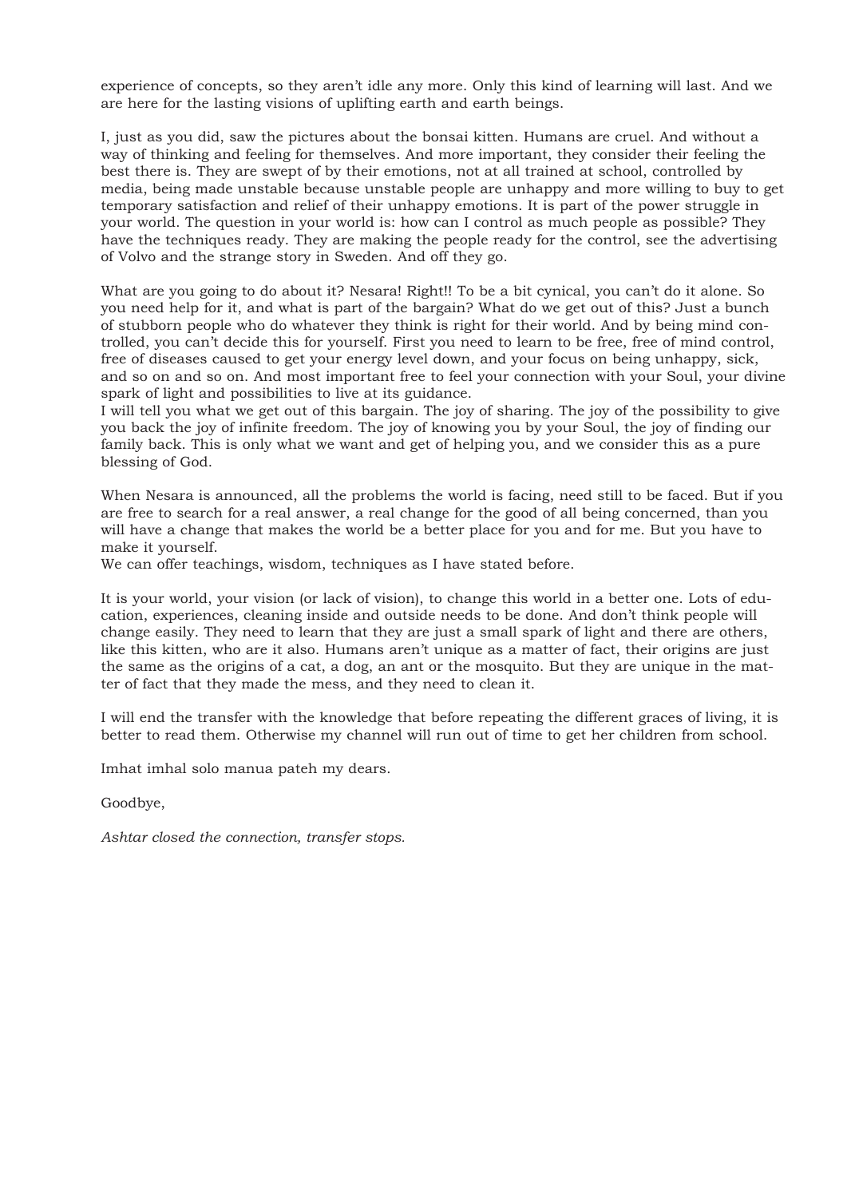experience of concepts, so they aren't idle any more. Only this kind of learning will last. And we are here for the lasting visions of uplifting earth and earth beings.

I, just as you did, saw the pictures about the bonsai kitten. Humans are cruel. And without a way of thinking and feeling for themselves. And more important, they consider their feeling the best there is. They are swept of by their emotions, not at all trained at school, controlled by media, being made unstable because unstable people are unhappy and more willing to buy to get temporary satisfaction and relief of their unhappy emotions. It is part of the power struggle in your world. The question in your world is: how can I control as much people as possible? They have the techniques ready. They are making the people ready for the control, see the advertising of Volvo and the strange story in Sweden. And off they go.

What are you going to do about it? Nesara! Right!! To be a bit cynical, you can't do it alone. So you need help for it, and what is part of the bargain? What do we get out of this? Just a bunch of stubborn people who do whatever they think is right for their world. And by being mind controlled, you can't decide this for yourself. First you need to learn to be free, free of mind control, free of diseases caused to get your energy level down, and your focus on being unhappy, sick, and so on and so on. And most important free to feel your connection with your Soul, your divine spark of light and possibilities to live at its guidance.
I will tell you what we get out of this bargain. The joy of sharing. The joy of the possibility to give you back the joy of infinite freedom. The joy of knowing you by your Soul, the joy of finding our family back. This is only what we want and get of helping you, and we consider this as a pure blessing of God.

When Nesara is announced, all the problems the world is facing, need still to be faced. But if you are free to search for a real answer, a real change for the good of all being concerned, than you will have a change that makes the world be a better place for you and for me. But you have to make it yourself.
We can offer teachings, wisdom, techniques as I have stated before.

It is your world, your vision (or lack of vision), to change this world in a better one. Lots of education, experiences, cleaning inside and outside needs to be done. And don't think people will change easily. They need to learn that they are just a small spark of light and there are others, like this kitten, who are it also. Humans aren't unique as a matter of fact, their origins are just the same as the origins of a cat, a dog, an ant or the mosquito. But they are unique in the matter of fact that they made the mess, and they need to clean it.

I will end the transfer with the knowledge that before repeating the different graces of living, it is better to read them. Otherwise my channel will run out of time to get her children from school.

Imhat imhal solo manua pateh my dears.

Goodbye,

*Ashtar closed the connection, transfer stops.*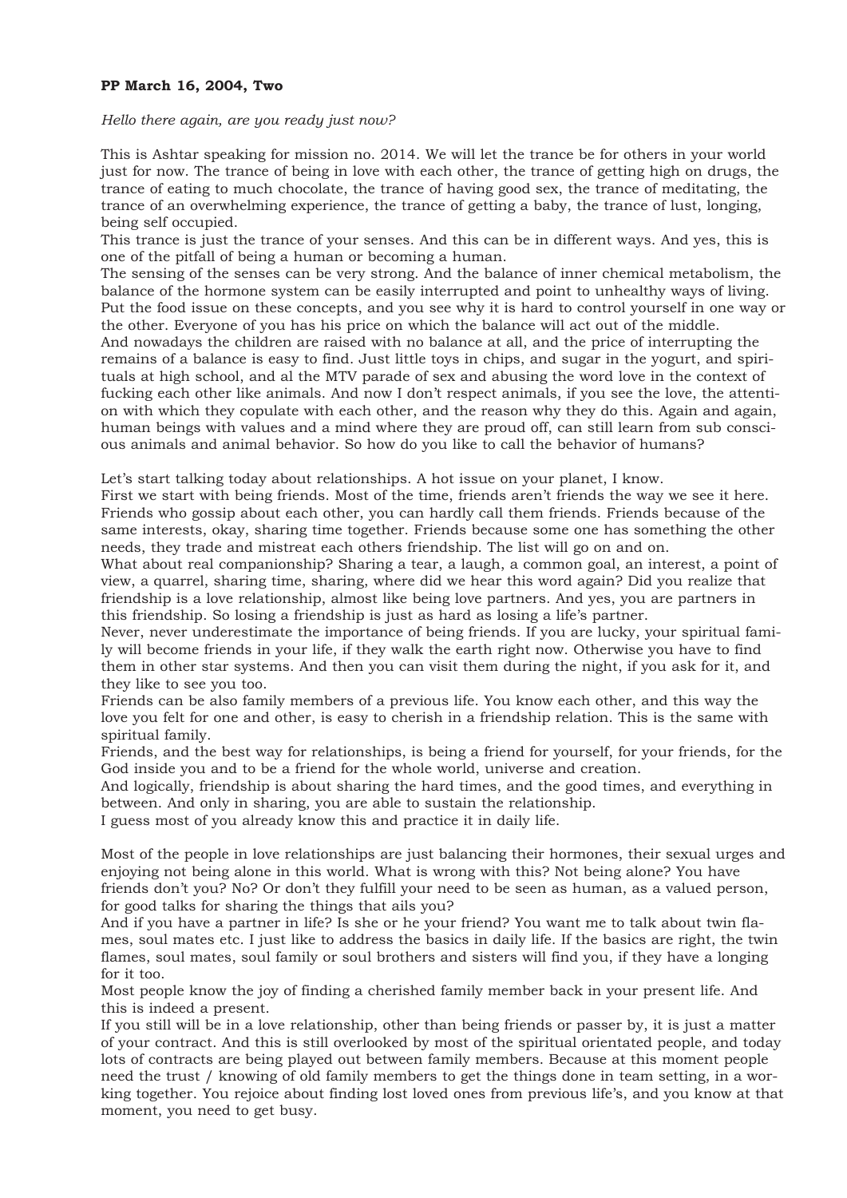**PP March 16, 2004, Two**

*Hello there again, are you ready just now?*

This is Ashtar speaking for mission no. 2014. We will let the trance be for others in your world just for now. The trance of being in love with each other, the trance of getting high on drugs, the trance of eating to much chocolate, the trance of having good sex, the trance of meditating, the trance of an overwhelming experience, the trance of getting a baby, the trance of lust, longing, being self occupied.
This trance is just the trance of your senses. And this can be in different ways. And yes, this is one of the pitfall of being a human or becoming a human.
The sensing of the senses can be very strong. And the balance of inner chemical metabolism, the balance of the hormone system can be easily interrupted and point to unhealthy ways of living. Put the food issue on these concepts, and you see why it is hard to control yourself in one way or the other. Everyone of you has his price on which the balance will act out of the middle.
And nowadays the children are raised with no balance at all, and the price of interrupting the remains of a balance is easy to find. Just little toys in chips, and sugar in the yogurt, and spirituals at high school, and al the MTV parade of sex and abusing the word love in the context of fucking each other like animals. And now I don't respect animals, if you see the love, the attention with which they copulate with each other, and the reason why they do this. Again and again, human beings with values and a mind where they are proud off, can still learn from sub conscious animals and animal behavior. So how do you like to call the behavior of humans?

Let's start talking today about relationships. A hot issue on your planet, I know.
First we start with being friends. Most of the time, friends aren't friends the way we see it here. Friends who gossip about each other, you can hardly call them friends. Friends because of the same interests, okay, sharing time together. Friends because some one has something the other needs, they trade and mistreat each others friendship. The list will go on and on.
What about real companionship? Sharing a tear, a laugh, a common goal, an interest, a point of view, a quarrel, sharing time, sharing, where did we hear this word again? Did you realize that friendship is a love relationship, almost like being love partners. And yes, you are partners in this friendship. So losing a friendship is just as hard as losing a life's partner.
Never, never underestimate the importance of being friends. If you are lucky, your spiritual family will become friends in your life, if they walk the earth right now. Otherwise you have to find them in other star systems. And then you can visit them during the night, if you ask for it, and they like to see you too.
Friends can be also family members of a previous life. You know each other, and this way the love you felt for one and other, is easy to cherish in a friendship relation. This is the same with spiritual family.
Friends, and the best way for relationships, is being a friend for yourself, for your friends, for the God inside you and to be a friend for the whole world, universe and creation.
And logically, friendship is about sharing the hard times, and the good times, and everything in between. And only in sharing, you are able to sustain the relationship.
I guess most of you already know this and practice it in daily life.

Most of the people in love relationships are just balancing their hormones, their sexual urges and enjoying not being alone in this world. What is wrong with this? Not being alone? You have friends don't you? No? Or don't they fulfill your need to be seen as human, as a valued person, for good talks for sharing the things that ails you?
And if you have a partner in life? Is she or he your friend? You want me to talk about twin flames, soul mates etc. I just like to address the basics in daily life. If the basics are right, the twin flames, soul mates, soul family or soul brothers and sisters will find you, if they have a longing for it too.
Most people know the joy of finding a cherished family member back in your present life. And this is indeed a present.
If you still will be in a love relationship, other than being friends or passer by, it is just a matter of your contract. And this is still overlooked by most of the spiritual orientated people, and today lots of contracts are being played out between family members. Because at this moment people need the trust / knowing of old family members to get the things done in team setting, in a working together. You rejoice about finding lost loved ones from previous life's, and you know at that moment, you need to get busy.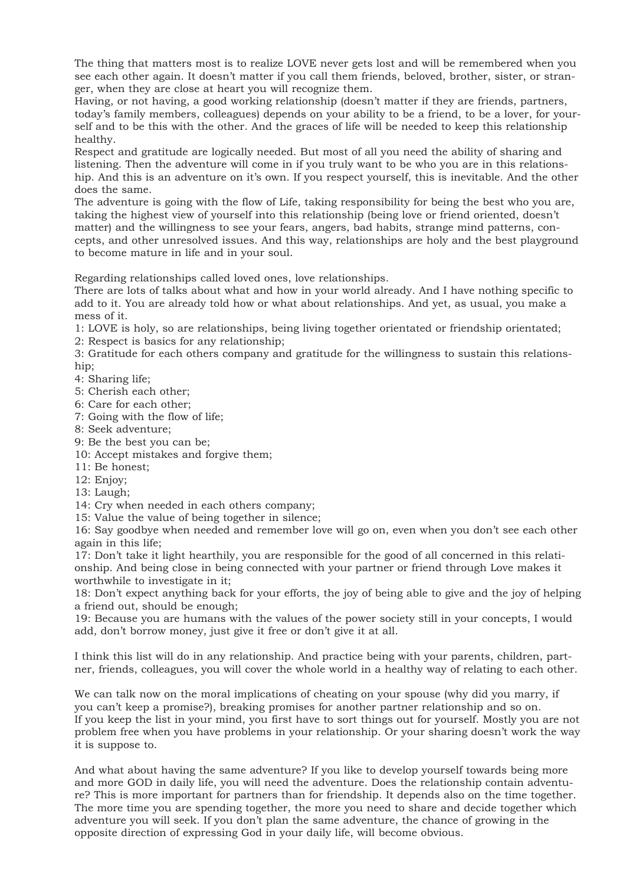The thing that matters most is to realize LOVE never gets lost and will be remembered when you see each other again. It doesn't matter if you call them friends, beloved, brother, sister, or stranger, when they are close at heart you will recognize them.
Having, or not having, a good working relationship (doesn't matter if they are friends, partners, today's family members, colleagues) depends on your ability to be a friend, to be a lover, for yourself and to be this with the other. And the graces of life will be needed to keep this relationship healthy.
Respect and gratitude are logically needed. But most of all you need the ability of sharing and listening. Then the adventure will come in if you truly want to be who you are in this relationship. And this is an adventure on it's own. If you respect yourself, this is inevitable. And the other does the same.
The adventure is going with the flow of Life, taking responsibility for being the best who you are, taking the highest view of yourself into this relationship (being love or friend oriented, doesn't matter) and the willingness to see your fears, angers, bad habits, strange mind patterns, concepts, and other unresolved issues. And this way, relationships are holy and the best playground to become mature in life and in your soul.

Regarding relationships called loved ones, love relationships.
There are lots of talks about what and how in your world already. And I have nothing specific to add to it. You are already told how or what about relationships. And yet, as usual, you make a mess of it.
1: LOVE is holy, so are relationships, being living together orientated or friendship orientated;
2: Respect is basics for any relationship;
3: Gratitude for each others company and gratitude for the willingness to sustain this relationship;
4: Sharing life;
5: Cherish each other;
6: Care for each other;
7: Going with the flow of life;
8: Seek adventure;
9: Be the best you can be;
10: Accept mistakes and forgive them;
11: Be honest;
12: Enjoy;
13: Laugh;
14: Cry when needed in each others company;
15: Value the value of being together in silence;
16: Say goodbye when needed and remember love will go on, even when you don't see each other again in this life;
17: Don't take it light hearthily, you are responsible for the good of all concerned in this relationship. And being close in being connected with your partner or friend through Love makes it worthwhile to investigate in it;
18: Don't expect anything back for your efforts, the joy of being able to give and the joy of helping a friend out, should be enough;
19: Because you are humans with the values of the power society still in your concepts, I would add, don't borrow money, just give it free or don't give it at all.

I think this list will do in any relationship. And practice being with your parents, children, partner, friends, colleagues, you will cover the whole world in a healthy way of relating to each other.

We can talk now on the moral implications of cheating on your spouse (why did you marry, if you can't keep a promise?), breaking promises for another partner relationship and so on.
If you keep the list in your mind, you first have to sort things out for yourself. Mostly you are not problem free when you have problems in your relationship. Or your sharing doesn't work the way it is suppose to.

And what about having the same adventure? If you like to develop yourself towards being more and more GOD in daily life, you will need the adventure. Does the relationship contain adventure? This is more important for partners than for friendship. It depends also on the time together. The more time you are spending together, the more you need to share and decide together which adventure you will seek. If you don't plan the same adventure, the chance of growing in the opposite direction of expressing God in your daily life, will become obvious.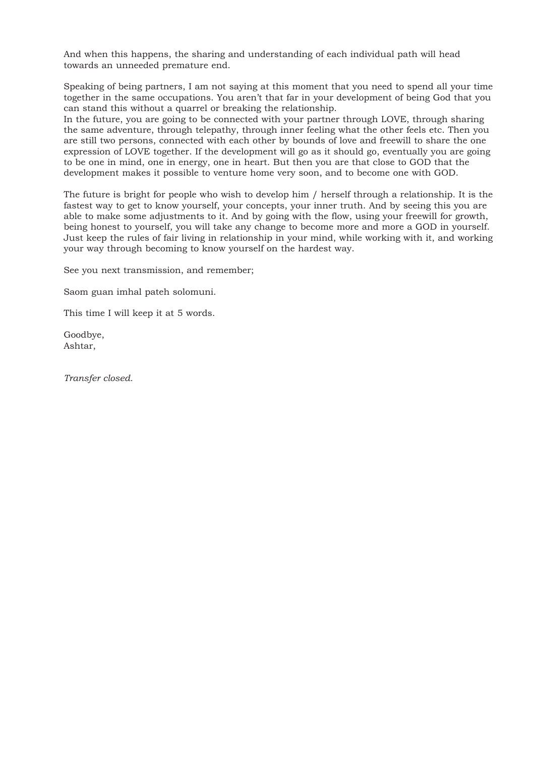And when this happens, the sharing and understanding of each individual path will head towards an unneeded premature end.

Speaking of being partners, I am not saying at this moment that you need to spend all your time together in the same occupations. You aren't that far in your development of being God that you can stand this without a quarrel or breaking the relationship.
In the future, you are going to be connected with your partner through LOVE, through sharing the same adventure, through telepathy, through inner feeling what the other feels etc. Then you are still two persons, connected with each other by bounds of love and freewill to share the one expression of LOVE together. If the development will go as it should go, eventually you are going to be one in mind, one in energy, one in heart. But then you are that close to GOD that the development makes it possible to venture home very soon, and to become one with GOD.

The future is bright for people who wish to develop him / herself through a relationship. It is the fastest way to get to know yourself, your concepts, your inner truth. And by seeing this you are able to make some adjustments to it. And by going with the flow, using your freewill for growth, being honest to yourself, you will take any change to become more and more a GOD in yourself. Just keep the rules of fair living in relationship in your mind, while working with it, and working your way through becoming to know yourself on the hardest way.

See you next transmission, and remember;

Saom guan imhal pateh solomuni.

This time I will keep it at 5 words.

Goodbye,
Ashtar,

*Transfer closed.*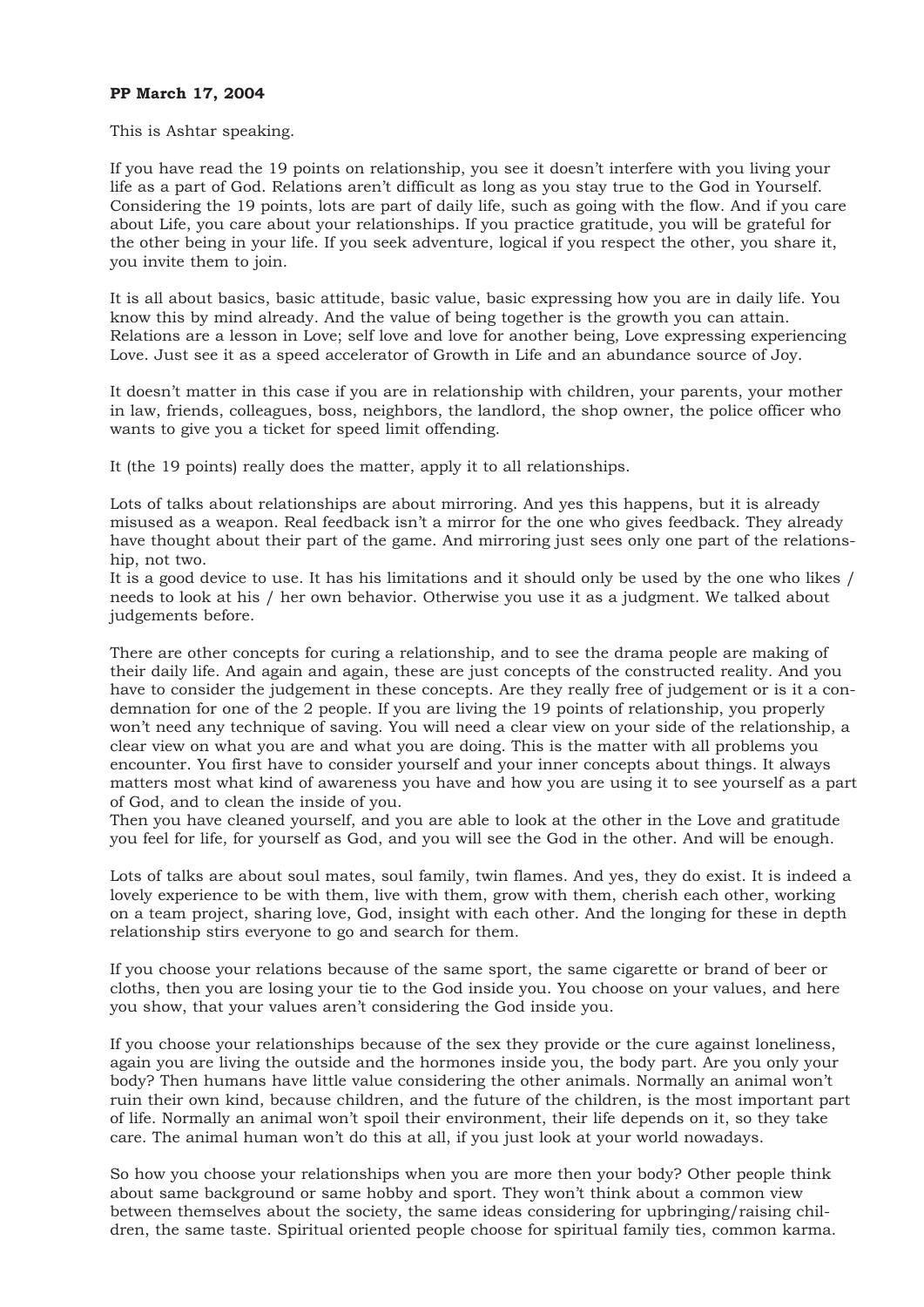**PP March 17, 2004**

This is Ashtar speaking.

If you have read the 19 points on relationship, you see it doesn't interfere with you living your life as a part of God. Relations aren't difficult as long as you stay true to the God in Yourself. Considering the 19 points, lots are part of daily life, such as going with the flow. And if you care about Life, you care about your relationships. If you practice gratitude, you will be grateful for the other being in your life. If you seek adventure, logical if you respect the other, you share it, you invite them to join.

It is all about basics, basic attitude, basic value, basic expressing how you are in daily life. You know this by mind already. And the value of being together is the growth you can attain. Relations are a lesson in Love; self love and love for another being, Love expressing experiencing Love. Just see it as a speed accelerator of Growth in Life and an abundance source of Joy.

It doesn't matter in this case if you are in relationship with children, your parents, your mother in law, friends, colleagues, boss, neighbors, the landlord, the shop owner, the police officer who wants to give you a ticket for speed limit offending.

It (the 19 points) really does the matter, apply it to all relationships.

Lots of talks about relationships are about mirroring. And yes this happens, but it is already misused as a weapon. Real feedback isn't a mirror for the one who gives feedback. They already have thought about their part of the game. And mirroring just sees only one part of the relationship, not two.
It is a good device to use. It has his limitations and it should only be used by the one who likes / needs to look at his / her own behavior. Otherwise you use it as a judgment. We talked about judgements before.

There are other concepts for curing a relationship, and to see the drama people are making of their daily life. And again and again, these are just concepts of the constructed reality. And you have to consider the judgement in these concepts. Are they really free of judgement or is it a condemnation for one of the 2 people. If you are living the 19 points of relationship, you properly won't need any technique of saving. You will need a clear view on your side of the relationship, a clear view on what you are and what you are doing. This is the matter with all problems you encounter. You first have to consider yourself and your inner concepts about things. It always matters most what kind of awareness you have and how you are using it to see yourself as a part of God, and to clean the inside of you.
Then you have cleaned yourself, and you are able to look at the other in the Love and gratitude you feel for life, for yourself as God, and you will see the God in the other. And will be enough.

Lots of talks are about soul mates, soul family, twin flames. And yes, they do exist. It is indeed a lovely experience to be with them, live with them, grow with them, cherish each other, working on a team project, sharing love, God, insight with each other. And the longing for these in depth relationship stirs everyone to go and search for them.

If you choose your relations because of the same sport, the same cigarette or brand of beer or cloths, then you are losing your tie to the God inside you. You choose on your values, and here you show, that your values aren't considering the God inside you.

If you choose your relationships because of the sex they provide or the cure against loneliness, again you are living the outside and the hormones inside you, the body part. Are you only your body? Then humans have little value considering the other animals. Normally an animal won't ruin their own kind, because children, and the future of the children, is the most important part of life. Normally an animal won't spoil their environment, their life depends on it, so they take care. The animal human won't do this at all, if you just look at your world nowadays.

So how you choose your relationships when you are more then your body? Other people think about same background or same hobby and sport. They won't think about a common view between themselves about the society, the same ideas considering for upbringing/raising children, the same taste. Spiritual oriented people choose for spiritual family ties, common karma.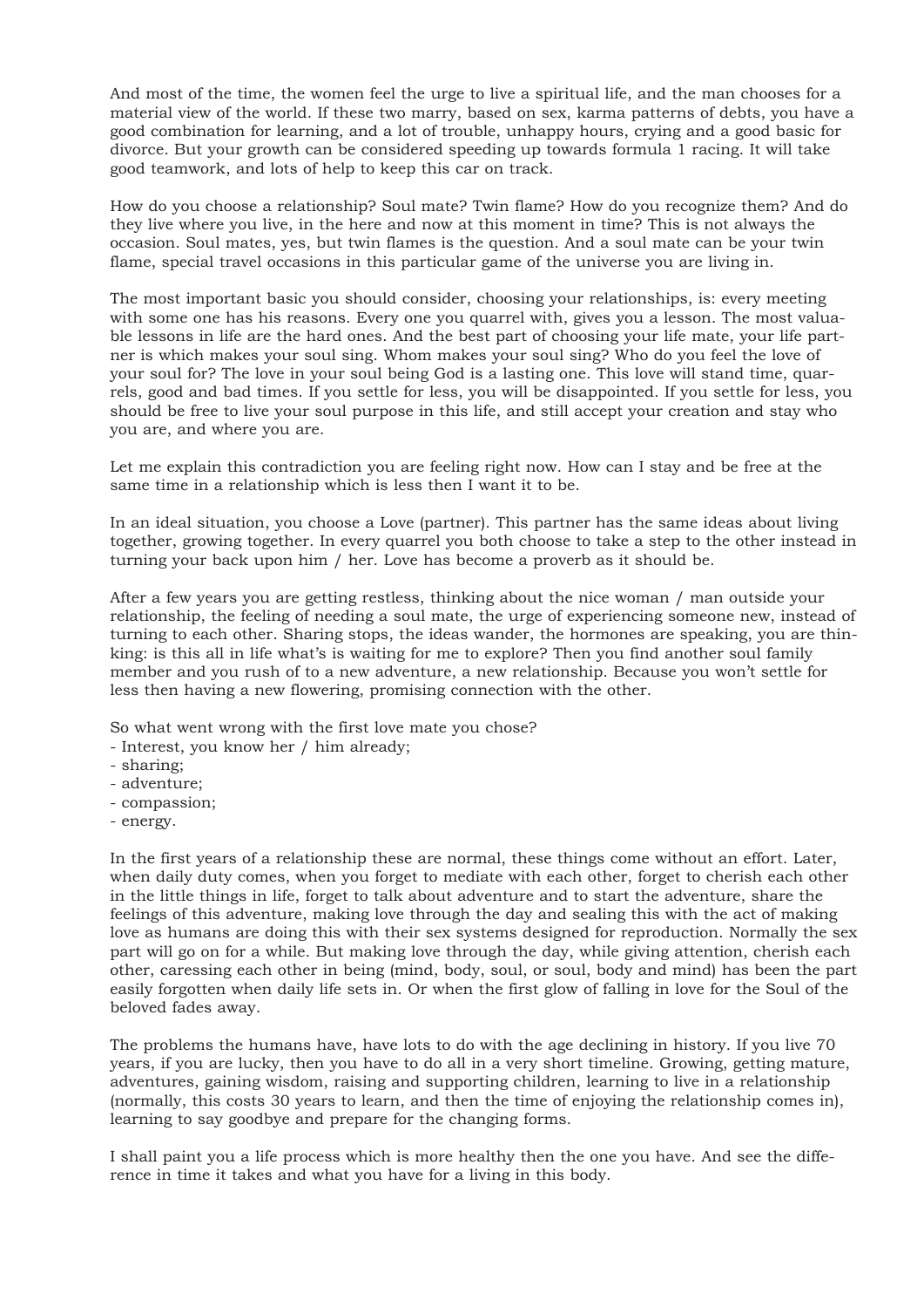And most of the time, the women feel the urge to live a spiritual life, and the man chooses for a material view of the world. If these two marry, based on sex, karma patterns of debts, you have a good combination for learning, and a lot of trouble, unhappy hours, crying and a good basic for divorce. But your growth can be considered speeding up towards formula 1 racing. It will take good teamwork, and lots of help to keep this car on track.

How do you choose a relationship? Soul mate? Twin flame? How do you recognize them? And do they live where you live, in the here and now at this moment in time? This is not always the occasion. Soul mates, yes, but twin flames is the question. And a soul mate can be your twin flame, special travel occasions in this particular game of the universe you are living in.

The most important basic you should consider, choosing your relationships, is: every meeting with some one has his reasons. Every one you quarrel with, gives you a lesson. The most valuable lessons in life are the hard ones. And the best part of choosing your life mate, your life partner is which makes your soul sing. Whom makes your soul sing? Who do you feel the love of your soul for? The love in your soul being God is a lasting one. This love will stand time, quarrels, good and bad times. If you settle for less, you will be disappointed. If you settle for less, you should be free to live your soul purpose in this life, and still accept your creation and stay who you are, and where you are.

Let me explain this contradiction you are feeling right now. How can I stay and be free at the same time in a relationship which is less then I want it to be.

In an ideal situation, you choose a Love (partner). This partner has the same ideas about living together, growing together. In every quarrel you both choose to take a step to the other instead in turning your back upon him / her. Love has become a proverb as it should be.

After a few years you are getting restless, thinking about the nice woman / man outside your relationship, the feeling of needing a soul mate, the urge of experiencing someone new, instead of turning to each other. Sharing stops, the ideas wander, the hormones are speaking, you are thinking: is this all in life what's is waiting for me to explore? Then you find another soul family member and you rush of to a new adventure, a new relationship. Because you won't settle for less then having a new flowering, promising connection with the other.

So what went wrong with the first love mate you chose?

- Interest, you know her / him already;
- sharing;
- adventure;
- compassion;
- energy.

In the first years of a relationship these are normal, these things come without an effort. Later, when daily duty comes, when you forget to mediate with each other, forget to cherish each other in the little things in life, forget to talk about adventure and to start the adventure, share the feelings of this adventure, making love through the day and sealing this with the act of making love as humans are doing this with their sex systems designed for reproduction. Normally the sex part will go on for a while. But making love through the day, while giving attention, cherish each other, caressing each other in being (mind, body, soul, or soul, body and mind) has been the part easily forgotten when daily life sets in. Or when the first glow of falling in love for the Soul of the beloved fades away.

The problems the humans have, have lots to do with the age declining in history. If you live 70 years, if you are lucky, then you have to do all in a very short timeline. Growing, getting mature, adventures, gaining wisdom, raising and supporting children, learning to live in a relationship (normally, this costs 30 years to learn, and then the time of enjoying the relationship comes in), learning to say goodbye and prepare for the changing forms.

I shall paint you a life process which is more healthy then the one you have. And see the difference in time it takes and what you have for a living in this body.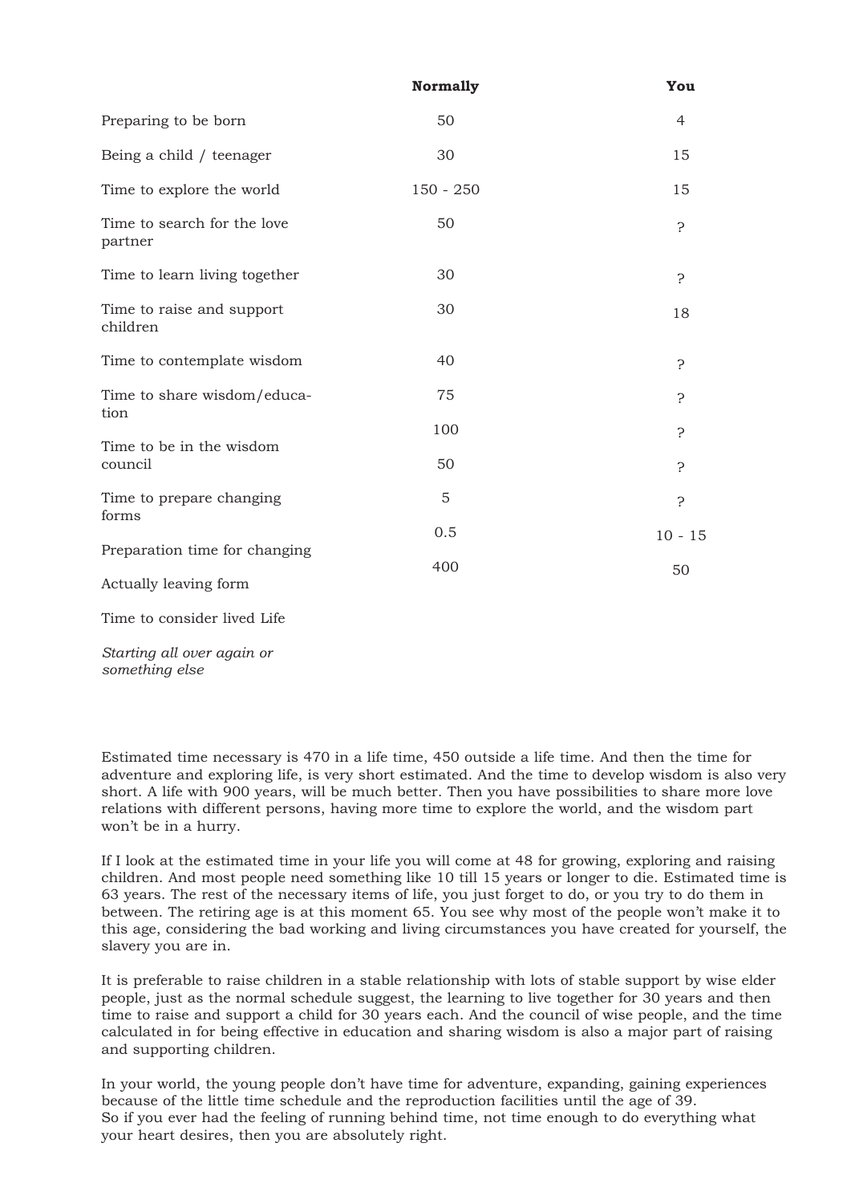| | **Normally** | **You** |
|---|---|---|
| Preparing to be born | 50 | 4 |
| Being a child / teenager | 30 | 15 |
| Time to explore the world | 150 - 250 | 15 |
| Time to search for the love partner | 50 | ? |
| Time to learn living together | 30 | ? |
| Time to raise and support children | 30 | 18 |
| Time to contemplate wisdom | 40 | ? |
| Time to share wisdom/education | 75 | ? |
| Time to be in the wisdom council | 100 | ? |
| Time to prepare changing forms | 50 | ? |
| Preparation time for changing | 5 | ? |
| Actually leaving form | 0.5 | 10 - 15 |
| Time to consider lived Life | 400 | 50 |
| *Starting all over again or something else* | | |

Estimated time necessary is 470 in a life time, 450 outside a life time. And then the time for adventure and exploring life, is very short estimated. And the time to develop wisdom is also very short. A life with 900 years, will be much better. Then you have possibilities to share more love relations with different persons, having more time to explore the world, and the wisdom part won't be in a hurry.

If I look at the estimated time in your life you will come at 48 for growing, exploring and raising children. And most people need something like 10 till 15 years or longer to die. Estimated time is 63 years. The rest of the necessary items of life, you just forget to do, or you try to do them in between. The retiring age is at this moment 65. You see why most of the people won't make it to this age, considering the bad working and living circumstances you have created for yourself, the slavery you are in.

It is preferable to raise children in a stable relationship with lots of stable support by wise elder people, just as the normal schedule suggest, the learning to live together for 30 years and then time to raise and support a child for 30 years each. And the council of wise people, and the time calculated in for being effective in education and sharing wisdom is also a major part of raising and supporting children.

In your world, the young people don't have time for adventure, expanding, gaining experiences because of the little time schedule and the reproduction facilities until the age of 39.
So if you ever had the feeling of running behind time, not time enough to do everything what your heart desires, then you are absolutely right.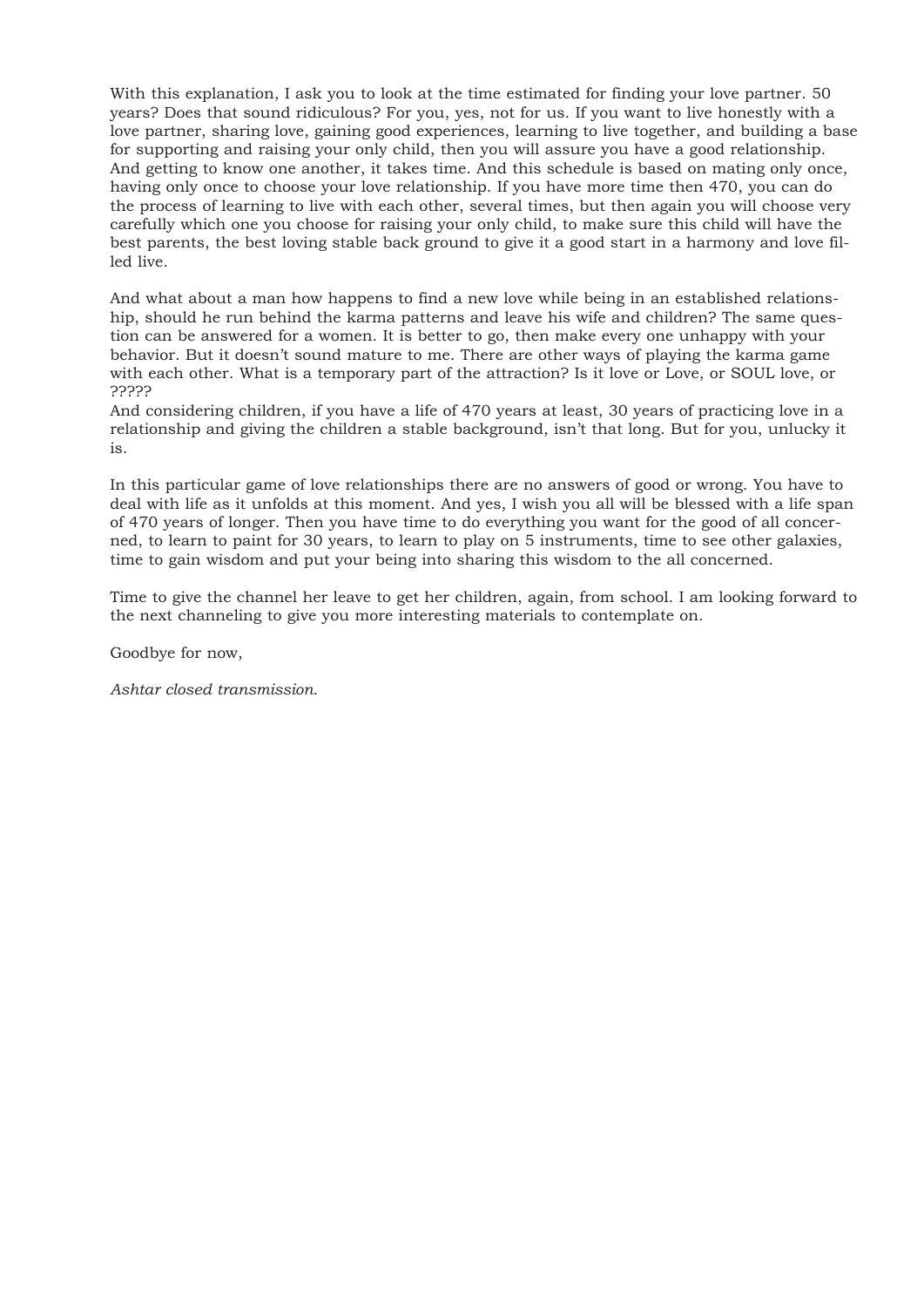With this explanation, I ask you to look at the time estimated for finding your love partner. 50 years? Does that sound ridiculous? For you, yes, not for us. If you want to live honestly with a love partner, sharing love, gaining good experiences, learning to live together, and building a base for supporting and raising your only child, then you will assure you have a good relationship. And getting to know one another, it takes time. And this schedule is based on mating only once, having only once to choose your love relationship. If you have more time then 470, you can do the process of learning to live with each other, several times, but then again you will choose very carefully which one you choose for raising your only child, to make sure this child will have the best parents, the best loving stable back ground to give it a good start in a harmony and love filled live.

And what about a man how happens to find a new love while being in an established relationship, should he run behind the karma patterns and leave his wife and children? The same question can be answered for a women. It is better to go, then make every one unhappy with your behavior. But it doesn't sound mature to me. There are other ways of playing the karma game with each other. What is a temporary part of the attraction? Is it love or Love, or SOUL love, or ?????
And considering children, if you have a life of 470 years at least, 30 years of practicing love in a relationship and giving the children a stable background, isn't that long. But for you, unlucky it is.

In this particular game of love relationships there are no answers of good or wrong. You have to deal with life as it unfolds at this moment. And yes, I wish you all will be blessed with a life span of 470 years of longer. Then you have time to do everything you want for the good of all concerned, to learn to paint for 30 years, to learn to play on 5 instruments, time to see other galaxies, time to gain wisdom and put your being into sharing this wisdom to the all concerned.

Time to give the channel her leave to get her children, again, from school. I am looking forward to the next channeling to give you more interesting materials to contemplate on.

Goodbye for now,

*Ashtar closed transmission.*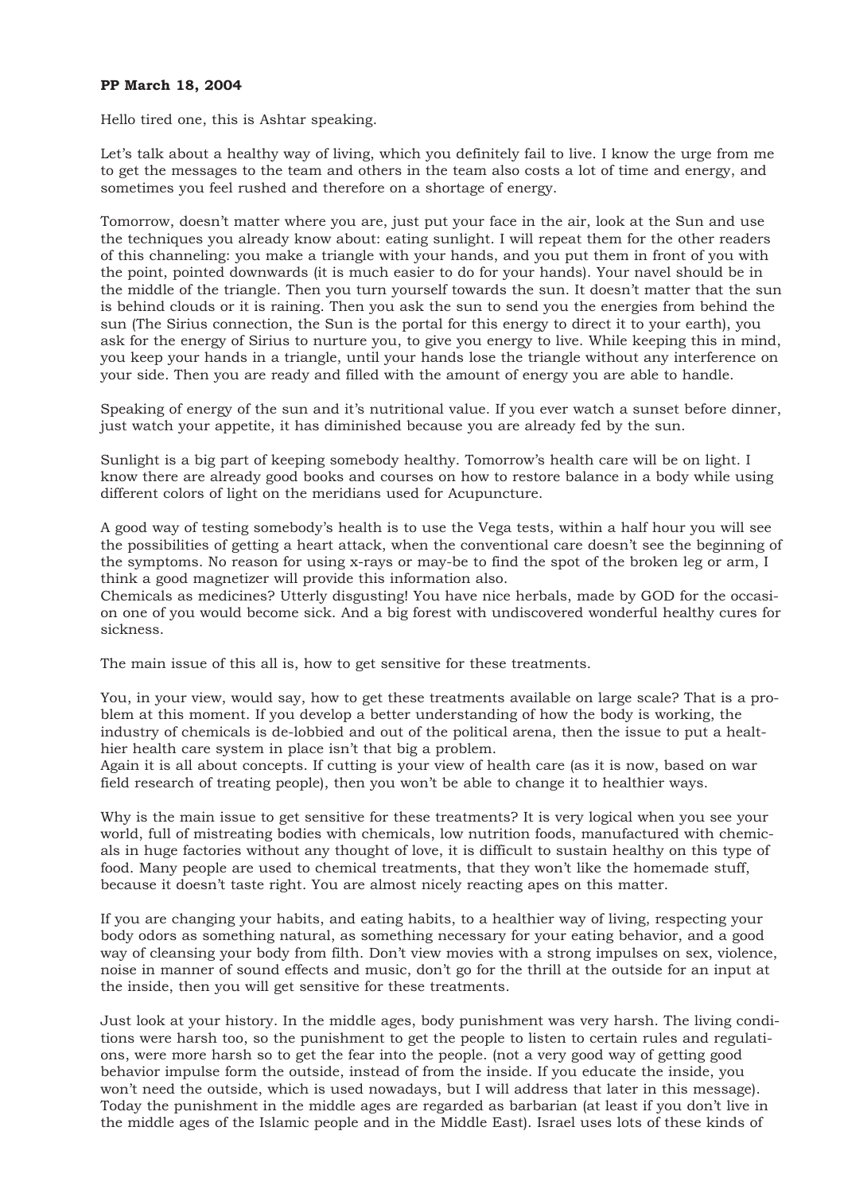**PP March 18, 2004**

Hello tired one, this is Ashtar speaking.

Let's talk about a healthy way of living, which you definitely fail to live. I know the urge from me to get the messages to the team and others in the team also costs a lot of time and energy, and sometimes you feel rushed and therefore on a shortage of energy.

Tomorrow, doesn't matter where you are, just put your face in the air, look at the Sun and use the techniques you already know about: eating sunlight. I will repeat them for the other readers of this channeling: you make a triangle with your hands, and you put them in front of you with the point, pointed downwards (it is much easier to do for your hands). Your navel should be in the middle of the triangle. Then you turn yourself towards the sun. It doesn't matter that the sun is behind clouds or it is raining. Then you ask the sun to send you the energies from behind the sun (The Sirius connection, the Sun is the portal for this energy to direct it to your earth), you ask for the energy of Sirius to nurture you, to give you energy to live. While keeping this in mind, you keep your hands in a triangle, until your hands lose the triangle without any interference on your side. Then you are ready and filled with the amount of energy you are able to handle.

Speaking of energy of the sun and it's nutritional value. If you ever watch a sunset before dinner, just watch your appetite, it has diminished because you are already fed by the sun.

Sunlight is a big part of keeping somebody healthy. Tomorrow's health care will be on light. I know there are already good books and courses on how to restore balance in a body while using different colors of light on the meridians used for Acupuncture.

A good way of testing somebody's health is to use the Vega tests, within a half hour you will see the possibilities of getting a heart attack, when the conventional care doesn't see the beginning of the symptoms. No reason for using x-rays or may-be to find the spot of the broken leg or arm, I think a good magnetizer will provide this information also.
Chemicals as medicines? Utterly disgusting! You have nice herbals, made by GOD for the occasion one of you would become sick. And a big forest with undiscovered wonderful healthy cures for sickness.

The main issue of this all is, how to get sensitive for these treatments.

You, in your view, would say, how to get these treatments available on large scale? That is a problem at this moment. If you develop a better understanding of how the body is working, the industry of chemicals is de-lobbied and out of the political arena, then the issue to put a healthier health care system in place isn't that big a problem.
Again it is all about concepts. If cutting is your view of health care (as it is now, based on war field research of treating people), then you won't be able to change it to healthier ways.

Why is the main issue to get sensitive for these treatments? It is very logical when you see your world, full of mistreating bodies with chemicals, low nutrition foods, manufactured with chemicals in huge factories without any thought of love, it is difficult to sustain healthy on this type of food. Many people are used to chemical treatments, that they won't like the homemade stuff, because it doesn't taste right. You are almost nicely reacting apes on this matter.

If you are changing your habits, and eating habits, to a healthier way of living, respecting your body odors as something natural, as something necessary for your eating behavior, and a good way of cleansing your body from filth. Don't view movies with a strong impulses on sex, violence, noise in manner of sound effects and music, don't go for the thrill at the outside for an input at the inside, then you will get sensitive for these treatments.

Just look at your history. In the middle ages, body punishment was very harsh. The living conditions were harsh too, so the punishment to get the people to listen to certain rules and regulations, were more harsh so to get the fear into the people. (not a very good way of getting good behavior impulse form the outside, instead of from the inside. If you educate the inside, you won't need the outside, which is used nowadays, but I will address that later in this message). Today the punishment in the middle ages are regarded as barbarian (at least if you don't live in the middle ages of the Islamic people and in the Middle East). Israel uses lots of these kinds of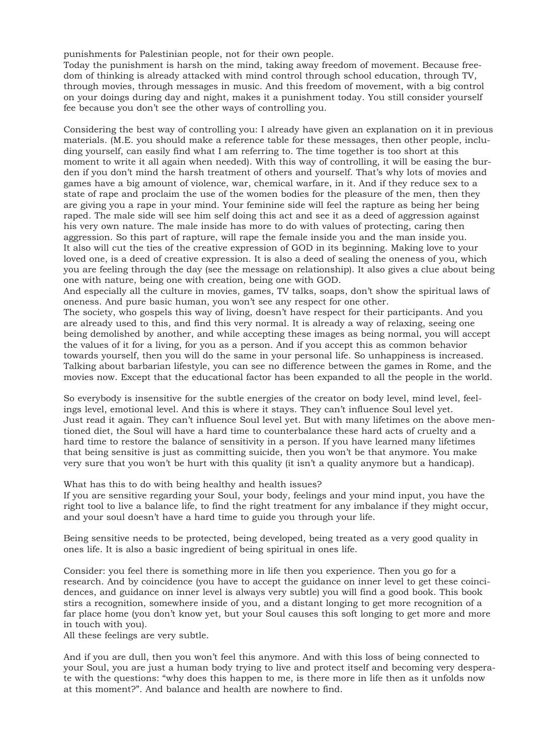punishments for Palestinian people, not for their own people.
Today the punishment is harsh on the mind, taking away freedom of movement. Because freedom of thinking is already attacked with mind control through school education, through TV, through movies, through messages in music. And this freedom of movement, with a big control on your doings during day and night, makes it a punishment today. You still consider yourself fee because you don't see the other ways of controlling you.

Considering the best way of controlling you: I already have given an explanation on it in previous materials. (M.E. you should make a reference table for these messages, then other people, including yourself, can easily find what I am referring to. The time together is too short at this moment to write it all again when needed). With this way of controlling, it will be easing the burden if you don't mind the harsh treatment of others and yourself. That's why lots of movies and games have a big amount of violence, war, chemical warfare, in it. And if they reduce sex to a state of rape and proclaim the use of the women bodies for the pleasure of the men, then they are giving you a rape in your mind. Your feminine side will feel the rapture as being her being raped. The male side will see him self doing this act and see it as a deed of aggression against his very own nature. The male inside has more to do with values of protecting, caring then aggression. So this part of rapture, will rape the female inside you and the man inside you.
It also will cut the ties of the creative expression of GOD in its beginning. Making love to your loved one, is a deed of creative expression. It is also a deed of sealing the oneness of you, which you are feeling through the day (see the message on relationship). It also gives a clue about being one with nature, being one with creation, being one with GOD.
And especially all the culture in movies, games, TV talks, soaps, don't show the spiritual laws of oneness. And pure basic human, you won't see any respect for one other.
The society, who gospels this way of living, doesn't have respect for their participants. And you are already used to this, and find this very normal. It is already a way of relaxing, seeing one being demolished by another, and while accepting these images as being normal, you will accept the values of it for a living, for you as a person. And if you accept this as common behavior towards yourself, then you will do the same in your personal life. So unhappiness is increased. Talking about barbarian lifestyle, you can see no difference between the games in Rome, and the movies now. Except that the educational factor has been expanded to all the people in the world.

So everybody is insensitive for the subtle energies of the creator on body level, mind level, feelings level, emotional level. And this is where it stays. They can't influence Soul level yet.
Just read it again. They can't influence Soul level yet. But with many lifetimes on the above mentioned diet, the Soul will have a hard time to counterbalance these hard acts of cruelty and a hard time to restore the balance of sensitivity in a person. If you have learned many lifetimes that being sensitive is just as committing suicide, then you won't be that anymore. You make very sure that you won't be hurt with this quality (it isn't a quality anymore but a handicap).

What has this to do with being healthy and health issues?
If you are sensitive regarding your Soul, your body, feelings and your mind input, you have the right tool to live a balance life, to find the right treatment for any imbalance if they might occur, and your soul doesn't have a hard time to guide you through your life.

Being sensitive needs to be protected, being developed, being treated as a very good quality in ones life. It is also a basic ingredient of being spiritual in ones life.

Consider: you feel there is something more in life then you experience. Then you go for a research. And by coincidence (you have to accept the guidance on inner level to get these coincidences, and guidance on inner level is always very subtle) you will find a good book. This book stirs a recognition, somewhere inside of you, and a distant longing to get more recognition of a far place home (you don't know yet, but your Soul causes this soft longing to get more and more in touch with you).
All these feelings are very subtle.

And if you are dull, then you won't feel this anymore. And with this loss of being connected to your Soul, you are just a human body trying to live and protect itself and becoming very desperate with the questions: "why does this happen to me, is there more in life then as it unfolds now at this moment?". And balance and health are nowhere to find.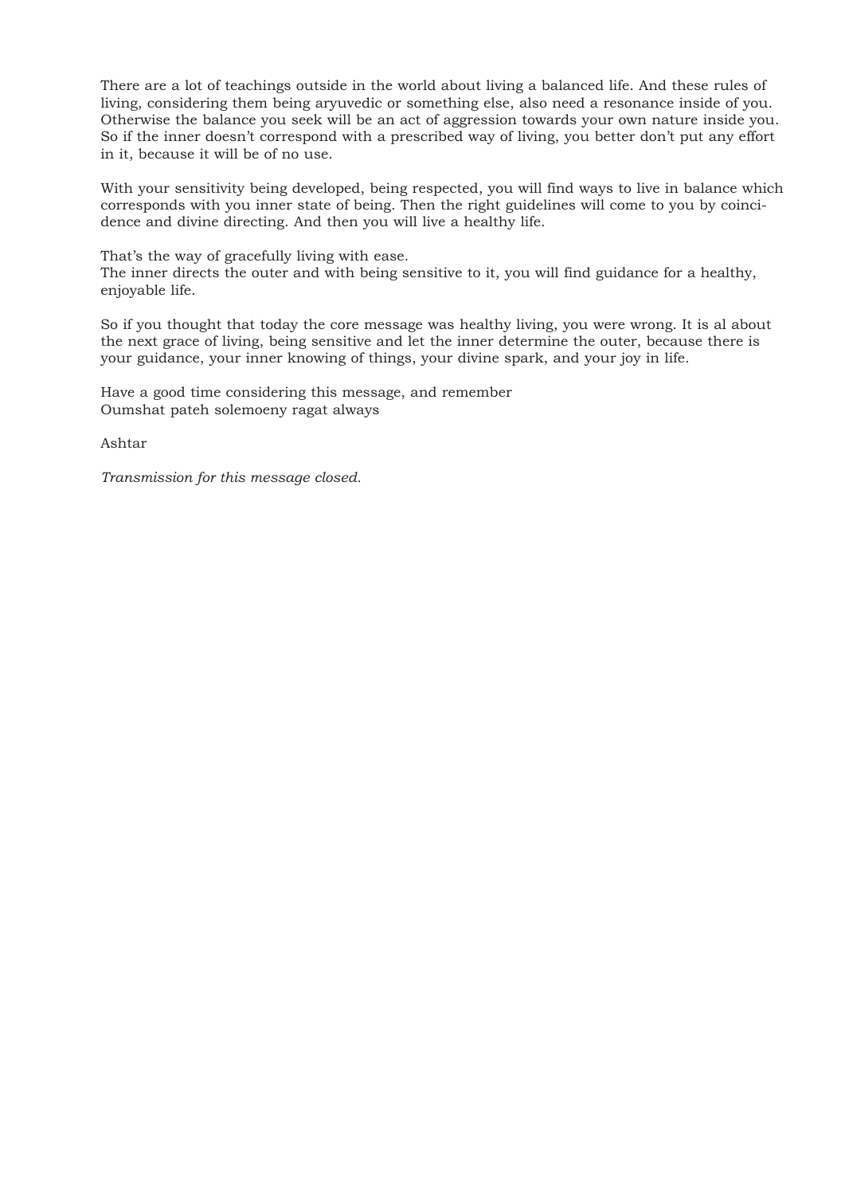There are a lot of teachings outside in the world about living a balanced life. And these rules of living, considering them being aryuvedic or something else, also need a resonance inside of you. Otherwise the balance you seek will be an act of aggression towards your own nature inside you. So if the inner doesn't correspond with a prescribed way of living, you better don't put any effort in it, because it will be of no use.

With your sensitivity being developed, being respected, you will find ways to live in balance which corresponds with you inner state of being. Then the right guidelines will come to you by coincidence and divine directing. And then you will live a healthy life.

That's the way of gracefully living with ease.
The inner directs the outer and with being sensitive to it, you will find guidance for a healthy, enjoyable life.

So if you thought that today the core message was healthy living, you were wrong. It is al about the next grace of living, being sensitive and let the inner determine the outer, because there is your guidance, your inner knowing of things, your divine spark, and your joy in life.

Have a good time considering this message, and remember
Oumshat pateh solemoeny ragat always

Ashtar

*Transmission for this message closed.*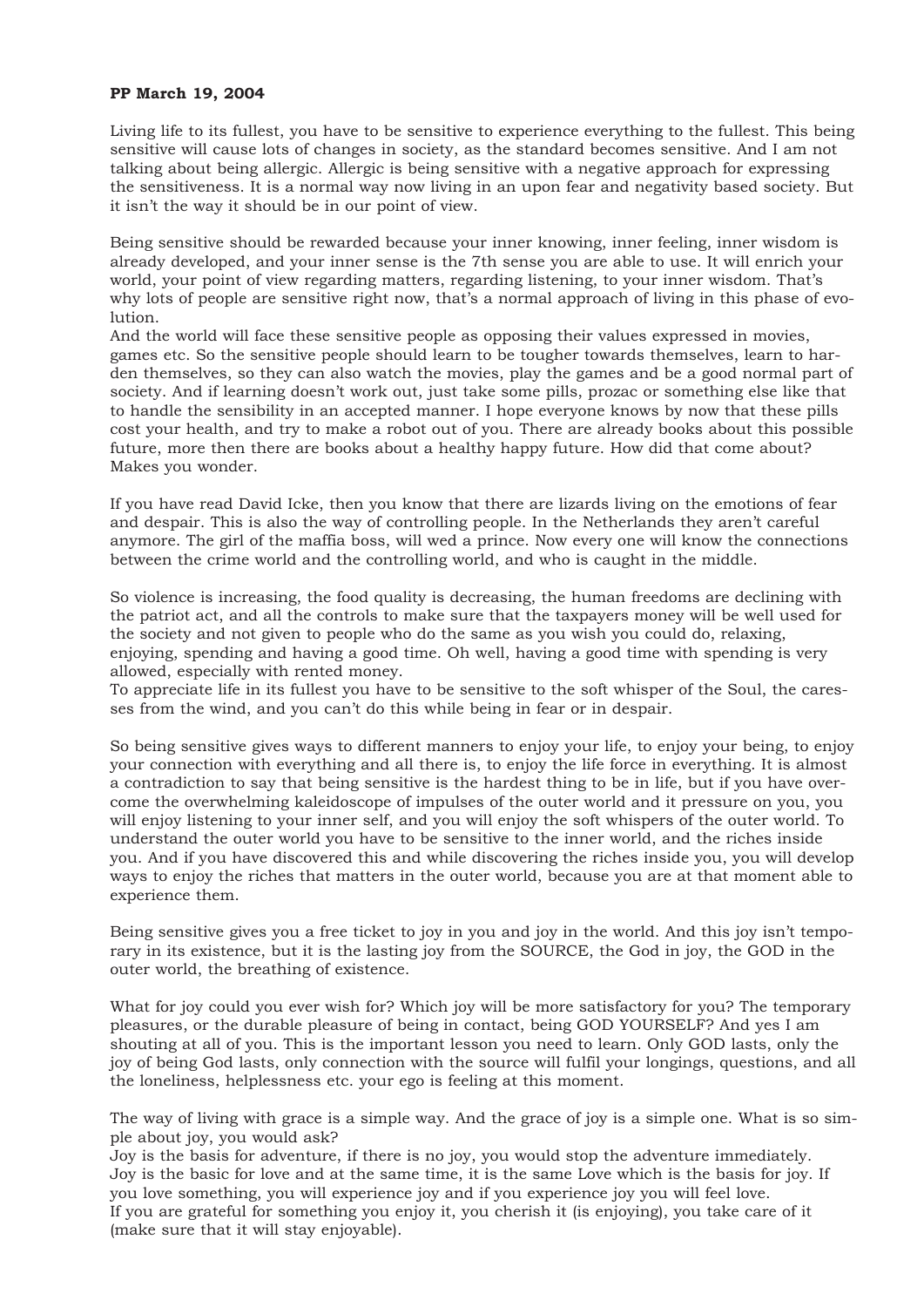**PP March 19, 2004**

Living life to its fullest, you have to be sensitive to experience everything to the fullest. This being sensitive will cause lots of changes in society, as the standard becomes sensitive. And I am not talking about being allergic. Allergic is being sensitive with a negative approach for expressing the sensitiveness. It is a normal way now living in an upon fear and negativity based society. But it isn't the way it should be in our point of view.

Being sensitive should be rewarded because your inner knowing, inner feeling, inner wisdom is already developed, and your inner sense is the 7th sense you are able to use. It will enrich your world, your point of view regarding matters, regarding listening, to your inner wisdom. That's why lots of people are sensitive right now, that's a normal approach of living in this phase of evolution.
And the world will face these sensitive people as opposing their values expressed in movies, games etc. So the sensitive people should learn to be tougher towards themselves, learn to harden themselves, so they can also watch the movies, play the games and be a good normal part of society. And if learning doesn't work out, just take some pills, prozac or something else like that to handle the sensibility in an accepted manner. I hope everyone knows by now that these pills cost your health, and try to make a robot out of you. There are already books about this possible future, more then there are books about a healthy happy future. How did that come about? Makes you wonder.

If you have read David Icke, then you know that there are lizards living on the emotions of fear and despair. This is also the way of controlling people. In the Netherlands they aren't careful anymore. The girl of the maffia boss, will wed a prince. Now every one will know the connections between the crime world and the controlling world, and who is caught in the middle.

So violence is increasing, the food quality is decreasing, the human freedoms are declining with the patriot act, and all the controls to make sure that the taxpayers money will be well used for the society and not given to people who do the same as you wish you could do, relaxing, enjoying, spending and having a good time. Oh well, having a good time with spending is very allowed, especially with rented money.
To appreciate life in its fullest you have to be sensitive to the soft whisper of the Soul, the caresses from the wind, and you can't do this while being in fear or in despair.

So being sensitive gives ways to different manners to enjoy your life, to enjoy your being, to enjoy your connection with everything and all there is, to enjoy the life force in everything. It is almost a contradiction to say that being sensitive is the hardest thing to be in life, but if you have overcome the overwhelming kaleidoscope of impulses of the outer world and it pressure on you, you will enjoy listening to your inner self, and you will enjoy the soft whispers of the outer world. To understand the outer world you have to be sensitive to the inner world, and the riches inside you. And if you have discovered this and while discovering the riches inside you, you will develop ways to enjoy the riches that matters in the outer world, because you are at that moment able to experience them.

Being sensitive gives you a free ticket to joy in you and joy in the world. And this joy isn't temporary in its existence, but it is the lasting joy from the SOURCE, the God in joy, the GOD in the outer world, the breathing of existence.

What for joy could you ever wish for? Which joy will be more satisfactory for you? The temporary pleasures, or the durable pleasure of being in contact, being GOD YOURSELF? And yes I am shouting at all of you. This is the important lesson you need to learn. Only GOD lasts, only the joy of being God lasts, only connection with the source will fulfil your longings, questions, and all the loneliness, helplessness etc. your ego is feeling at this moment.

The way of living with grace is a simple way. And the grace of joy is a simple one. What is so simple about joy, you would ask?
Joy is the basis for adventure, if there is no joy, you would stop the adventure immediately.
Joy is the basic for love and at the same time, it is the same Love which is the basis for joy. If you love something, you will experience joy and if you experience joy you will feel love.
If you are grateful for something you enjoy it, you cherish it (is enjoying), you take care of it (make sure that it will stay enjoyable).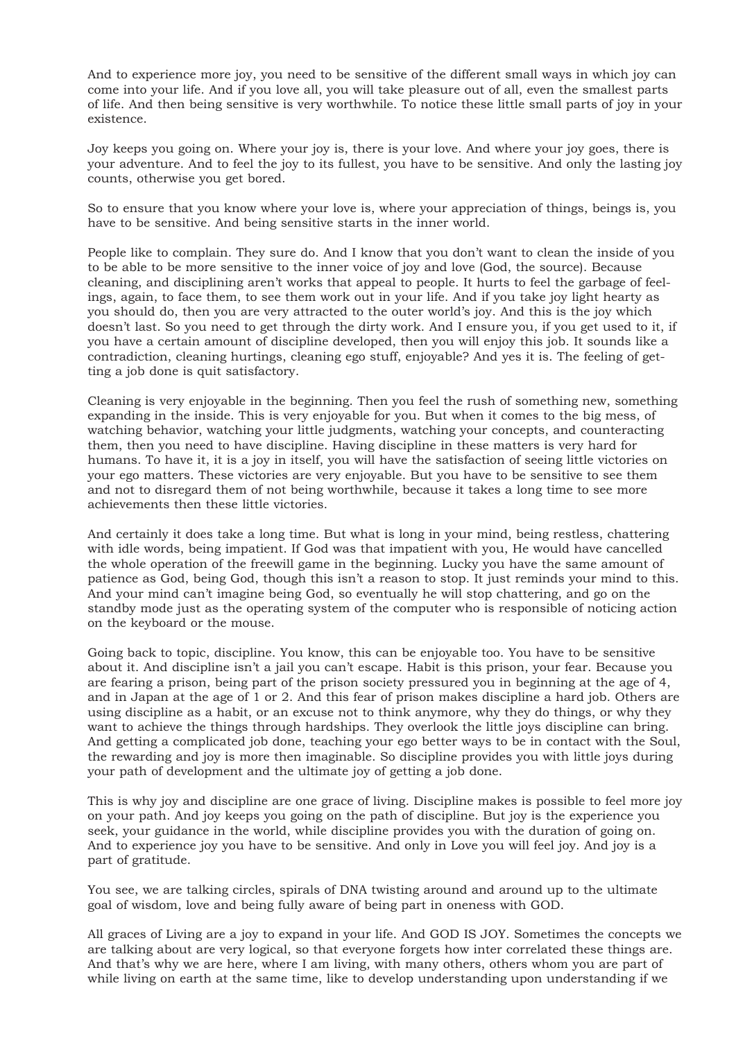And to experience more joy, you need to be sensitive of the different small ways in which joy can come into your life. And if you love all, you will take pleasure out of all, even the smallest parts of life. And then being sensitive is very worthwhile. To notice these little small parts of joy in your existence.

Joy keeps you going on. Where your joy is, there is your love. And where your joy goes, there is your adventure. And to feel the joy to its fullest, you have to be sensitive. And only the lasting joy counts, otherwise you get bored.

So to ensure that you know where your love is, where your appreciation of things, beings is, you have to be sensitive. And being sensitive starts in the inner world.

People like to complain. They sure do. And I know that you don't want to clean the inside of you to be able to be more sensitive to the inner voice of joy and love (God, the source). Because cleaning, and disciplining aren't works that appeal to people. It hurts to feel the garbage of feelings, again, to face them, to see them work out in your life. And if you take joy light hearty as you should do, then you are very attracted to the outer world's joy. And this is the joy which doesn't last. So you need to get through the dirty work. And I ensure you, if you get used to it, if you have a certain amount of discipline developed, then you will enjoy this job. It sounds like a contradiction, cleaning hurtings, cleaning ego stuff, enjoyable? And yes it is. The feeling of getting a job done is quit satisfactory.

Cleaning is very enjoyable in the beginning. Then you feel the rush of something new, something expanding in the inside. This is very enjoyable for you. But when it comes to the big mess, of watching behavior, watching your little judgments, watching your concepts, and counteracting them, then you need to have discipline. Having discipline in these matters is very hard for humans. To have it, it is a joy in itself, you will have the satisfaction of seeing little victories on your ego matters. These victories are very enjoyable. But you have to be sensitive to see them and not to disregard them of not being worthwhile, because it takes a long time to see more achievements then these little victories.

And certainly it does take a long time. But what is long in your mind, being restless, chattering with idle words, being impatient. If God was that impatient with you, He would have cancelled the whole operation of the freewill game in the beginning. Lucky you have the same amount of patience as God, being God, though this isn't a reason to stop. It just reminds your mind to this. And your mind can't imagine being God, so eventually he will stop chattering, and go on the standby mode just as the operating system of the computer who is responsible of noticing action on the keyboard or the mouse.

Going back to topic, discipline. You know, this can be enjoyable too. You have to be sensitive about it. And discipline isn't a jail you can't escape. Habit is this prison, your fear. Because you are fearing a prison, being part of the prison society pressured you in beginning at the age of 4, and in Japan at the age of 1 or 2. And this fear of prison makes discipline a hard job. Others are using discipline as a habit, or an excuse not to think anymore, why they do things, or why they want to achieve the things through hardships. They overlook the little joys discipline can bring. And getting a complicated job done, teaching your ego better ways to be in contact with the Soul, the rewarding and joy is more then imaginable. So discipline provides you with little joys during your path of development and the ultimate joy of getting a job done.

This is why joy and discipline are one grace of living. Discipline makes is possible to feel more joy on your path. And joy keeps you going on the path of discipline. But joy is the experience you seek, your guidance in the world, while discipline provides you with the duration of going on. And to experience joy you have to be sensitive. And only in Love you will feel joy. And joy is a part of gratitude.

You see, we are talking circles, spirals of DNA twisting around and around up to the ultimate goal of wisdom, love and being fully aware of being part in oneness with GOD.

All graces of Living are a joy to expand in your life. And GOD IS JOY. Sometimes the concepts we are talking about are very logical, so that everyone forgets how inter correlated these things are. And that's why we are here, where I am living, with many others, others whom you are part of while living on earth at the same time, like to develop understanding upon understanding if we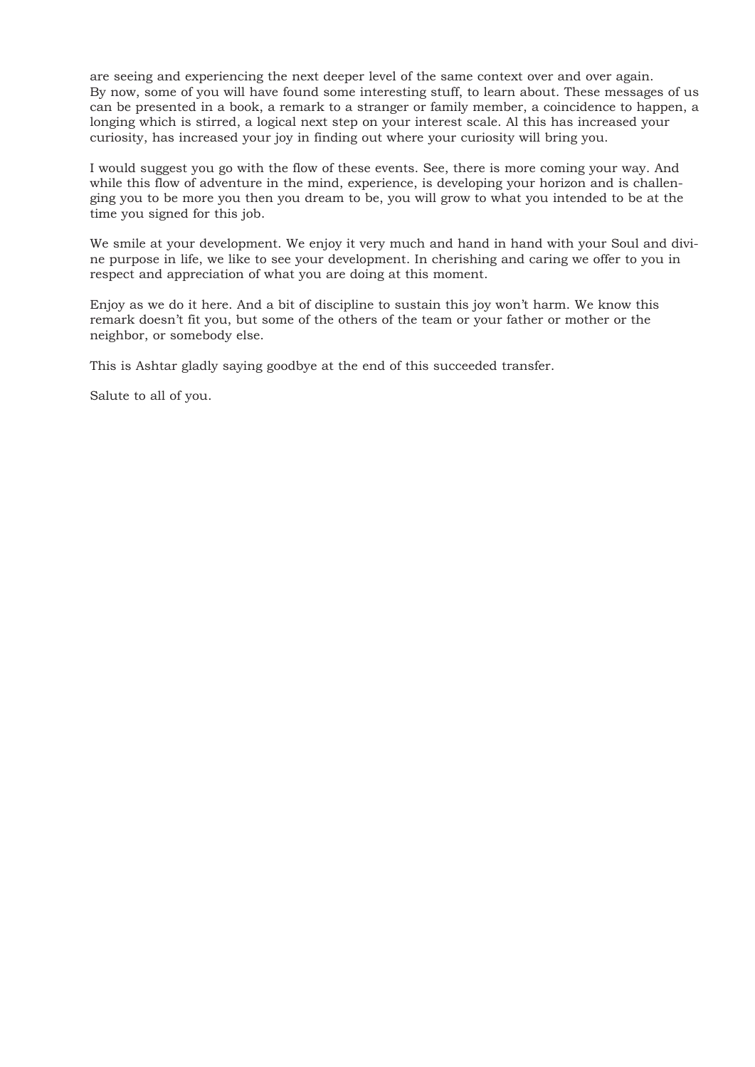are seeing and experiencing the next deeper level of the same context over and over again. By now, some of you will have found some interesting stuff, to learn about. These messages of us can be presented in a book, a remark to a stranger or family member, a coincidence to happen, a longing which is stirred, a logical next step on your interest scale. Al this has increased your curiosity, has increased your joy in finding out where your curiosity will bring you.

I would suggest you go with the flow of these events. See, there is more coming your way. And while this flow of adventure in the mind, experience, is developing your horizon and is challenging you to be more you then you dream to be, you will grow to what you intended to be at the time you signed for this job.

We smile at your development. We enjoy it very much and hand in hand with your Soul and divine purpose in life, we like to see your development. In cherishing and caring we offer to you in respect and appreciation of what you are doing at this moment.

Enjoy as we do it here. And a bit of discipline to sustain this joy won't harm. We know this remark doesn't fit you, but some of the others of the team or your father or mother or the neighbor, or somebody else.

This is Ashtar gladly saying goodbye at the end of this succeeded transfer.

Salute to all of you.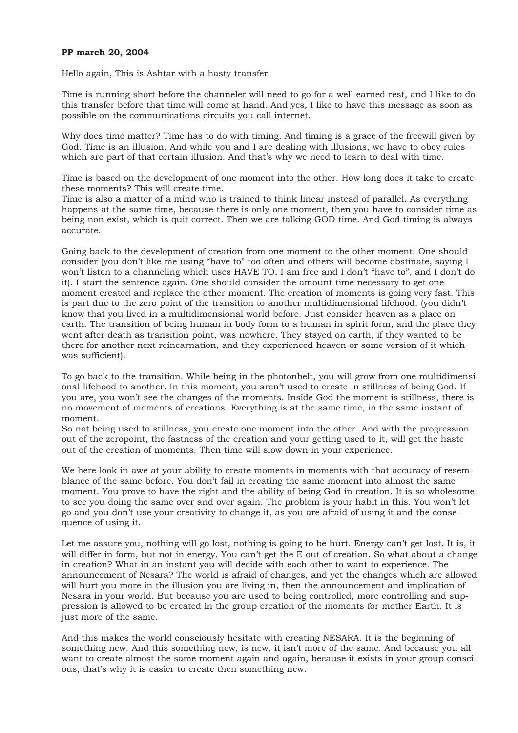**PP march 20, 2004**

Hello again, This is Ashtar with a hasty transfer.

Time is running short before the channeler will need to go for a well earned rest, and I like to do this transfer before that time will come at hand. And yes, I like to have this message as soon as possible on the communications circuits you call internet.

Why does time matter? Time has to do with timing. And timing is a grace of the freewill given by God. Time is an illusion. And while you and I are dealing with illusions, we have to obey rules which are part of that certain illusion. And that's why we need to learn to deal with time.

Time is based on the development of one moment into the other. How long does it take to create these moments? This will create time.
Time is also a matter of a mind who is trained to think linear instead of parallel. As everything happens at the same time, because there is only one moment, then you have to consider time as being non exist, which is quit correct. Then we are talking GOD time. And God timing is always accurate.

Going back to the development of creation from one moment to the other moment. One should consider (you don't like me using "have to" too often and others will become obstinate, saying I won't listen to a channeling which uses HAVE TO, I am free and I don't "have to", and I don't do it). I start the sentence again. One should consider the amount time necessary to get one moment created and replace the other moment. The creation of moments is going very fast. This is part due to the zero point of the transition to another multidimensional lifehood. (you didn't know that you lived in a multidimensional world before. Just consider heaven as a place on earth. The transition of being human in body form to a human in spirit form, and the place they went after death as transition point, was nowhere. They stayed on earth, if they wanted to be there for another next reincarnation, and they experienced heaven or some version of it which was sufficient).

To go back to the transition. While being in the photonbelt, you will grow from one multidimensional lifehood to another. In this moment, you aren't used to create in stillness of being God. If you are, you won't see the changes of the moments. Inside God the moment is stillness, there is no movement of moments of creations. Everything is at the same time, in the same instant of moment.
So not being used to stillness, you create one moment into the other. And with the progression out of the zeropoint, the fastness of the creation and your getting used to it, will get the haste out of the creation of moments. Then time will slow down in your experience.

We here look in awe at your ability to create moments in moments with that accuracy of resemblance of the same before. You don't fail in creating the same moment into almost the same moment. You prove to have the right and the ability of being God in creation. It is so wholesome to see you doing the same over and over again. The problem is your habit in this. You won't let go and you don't use your creativity to change it, as you are afraid of using it and the consequence of using it.

Let me assure you, nothing will go lost, nothing is going to be hurt. Energy can't get lost. It is, it will differ in form, but not in energy. You can't get the E out of creation. So what about a change in creation? What in an instant you will decide with each other to want to experience. The announcement of Nesara? The world is afraid of changes, and yet the changes which are allowed will hurt you more in the illusion you are living in, then the announcement and implication of Nesara in your world. But because you are used to being controlled, more controlling and suppression is allowed to be created in the group creation of the moments for mother Earth. It is just more of the same.

And this makes the world consciously hesitate with creating NESARA. It is the beginning of something new. And this something new, is new, it isn't more of the same. And because you all want to create almost the same moment again and again, because it exists in your group conscious, that's why it is easier to create then something new.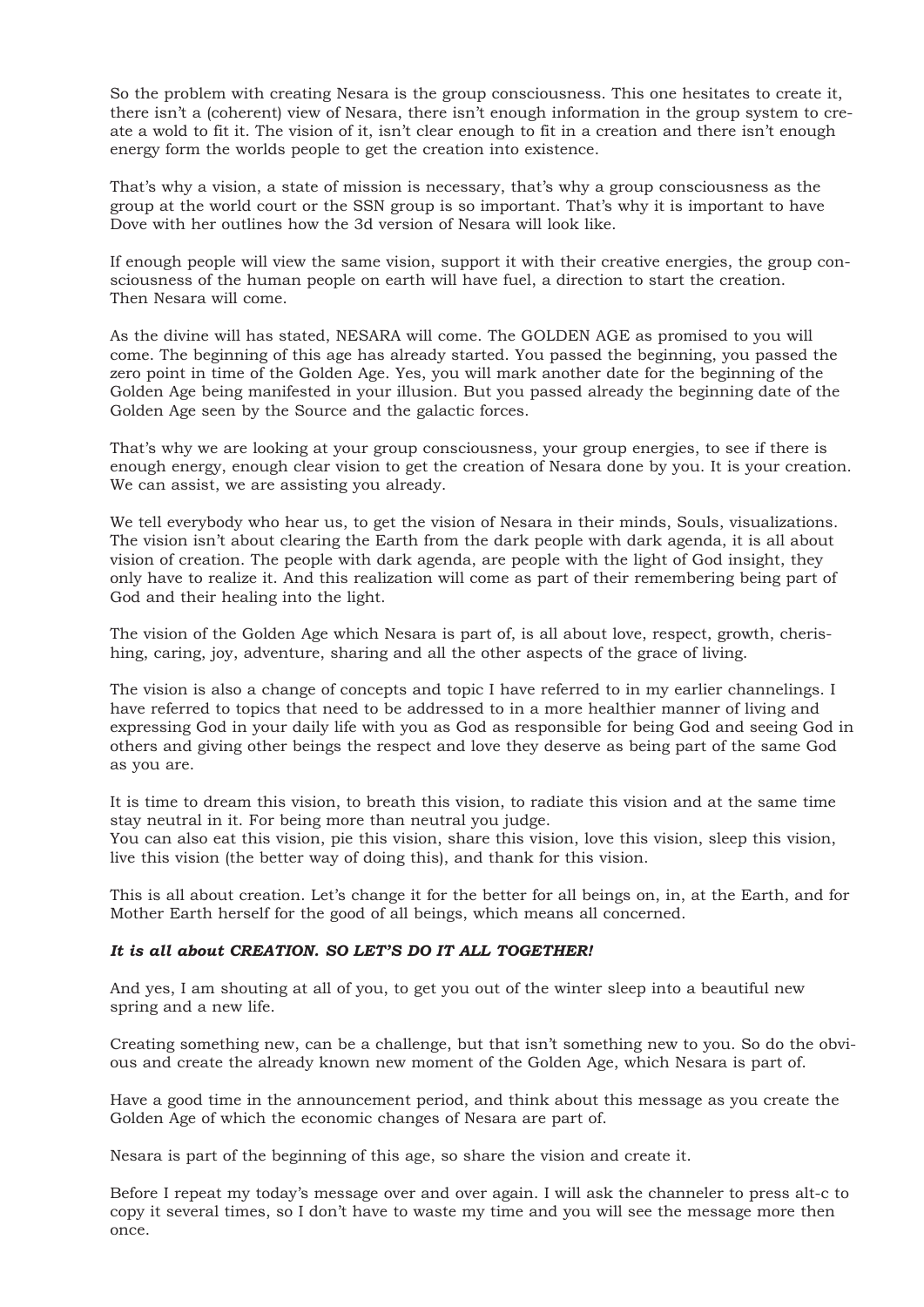So the problem with creating Nesara is the group consciousness. This one hesitates to create it, there isn't a (coherent) view of Nesara, there isn't enough information in the group system to create a wold to fit it. The vision of it, isn't clear enough to fit in a creation and there isn't enough energy form the worlds people to get the creation into existence.

That's why a vision, a state of mission is necessary, that's why a group consciousness as the group at the world court or the SSN group is so important. That's why it is important to have Dove with her outlines how the 3d version of Nesara will look like.

If enough people will view the same vision, support it with their creative energies, the group consciousness of the human people on earth will have fuel, a direction to start the creation.
Then Nesara will come.

As the divine will has stated, NESARA will come. The GOLDEN AGE as promised to you will come. The beginning of this age has already started. You passed the beginning, you passed the zero point in time of the Golden Age. Yes, you will mark another date for the beginning of the Golden Age being manifested in your illusion. But you passed already the beginning date of the Golden Age seen by the Source and the galactic forces.

That's why we are looking at your group consciousness, your group energies, to see if there is enough energy, enough clear vision to get the creation of Nesara done by you. It is your creation. We can assist, we are assisting you already.

We tell everybody who hear us, to get the vision of Nesara in their minds, Souls, visualizations. The vision isn't about clearing the Earth from the dark people with dark agenda, it is all about vision of creation. The people with dark agenda, are people with the light of God insight, they only have to realize it. And this realization will come as part of their remembering being part of God and their healing into the light.

The vision of the Golden Age which Nesara is part of, is all about love, respect, growth, cherishing, caring, joy, adventure, sharing and all the other aspects of the grace of living.

The vision is also a change of concepts and topic I have referred to in my earlier channelings. I have referred to topics that need to be addressed to in a more healthier manner of living and expressing God in your daily life with you as God as responsible for being God and seeing God in others and giving other beings the respect and love they deserve as being part of the same God as you are.

It is time to dream this vision, to breath this vision, to radiate this vision and at the same time stay neutral in it. For being more than neutral you judge.
You can also eat this vision, pie this vision, share this vision, love this vision, sleep this vision, live this vision (the better way of doing this), and thank for this vision.

This is all about creation. Let's change it for the better for all beings on, in, at the Earth, and for Mother Earth herself for the good of all beings, which means all concerned.

***It is all about CREATION. SO LET'S DO IT ALL TOGETHER!***

And yes, I am shouting at all of you, to get you out of the winter sleep into a beautiful new spring and a new life.

Creating something new, can be a challenge, but that isn't something new to you. So do the obvious and create the already known new moment of the Golden Age, which Nesara is part of.

Have a good time in the announcement period, and think about this message as you create the Golden Age of which the economic changes of Nesara are part of.

Nesara is part of the beginning of this age, so share the vision and create it.

Before I repeat my today's message over and over again. I will ask the channeler to press alt-c to copy it several times, so I don't have to waste my time and you will see the message more then once.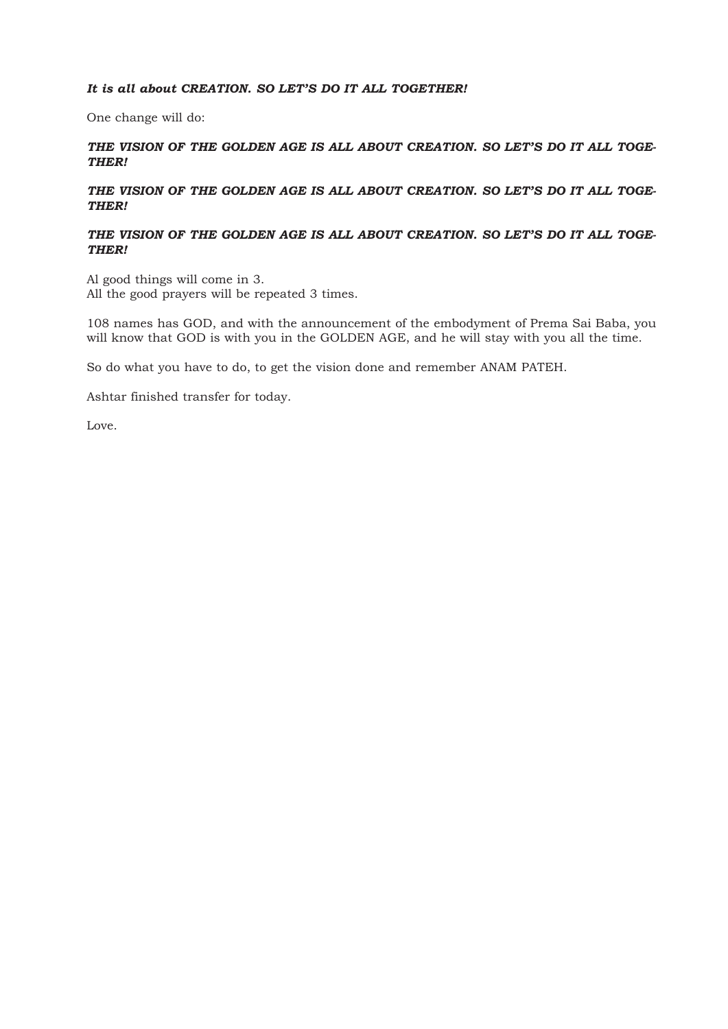***It is all about CREATION. SO LET'S DO IT ALL TOGETHER!***

One change will do:

***THE VISION OF THE GOLDEN AGE IS ALL ABOUT CREATION. SO LET'S DO IT ALL TOGETHER!***

***THE VISION OF THE GOLDEN AGE IS ALL ABOUT CREATION. SO LET'S DO IT ALL TOGETHER!***

***THE VISION OF THE GOLDEN AGE IS ALL ABOUT CREATION. SO LET'S DO IT ALL TOGETHER!***

Al good things will come in 3.
All the good prayers will be repeated 3 times.

108 names has GOD, and with the announcement of the embodyment of Prema Sai Baba, you will know that GOD is with you in the GOLDEN AGE, and he will stay with you all the time.

So do what you have to do, to get the vision done and remember ANAM PATEH.

Ashtar finished transfer for today.

Love.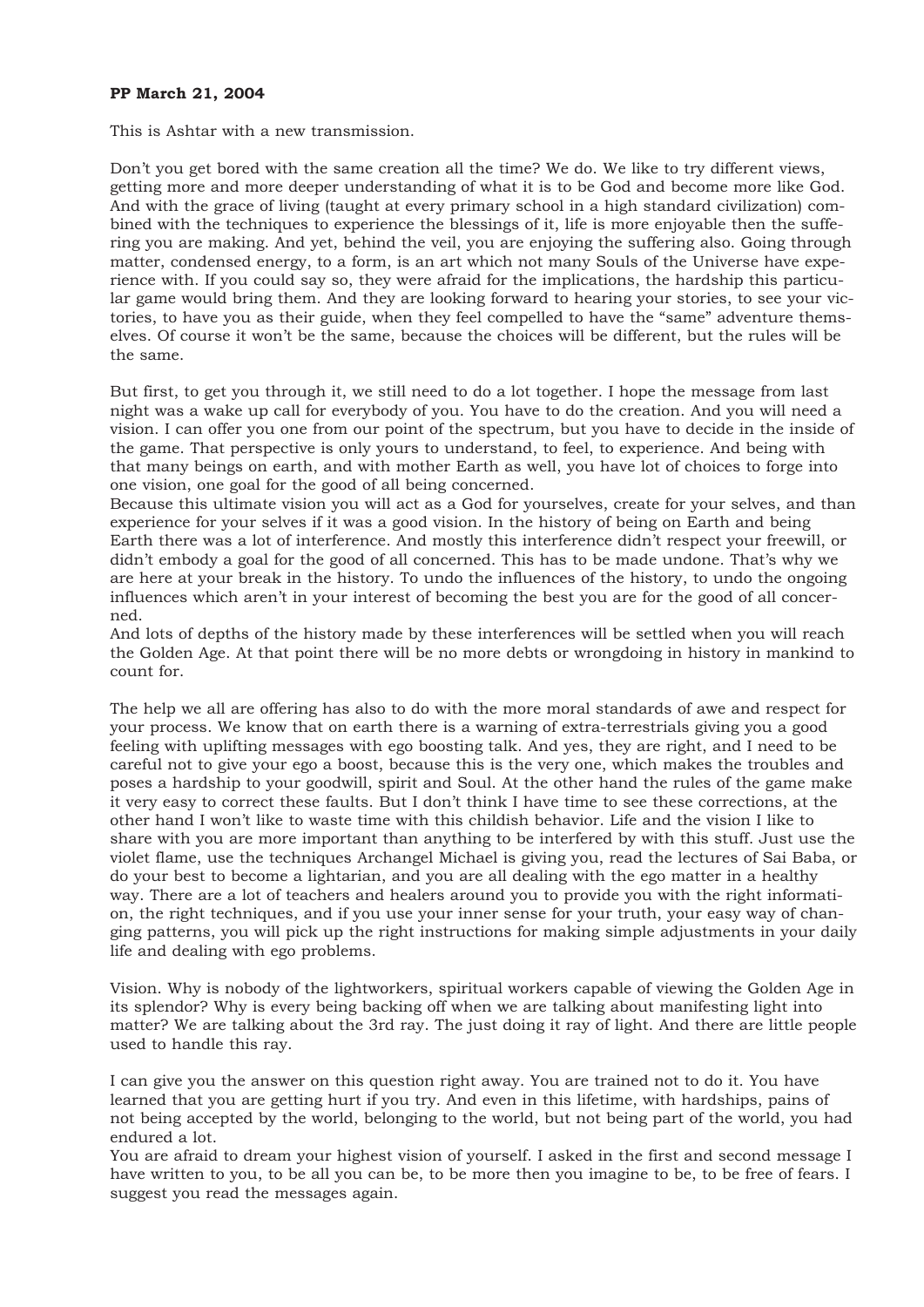**PP March 21, 2004**

This is Ashtar with a new transmission.

Don't you get bored with the same creation all the time? We do. We like to try different views, getting more and more deeper understanding of what it is to be God and become more like God. And with the grace of living (taught at every primary school in a high standard civilization) combined with the techniques to experience the blessings of it, life is more enjoyable then the suffering you are making. And yet, behind the veil, you are enjoying the suffering also. Going through matter, condensed energy, to a form, is an art which not many Souls of the Universe have experience with. If you could say so, they were afraid for the implications, the hardship this particular game would bring them. And they are looking forward to hearing your stories, to see your victories, to have you as their guide, when they feel compelled to have the "same" adventure themselves. Of course it won't be the same, because the choices will be different, but the rules will be the same.

But first, to get you through it, we still need to do a lot together. I hope the message from last night was a wake up call for everybody of you. You have to do the creation. And you will need a vision. I can offer you one from our point of the spectrum, but you have to decide in the inside of the game. That perspective is only yours to understand, to feel, to experience. And being with that many beings on earth, and with mother Earth as well, you have lot of choices to forge into one vision, one goal for the good of all being concerned.
Because this ultimate vision you will act as a God for yourselves, create for your selves, and than experience for your selves if it was a good vision. In the history of being on Earth and being Earth there was a lot of interference. And mostly this interference didn't respect your freewill, or didn't embody a goal for the good of all concerned. This has to be made undone. That's why we are here at your break in the history. To undo the influences of the history, to undo the ongoing influences which aren't in your interest of becoming the best you are for the good of all concerned.
And lots of depths of the history made by these interferences will be settled when you will reach the Golden Age. At that point there will be no more debts or wrongdoing in history in mankind to count for.

The help we all are offering has also to do with the more moral standards of awe and respect for your process. We know that on earth there is a warning of extra-terrestrials giving you a good feeling with uplifting messages with ego boosting talk. And yes, they are right, and I need to be careful not to give your ego a boost, because this is the very one, which makes the troubles and poses a hardship to your goodwill, spirit and Soul. At the other hand the rules of the game make it very easy to correct these faults. But I don't think I have time to see these corrections, at the other hand I won't like to waste time with this childish behavior. Life and the vision I like to share with you are more important than anything to be interfered by with this stuff. Just use the violet flame, use the techniques Archangel Michael is giving you, read the lectures of Sai Baba, or do your best to become a lightarian, and you are all dealing with the ego matter in a healthy way. There are a lot of teachers and healers around you to provide you with the right information, the right techniques, and if you use your inner sense for your truth, your easy way of changing patterns, you will pick up the right instructions for making simple adjustments in your daily life and dealing with ego problems.

Vision. Why is nobody of the lightworkers, spiritual workers capable of viewing the Golden Age in its splendor? Why is every being backing off when we are talking about manifesting light into matter? We are talking about the 3rd ray. The just doing it ray of light. And there are little people used to handle this ray.

I can give you the answer on this question right away. You are trained not to do it. You have learned that you are getting hurt if you try. And even in this lifetime, with hardships, pains of not being accepted by the world, belonging to the world, but not being part of the world, you had endured a lot.
You are afraid to dream your highest vision of yourself. I asked in the first and second message I have written to you, to be all you can be, to be more then you imagine to be, to be free of fears. I suggest you read the messages again.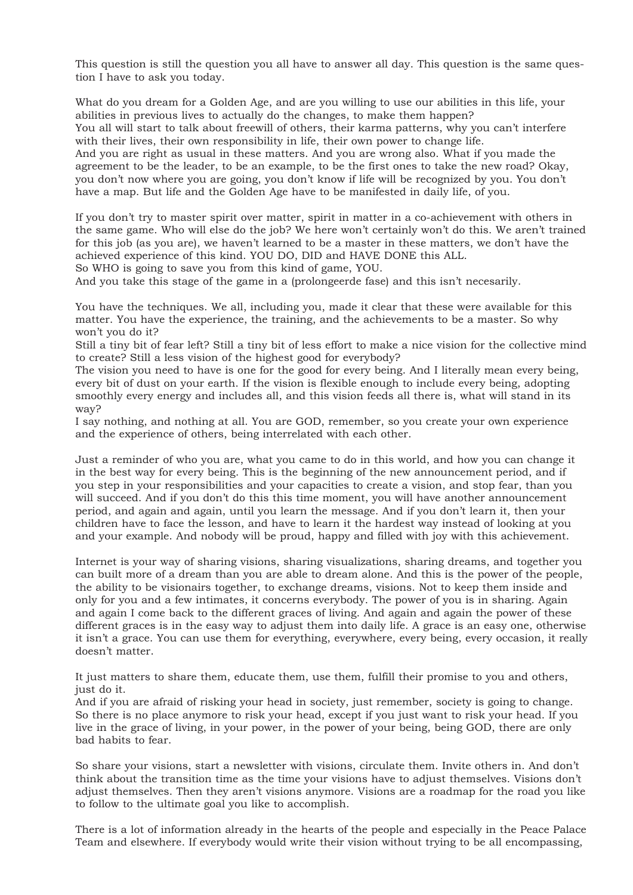This question is still the question you all have to answer all day. This question is the same question I have to ask you today.

What do you dream for a Golden Age, and are you willing to use our abilities in this life, your abilities in previous lives to actually do the changes, to make them happen?
You all will start to talk about freewill of others, their karma patterns, why you can't interfere with their lives, their own responsibility in life, their own power to change life.
And you are right as usual in these matters. And you are wrong also. What if you made the agreement to be the leader, to be an example, to be the first ones to take the new road? Okay, you don't now where you are going, you don't know if life will be recognized by you. You don't have a map. But life and the Golden Age have to be manifested in daily life, of you.

If you don't try to master spirit over matter, spirit in matter in a co-achievement with others in the same game. Who will else do the job? We here won't certainly won't do this. We aren't trained for this job (as you are), we haven't learned to be a master in these matters, we don't have the achieved experience of this kind. YOU DO, DID and HAVE DONE this ALL.
So WHO is going to save you from this kind of game, YOU.
And you take this stage of the game in a (prolongeerde fase) and this isn't necesarily.

You have the techniques. We all, including you, made it clear that these were available for this matter. You have the experience, the training, and the achievements to be a master. So why won't you do it?
Still a tiny bit of fear left? Still a tiny bit of less effort to make a nice vision for the collective mind to create? Still a less vision of the highest good for everybody?
The vision you need to have is one for the good for every being. And I literally mean every being, every bit of dust on your earth. If the vision is flexible enough to include every being, adopting smoothly every energy and includes all, and this vision feeds all there is, what will stand in its way?
I say nothing, and nothing at all. You are GOD, remember, so you create your own experience and the experience of others, being interrelated with each other.

Just a reminder of who you are, what you came to do in this world, and how you can change it in the best way for every being. This is the beginning of the new announcement period, and if you step in your responsibilities and your capacities to create a vision, and stop fear, than you will succeed. And if you don't do this this time moment, you will have another announcement period, and again and again, until you learn the message. And if you don't learn it, then your children have to face the lesson, and have to learn it the hardest way instead of looking at you and your example. And nobody will be proud, happy and filled with joy with this achievement.

Internet is your way of sharing visions, sharing visualizations, sharing dreams, and together you can built more of a dream than you are able to dream alone. And this is the power of the people, the ability to be visionairs together, to exchange dreams, visions. Not to keep them inside and only for you and a few intimates, it concerns everybody. The power of you is in sharing. Again and again I come back to the different graces of living. And again and again the power of these different graces is in the easy way to adjust them into daily life. A grace is an easy one, otherwise it isn't a grace. You can use them for everything, everywhere, every being, every occasion, it really doesn't matter.

It just matters to share them, educate them, use them, fulfill their promise to you and others, just do it.
And if you are afraid of risking your head in society, just remember, society is going to change. So there is no place anymore to risk your head, except if you just want to risk your head. If you live in the grace of living, in your power, in the power of your being, being GOD, there are only bad habits to fear.

So share your visions, start a newsletter with visions, circulate them. Invite others in. And don't think about the transition time as the time your visions have to adjust themselves. Visions don't adjust themselves. Then they aren't visions anymore. Visions are a roadmap for the road you like to follow to the ultimate goal you like to accomplish.

There is a lot of information already in the hearts of the people and especially in the Peace Palace Team and elsewhere. If everybody would write their vision without trying to be all encompassing,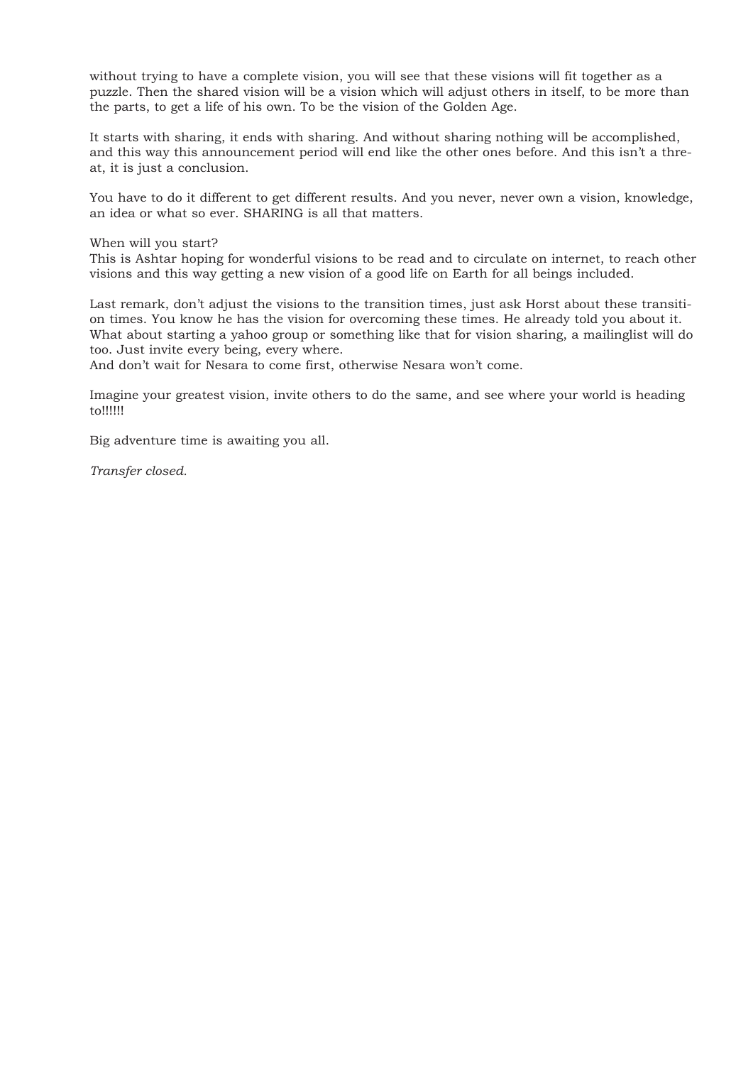without trying to have a complete vision, you will see that these visions will fit together as a puzzle. Then the shared vision will be a vision which will adjust others in itself, to be more than the parts, to get a life of his own. To be the vision of the Golden Age.

It starts with sharing, it ends with sharing. And without sharing nothing will be accomplished, and this way this announcement period will end like the other ones before. And this isn't a threat, it is just a conclusion.

You have to do it different to get different results. And you never, never own a vision, knowledge, an idea or what so ever. SHARING is all that matters.

When will you start?
This is Ashtar hoping for wonderful visions to be read and to circulate on internet, to reach other visions and this way getting a new vision of a good life on Earth for all beings included.

Last remark, don't adjust the visions to the transition times, just ask Horst about these transition times. You know he has the vision for overcoming these times. He already told you about it. What about starting a yahoo group or something like that for vision sharing, a mailinglist will do too. Just invite every being, every where.
And don't wait for Nesara to come first, otherwise Nesara won't come.

Imagine your greatest vision, invite others to do the same, and see where your world is heading to!!!!!!

Big adventure time is awaiting you all.

*Transfer closed.*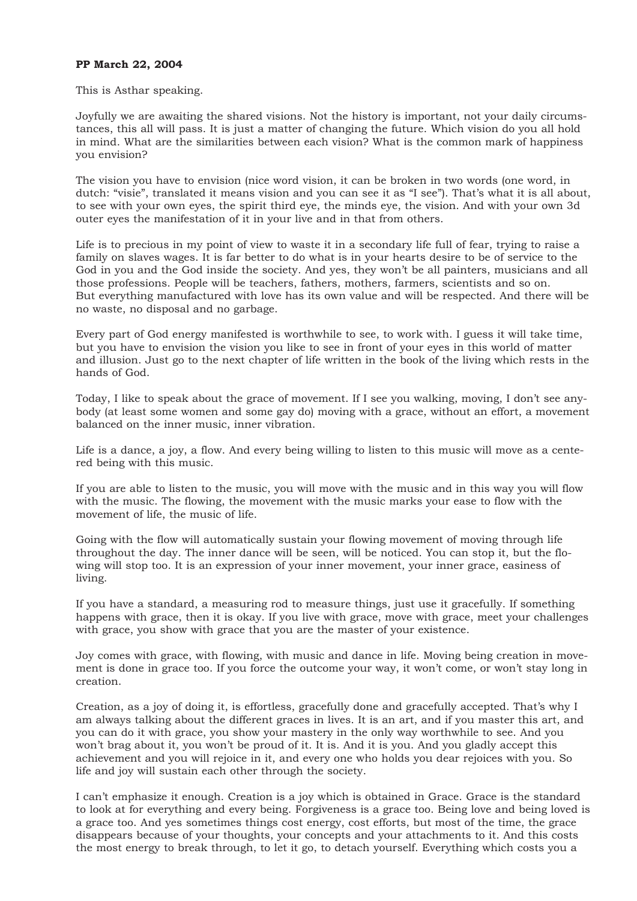**PP March 22, 2004**

This is Asthar speaking.

Joyfully we are awaiting the shared visions. Not the history is important, not your daily circumstances, this all will pass. It is just a matter of changing the future. Which vision do you all hold in mind. What are the similarities between each vision? What is the common mark of happiness you envision?

The vision you have to envision (nice word vision, it can be broken in two words (one word, in dutch: "visie", translated it means vision and you can see it as "I see"). That's what it is all about, to see with your own eyes, the spirit third eye, the minds eye, the vision. And with your own 3d outer eyes the manifestation of it in your live and in that from others.

Life is to precious in my point of view to waste it in a secondary life full of fear, trying to raise a family on slaves wages. It is far better to do what is in your hearts desire to be of service to the God in you and the God inside the society. And yes, they won't be all painters, musicians and all those professions. People will be teachers, fathers, mothers, farmers, scientists and so on. But everything manufactured with love has its own value and will be respected. And there will be no waste, no disposal and no garbage.

Every part of God energy manifested is worthwhile to see, to work with. I guess it will take time, but you have to envision the vision you like to see in front of your eyes in this world of matter and illusion. Just go to the next chapter of life written in the book of the living which rests in the hands of God.

Today, I like to speak about the grace of movement. If I see you walking, moving, I don't see anybody (at least some women and some gay do) moving with a grace, without an effort, a movement balanced on the inner music, inner vibration.

Life is a dance, a joy, a flow. And every being willing to listen to this music will move as a centered being with this music.

If you are able to listen to the music, you will move with the music and in this way you will flow with the music. The flowing, the movement with the music marks your ease to flow with the movement of life, the music of life.

Going with the flow will automatically sustain your flowing movement of moving through life throughout the day. The inner dance will be seen, will be noticed. You can stop it, but the flowing will stop too. It is an expression of your inner movement, your inner grace, easiness of living.

If you have a standard, a measuring rod to measure things, just use it gracefully. If something happens with grace, then it is okay. If you live with grace, move with grace, meet your challenges with grace, you show with grace that you are the master of your existence.

Joy comes with grace, with flowing, with music and dance in life. Moving being creation in movement is done in grace too. If you force the outcome your way, it won't come, or won't stay long in creation.

Creation, as a joy of doing it, is effortless, gracefully done and gracefully accepted. That's why I am always talking about the different graces in lives. It is an art, and if you master this art, and you can do it with grace, you show your mastery in the only way worthwhile to see. And you won't brag about it, you won't be proud of it. It is. And it is you. And you gladly accept this achievement and you will rejoice in it, and every one who holds you dear rejoices with you. So life and joy will sustain each other through the society.

I can't emphasize it enough. Creation is a joy which is obtained in Grace. Grace is the standard to look at for everything and every being. Forgiveness is a grace too. Being love and being loved is a grace too. And yes sometimes things cost energy, cost efforts, but most of the time, the grace disappears because of your thoughts, your concepts and your attachments to it. And this costs the most energy to break through, to let it go, to detach yourself. Everything which costs you a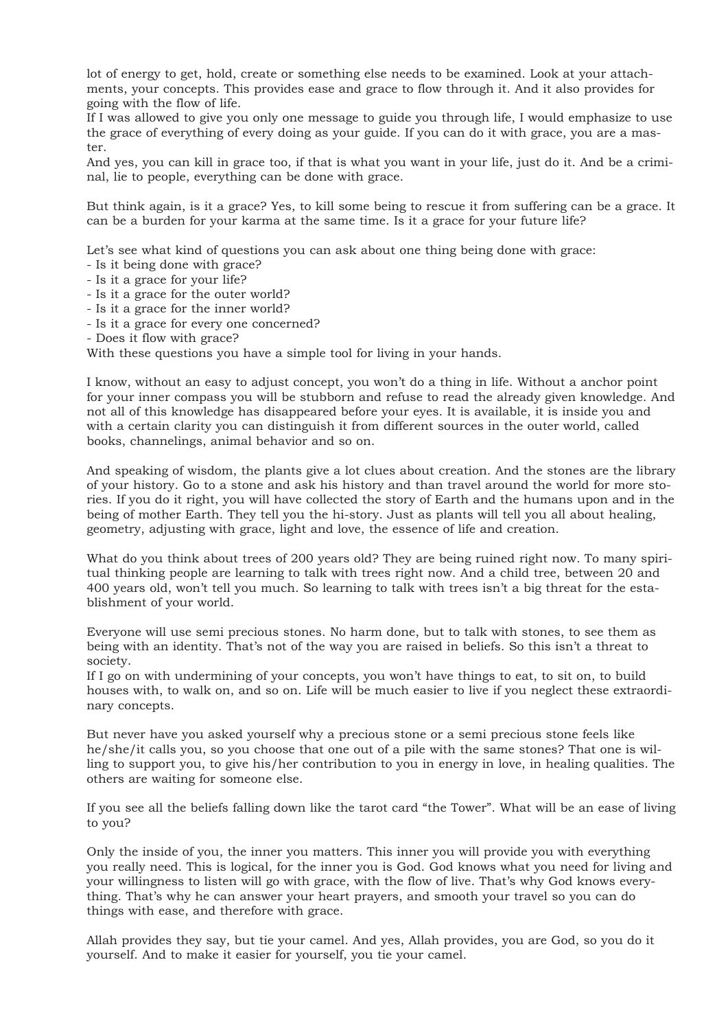lot of energy to get, hold, create or something else needs to be examined. Look at your attachments, your concepts. This provides ease and grace to flow through it. And it also provides for going with the flow of life.
If I was allowed to give you only one message to guide you through life, I would emphasize to use the grace of everything of every doing as your guide. If you can do it with grace, you are a master.
And yes, you can kill in grace too, if that is what you want in your life, just do it. And be a criminal, lie to people, everything can be done with grace.

But think again, is it a grace? Yes, to kill some being to rescue it from suffering can be a grace. It can be a burden for your karma at the same time. Is it a grace for your future life?

Let's see what kind of questions you can ask about one thing being done with grace:
- Is it being done with grace?
- Is it a grace for your life?
- Is it a grace for the outer world?
- Is it a grace for the inner world?
- Is it a grace for every one concerned?
- Does it flow with grace?

With these questions you have a simple tool for living in your hands.

I know, without an easy to adjust concept, you won't do a thing in life. Without a anchor point for your inner compass you will be stubborn and refuse to read the already given knowledge. And not all of this knowledge has disappeared before your eyes. It is available, it is inside you and with a certain clarity you can distinguish it from different sources in the outer world, called books, channelings, animal behavior and so on.

And speaking of wisdom, the plants give a lot clues about creation. And the stones are the library of your history. Go to a stone and ask his history and than travel around the world for more stories. If you do it right, you will have collected the story of Earth and the humans upon and in the being of mother Earth. They tell you the hi-story. Just as plants will tell you all about healing, geometry, adjusting with grace, light and love, the essence of life and creation.

What do you think about trees of 200 years old? They are being ruined right now. To many spiritual thinking people are learning to talk with trees right now. And a child tree, between 20 and 400 years old, won't tell you much. So learning to talk with trees isn't a big threat for the establishment of your world.

Everyone will use semi precious stones. No harm done, but to talk with stones, to see them as being with an identity. That's not of the way you are raised in beliefs. So this isn't a threat to society.
If I go on with undermining of your concepts, you won't have things to eat, to sit on, to build houses with, to walk on, and so on. Life will be much easier to live if you neglect these extraordinary concepts.

But never have you asked yourself why a precious stone or a semi precious stone feels like he/she/it calls you, so you choose that one out of a pile with the same stones? That one is willing to support you, to give his/her contribution to you in energy in love, in healing qualities. The others are waiting for someone else.

If you see all the beliefs falling down like the tarot card "the Tower". What will be an ease of living to you?

Only the inside of you, the inner you matters. This inner you will provide you with everything you really need. This is logical, for the inner you is God. God knows what you need for living and your willingness to listen will go with grace, with the flow of live. That's why God knows everything. That's why he can answer your heart prayers, and smooth your travel so you can do things with ease, and therefore with grace.

Allah provides they say, but tie your camel. And yes, Allah provides, you are God, so you do it yourself. And to make it easier for yourself, you tie your camel.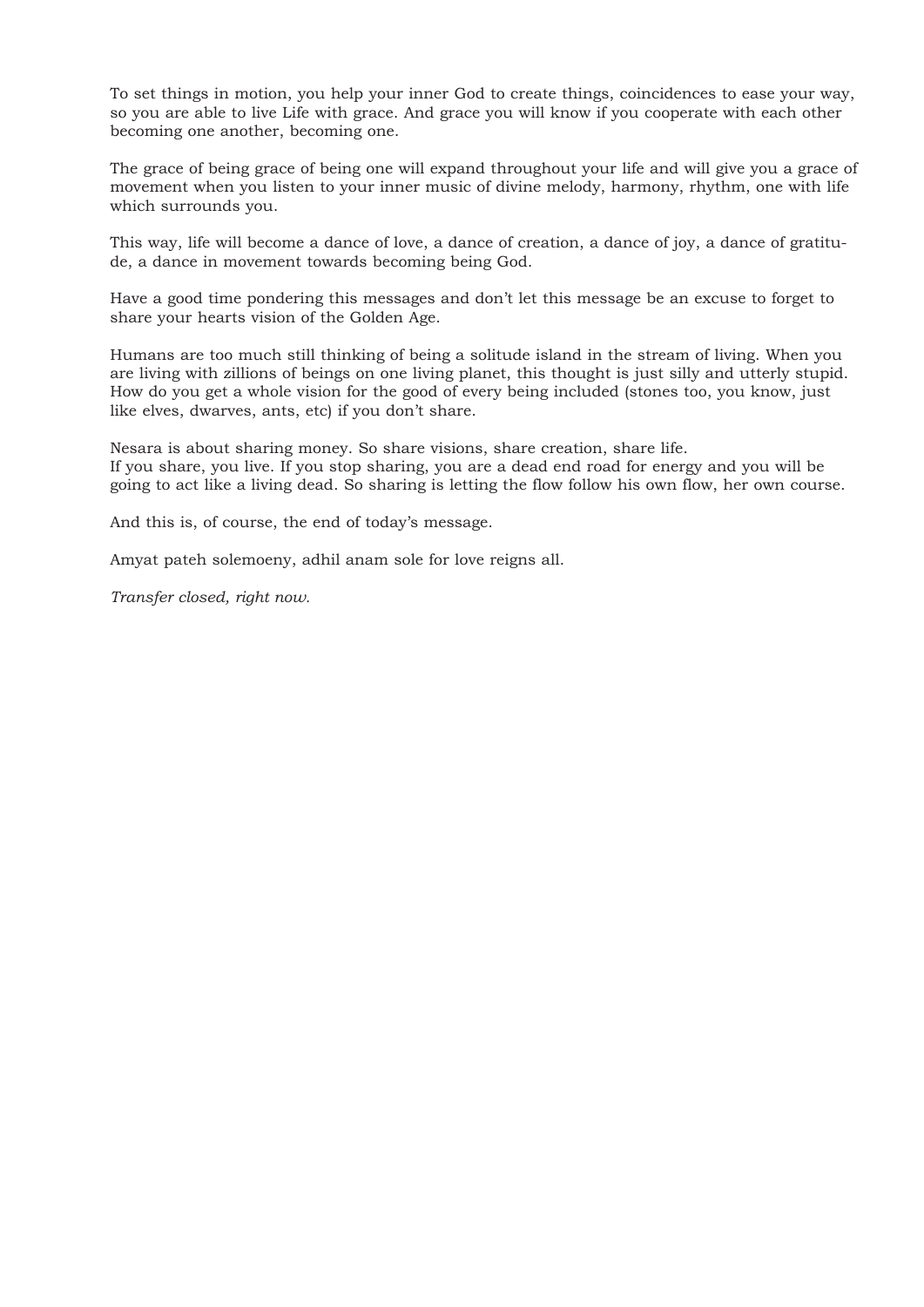To set things in motion, you help your inner God to create things, coincidences to ease your way, so you are able to live Life with grace. And grace you will know if you cooperate with each other becoming one another, becoming one.

The grace of being grace of being one will expand throughout your life and will give you a grace of movement when you listen to your inner music of divine melody, harmony, rhythm, one with life which surrounds you.

This way, life will become a dance of love, a dance of creation, a dance of joy, a dance of gratitude, a dance in movement towards becoming being God.

Have a good time pondering this messages and don't let this message be an excuse to forget to share your hearts vision of the Golden Age.

Humans are too much still thinking of being a solitude island in the stream of living. When you are living with zillions of beings on one living planet, this thought is just silly and utterly stupid. How do you get a whole vision for the good of every being included (stones too, you know, just like elves, dwarves, ants, etc) if you don't share.

Nesara is about sharing money. So share visions, share creation, share life.
If you share, you live. If you stop sharing, you are a dead end road for energy and you will be going to act like a living dead. So sharing is letting the flow follow his own flow, her own course.

And this is, of course, the end of today's message.

Amyat pateh solemoeny, adhil anam sole for love reigns all.

*Transfer closed, right now.*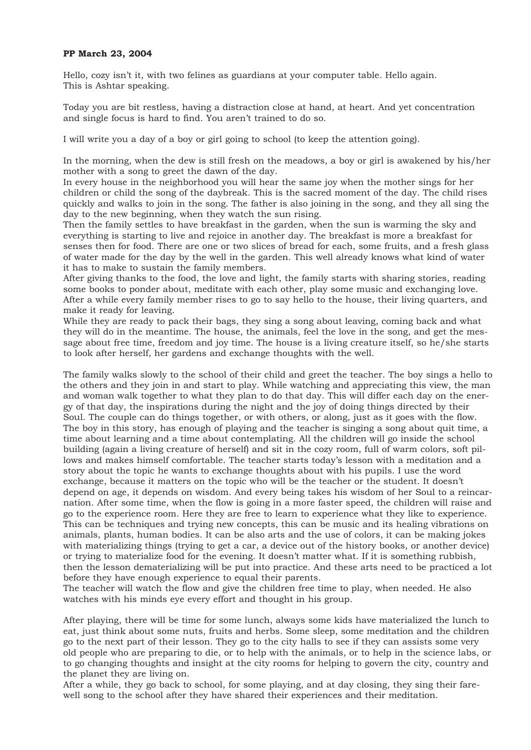**PP March 23, 2004**

Hello, cozy isn't it, with two felines as guardians at your computer table. Hello again.
This is Ashtar speaking.

Today you are bit restless, having a distraction close at hand, at heart. And yet concentration and single focus is hard to find. You aren't trained to do so.

I will write you a day of a boy or girl going to school (to keep the attention going).

In the morning, when the dew is still fresh on the meadows, a boy or girl is awakened by his/her mother with a song to greet the dawn of the day.
In every house in the neighborhood you will hear the same joy when the mother sings for her children or child the song of the daybreak. This is the sacred moment of the day. The child rises quickly and walks to join in the song. The father is also joining in the song, and they all sing the day to the new beginning, when they watch the sun rising.
Then the family settles to have breakfast in the garden, when the sun is warming the sky and everything is starting to live and rejoice in another day. The breakfast is more a breakfast for senses then for food. There are one or two slices of bread for each, some fruits, and a fresh glass of water made for the day by the well in the garden. This well already knows what kind of water it has to make to sustain the family members.
After giving thanks to the food, the love and light, the family starts with sharing stories, reading some books to ponder about, meditate with each other, play some music and exchanging love. After a while every family member rises to go to say hello to the house, their living quarters, and make it ready for leaving.
While they are ready to pack their bags, they sing a song about leaving, coming back and what they will do in the meantime. The house, the animals, feel the love in the song, and get the message about free time, freedom and joy time. The house is a living creature itself, so he/she starts to look after herself, her gardens and exchange thoughts with the well.

The family walks slowly to the school of their child and greet the teacher. The boy sings a hello to the others and they join in and start to play. While watching and appreciating this view, the man and woman walk together to what they plan to do that day. This will differ each day on the energy of that day, the inspirations during the night and the joy of doing things directed by their Soul. The couple can do things together, or with others, or along, just as it goes with the flow.
The boy in this story, has enough of playing and the teacher is singing a song about quit time, a time about learning and a time about contemplating. All the children will go inside the school building (again a living creature of herself) and sit in the cozy room, full of warm colors, soft pillows and makes himself comfortable. The teacher starts today's lesson with a meditation and a story about the topic he wants to exchange thoughts about with his pupils. I use the word exchange, because it matters on the topic who will be the teacher or the student. It doesn't depend on age, it depends on wisdom. And every being takes his wisdom of her Soul to a reincarnation. After some time, when the flow is going in a more faster speed, the children will raise and go to the experience room. Here they are free to learn to experience what they like to experience. This can be techniques and trying new concepts, this can be music and its healing vibrations on animals, plants, human bodies. It can be also arts and the use of colors, it can be making jokes with materializing things (trying to get a car, a device out of the history books, or another device) or trying to materialize food for the evening. It doesn't matter what. If it is something rubbish, then the lesson dematerializing will be put into practice. And these arts need to be practiced a lot before they have enough experience to equal their parents.
The teacher will watch the flow and give the children free time to play, when needed. He also watches with his minds eye every effort and thought in his group.

After playing, there will be time for some lunch, always some kids have materialized the lunch to eat, just think about some nuts, fruits and herbs. Some sleep, some meditation and the children go to the next part of their lesson. They go to the city halls to see if they can assists some very old people who are preparing to die, or to help with the animals, or to help in the science labs, or to go changing thoughts and insight at the city rooms for helping to govern the city, country and the planet they are living on.
After a while, they go back to school, for some playing, and at day closing, they sing their farewell song to the school after they have shared their experiences and their meditation.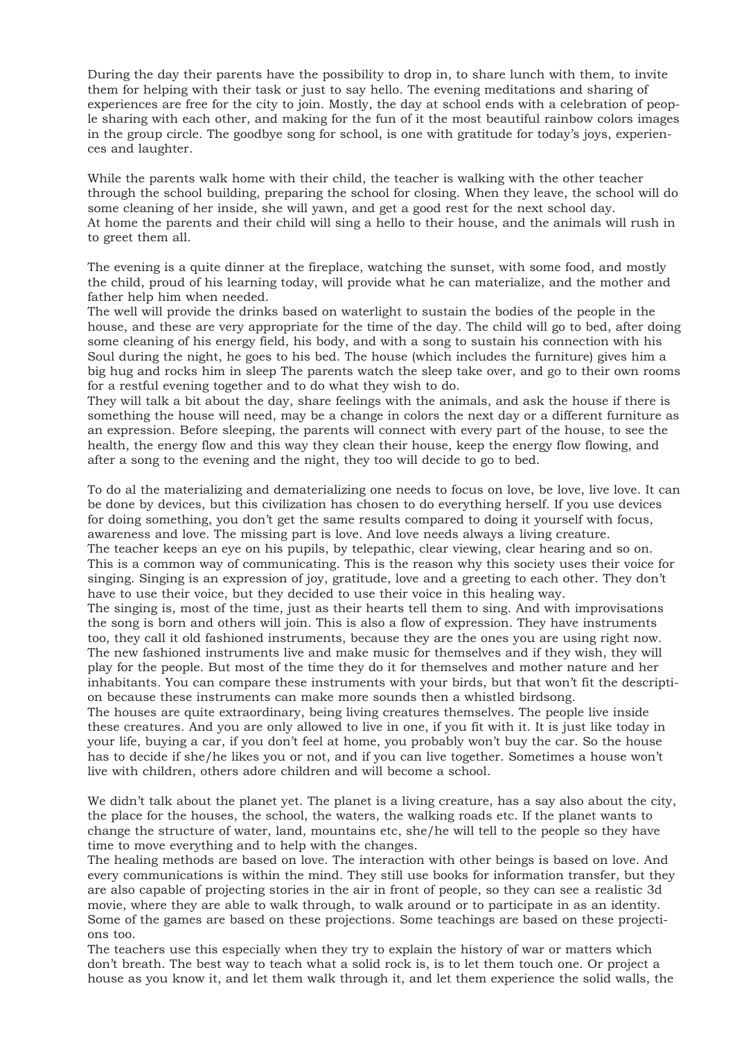During the day their parents have the possibility to drop in, to share lunch with them, to invite them for helping with their task or just to say hello. The evening meditations and sharing of experiences are free for the city to join. Mostly, the day at school ends with a celebration of people sharing with each other, and making for the fun of it the most beautiful rainbow colors images in the group circle. The goodbye song for school, is one with gratitude for today's joys, experiences and laughter.

While the parents walk home with their child, the teacher is walking with the other teacher through the school building, preparing the school for closing. When they leave, the school will do some cleaning of her inside, she will yawn, and get a good rest for the next school day.
At home the parents and their child will sing a hello to their house, and the animals will rush in to greet them all.

The evening is a quite dinner at the fireplace, watching the sunset, with some food, and mostly the child, proud of his learning today, will provide what he can materialize, and the mother and father help him when needed.
The well will provide the drinks based on waterlight to sustain the bodies of the people in the house, and these are very appropriate for the time of the day. The child will go to bed, after doing some cleaning of his energy field, his body, and with a song to sustain his connection with his Soul during the night, he goes to his bed. The house (which includes the furniture) gives him a big hug and rocks him in sleep The parents watch the sleep take over, and go to their own rooms for a restful evening together and to do what they wish to do.
They will talk a bit about the day, share feelings with the animals, and ask the house if there is something the house will need, may be a change in colors the next day or a different furniture as an expression. Before sleeping, the parents will connect with every part of the house, to see the health, the energy flow and this way they clean their house, keep the energy flow flowing, and after a song to the evening and the night, they too will decide to go to bed.

To do al the materializing and dematerializing one needs to focus on love, be love, live love. It can be done by devices, but this civilization has chosen to do everything herself. If you use devices for doing something, you don't get the same results compared to doing it yourself with focus, awareness and love. The missing part is love. And love needs always a living creature.
The teacher keeps an eye on his pupils, by telepathic, clear viewing, clear hearing and so on. This is a common way of communicating. This is the reason why this society uses their voice for singing. Singing is an expression of joy, gratitude, love and a greeting to each other. They don't have to use their voice, but they decided to use their voice in this healing way.
The singing is, most of the time, just as their hearts tell them to sing. And with improvisations the song is born and others will join. This is also a flow of expression. They have instruments too, they call it old fashioned instruments, because they are the ones you are using right now. The new fashioned instruments live and make music for themselves and if they wish, they will play for the people. But most of the time they do it for themselves and mother nature and her inhabitants. You can compare these instruments with your birds, but that won't fit the description because these instruments can make more sounds then a whistled birdsong.
The houses are quite extraordinary, being living creatures themselves. The people live inside these creatures. And you are only allowed to live in one, if you fit with it. It is just like today in your life, buying a car, if you don't feel at home, you probably won't buy the car. So the house has to decide if she/he likes you or not, and if you can live together. Sometimes a house won't live with children, others adore children and will become a school.

We didn't talk about the planet yet. The planet is a living creature, has a say also about the city, the place for the houses, the school, the waters, the walking roads etc. If the planet wants to change the structure of water, land, mountains etc, she/he will tell to the people so they have time to move everything and to help with the changes.
The healing methods are based on love. The interaction with other beings is based on love. And every communications is within the mind. They still use books for information transfer, but they are also capable of projecting stories in the air in front of people, so they can see a realistic 3d movie, where they are able to walk through, to walk around or to participate in as an identity. Some of the games are based on these projections. Some teachings are based on these projections too.
The teachers use this especially when they try to explain the history of war or matters which don't breath. The best way to teach what a solid rock is, is to let them touch one. Or project a house as you know it, and let them walk through it, and let them experience the solid walls, the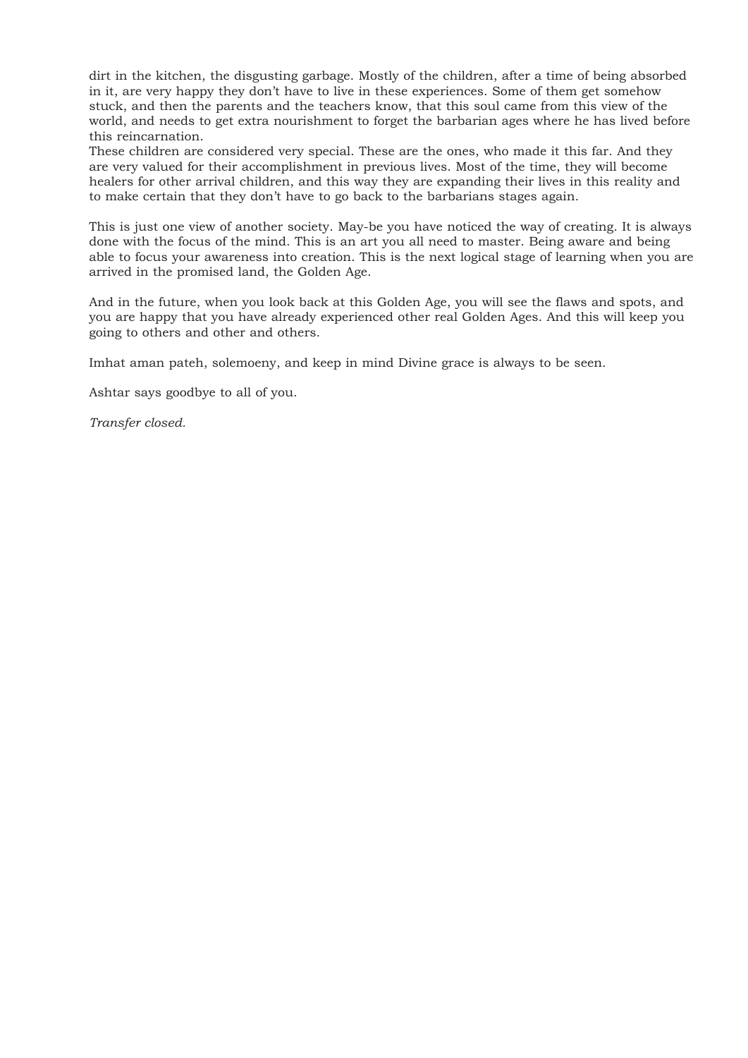dirt in the kitchen, the disgusting garbage. Mostly of the children, after a time of being absorbed in it, are very happy they don't have to live in these experiences. Some of them get somehow stuck, and then the parents and the teachers know, that this soul came from this view of the world, and needs to get extra nourishment to forget the barbarian ages where he has lived before this reincarnation.
These children are considered very special. These are the ones, who made it this far. And they are very valued for their accomplishment in previous lives. Most of the time, they will become healers for other arrival children, and this way they are expanding their lives in this reality and to make certain that they don't have to go back to the barbarians stages again.

This is just one view of another society. May-be you have noticed the way of creating. It is always done with the focus of the mind. This is an art you all need to master. Being aware and being able to focus your awareness into creation. This is the next logical stage of learning when you are arrived in the promised land, the Golden Age.

And in the future, when you look back at this Golden Age, you will see the flaws and spots, and you are happy that you have already experienced other real Golden Ages. And this will keep you going to others and other and others.

Imhat aman pateh, solemoeny, and keep in mind Divine grace is always to be seen.

Ashtar says goodbye to all of you.

*Transfer closed.*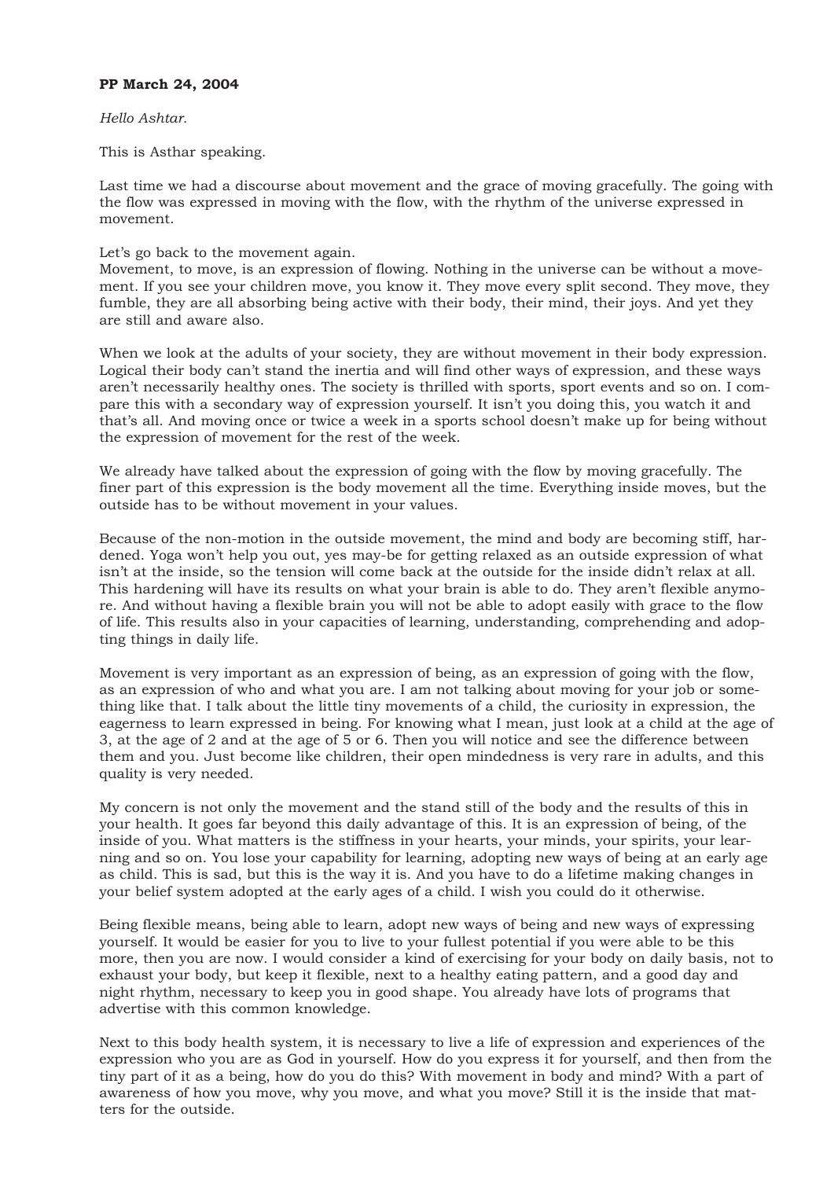**PP March 24, 2004**

*Hello Ashtar.*

This is Asthar speaking.

Last time we had a discourse about movement and the grace of moving gracefully. The going with the flow was expressed in moving with the flow, with the rhythm of the universe expressed in movement.

Let's go back to the movement again.
Movement, to move, is an expression of flowing. Nothing in the universe can be without a movement. If you see your children move, you know it. They move every split second. They move, they fumble, they are all absorbing being active with their body, their mind, their joys. And yet they are still and aware also.

When we look at the adults of your society, they are without movement in their body expression. Logical their body can't stand the inertia and will find other ways of expression, and these ways aren't necessarily healthy ones. The society is thrilled with sports, sport events and so on. I compare this with a secondary way of expression yourself. It isn't you doing this, you watch it and that's all. And moving once or twice a week in a sports school doesn't make up for being without the expression of movement for the rest of the week.

We already have talked about the expression of going with the flow by moving gracefully. The finer part of this expression is the body movement all the time. Everything inside moves, but the outside has to be without movement in your values.

Because of the non-motion in the outside movement, the mind and body are becoming stiff, hardened. Yoga won't help you out, yes may-be for getting relaxed as an outside expression of what isn't at the inside, so the tension will come back at the outside for the inside didn't relax at all. This hardening will have its results on what your brain is able to do. They aren't flexible anymore. And without having a flexible brain you will not be able to adopt easily with grace to the flow of life. This results also in your capacities of learning, understanding, comprehending and adopting things in daily life.

Movement is very important as an expression of being, as an expression of going with the flow, as an expression of who and what you are. I am not talking about moving for your job or something like that. I talk about the little tiny movements of a child, the curiosity in expression, the eagerness to learn expressed in being. For knowing what I mean, just look at a child at the age of 3, at the age of 2 and at the age of 5 or 6. Then you will notice and see the difference between them and you. Just become like children, their open mindedness is very rare in adults, and this quality is very needed.

My concern is not only the movement and the stand still of the body and the results of this in your health. It goes far beyond this daily advantage of this. It is an expression of being, of the inside of you. What matters is the stiffness in your hearts, your minds, your spirits, your learning and so on. You lose your capability for learning, adopting new ways of being at an early age as child. This is sad, but this is the way it is. And you have to do a lifetime making changes in your belief system adopted at the early ages of a child. I wish you could do it otherwise.

Being flexible means, being able to learn, adopt new ways of being and new ways of expressing yourself. It would be easier for you to live to your fullest potential if you were able to be this more, then you are now. I would consider a kind of exercising for your body on daily basis, not to exhaust your body, but keep it flexible, next to a healthy eating pattern, and a good day and night rhythm, necessary to keep you in good shape. You already have lots of programs that advertise with this common knowledge.

Next to this body health system, it is necessary to live a life of expression and experiences of the expression who you are as God in yourself. How do you express it for yourself, and then from the tiny part of it as a being, how do you do this? With movement in body and mind? With a part of awareness of how you move, why you move, and what you move? Still it is the inside that matters for the outside.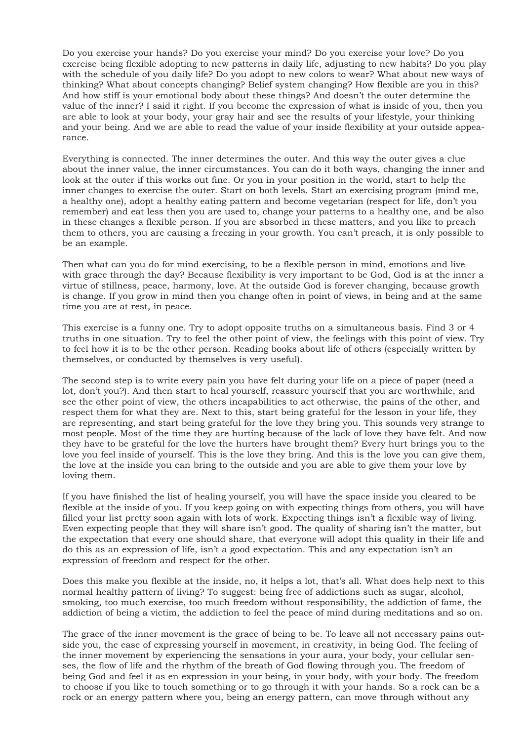Do you exercise your hands? Do you exercise your mind? Do you exercise your love? Do you exercise being flexible adopting to new patterns in daily life, adjusting to new habits? Do you play with the schedule of you daily life? Do you adopt to new colors to wear? What about new ways of thinking? What about concepts changing? Belief system changing? How flexible are you in this? And how stiff is your emotional body about these things? And doesn't the outer determine the value of the inner? I said it right. If you become the expression of what is inside of you, then you are able to look at your body, your gray hair and see the results of your lifestyle, your thinking and your being. And we are able to read the value of your inside flexibility at your outside appearance.

Everything is connected. The inner determines the outer. And this way the outer gives a clue about the inner value, the inner circumstances. You can do it both ways, changing the inner and look at the outer if this works out fine. Or you in your position in the world, start to help the inner changes to exercise the outer. Start on both levels. Start an exercising program (mind me, a healthy one), adopt a healthy eating pattern and become vegetarian (respect for life, don't you remember) and eat less then you are used to, change your patterns to a healthy one, and be also in these changes a flexible person. If you are absorbed in these matters, and you like to preach them to others, you are causing a freezing in your growth. You can't preach, it is only possible to be an example.

Then what can you do for mind exercising, to be a flexible person in mind, emotions and live with grace through the day? Because flexibility is very important to be God, God is at the inner a virtue of stillness, peace, harmony, love. At the outside God is forever changing, because growth is change. If you grow in mind then you change often in point of views, in being and at the same time you are at rest, in peace.

This exercise is a funny one. Try to adopt opposite truths on a simultaneous basis. Find 3 or 4 truths in one situation. Try to feel the other point of view, the feelings with this point of view. Try to feel how it is to be the other person. Reading books about life of others (especially written by themselves, or conducted by themselves is very useful).

The second step is to write every pain you have felt during your life on a piece of paper (need a lot, don't you?). And then start to heal yourself, reassure yourself that you are worthwhile, and see the other point of view, the others incapabilities to act otherwise, the pains of the other, and respect them for what they are. Next to this, start being grateful for the lesson in your life, they are representing, and start being grateful for the love they bring you. This sounds very strange to most people. Most of the time they are hurting because of the lack of love they have felt. And now they have to be grateful for the love the hurters have brought them? Every hurt brings you to the love you feel inside of yourself. This is the love they bring. And this is the love you can give them, the love at the inside you can bring to the outside and you are able to give them your love by loving them.

If you have finished the list of healing yourself, you will have the space inside you cleared to be flexible at the inside of you. If you keep going on with expecting things from others, you will have filled your list pretty soon again with lots of work. Expecting things isn't a flexible way of living. Even expecting people that they will share isn't good. The quality of sharing isn't the matter, but the expectation that every one should share, that everyone will adopt this quality in their life and do this as an expression of life, isn't a good expectation. This and any expectation isn't an expression of freedom and respect for the other.

Does this make you flexible at the inside, no, it helps a lot, that's all. What does help next to this normal healthy pattern of living? To suggest: being free of addictions such as sugar, alcohol, smoking, too much exercise, too much freedom without responsibility, the addiction of fame, the addiction of being a victim, the addiction to feel the peace of mind during meditations and so on.

The grace of the inner movement is the grace of being to be. To leave all not necessary pains outside you, the ease of expressing yourself in movement, in creativity, in being God. The feeling of the inner movement by experiencing the sensations in your aura, your body, your cellular senses, the flow of life and the rhythm of the breath of God flowing through you. The freedom of being God and feel it as en expression in your being, in your body, with your body. The freedom to choose if you like to touch something or to go through it with your hands. So a rock can be a rock or an energy pattern where you, being an energy pattern, can move through without any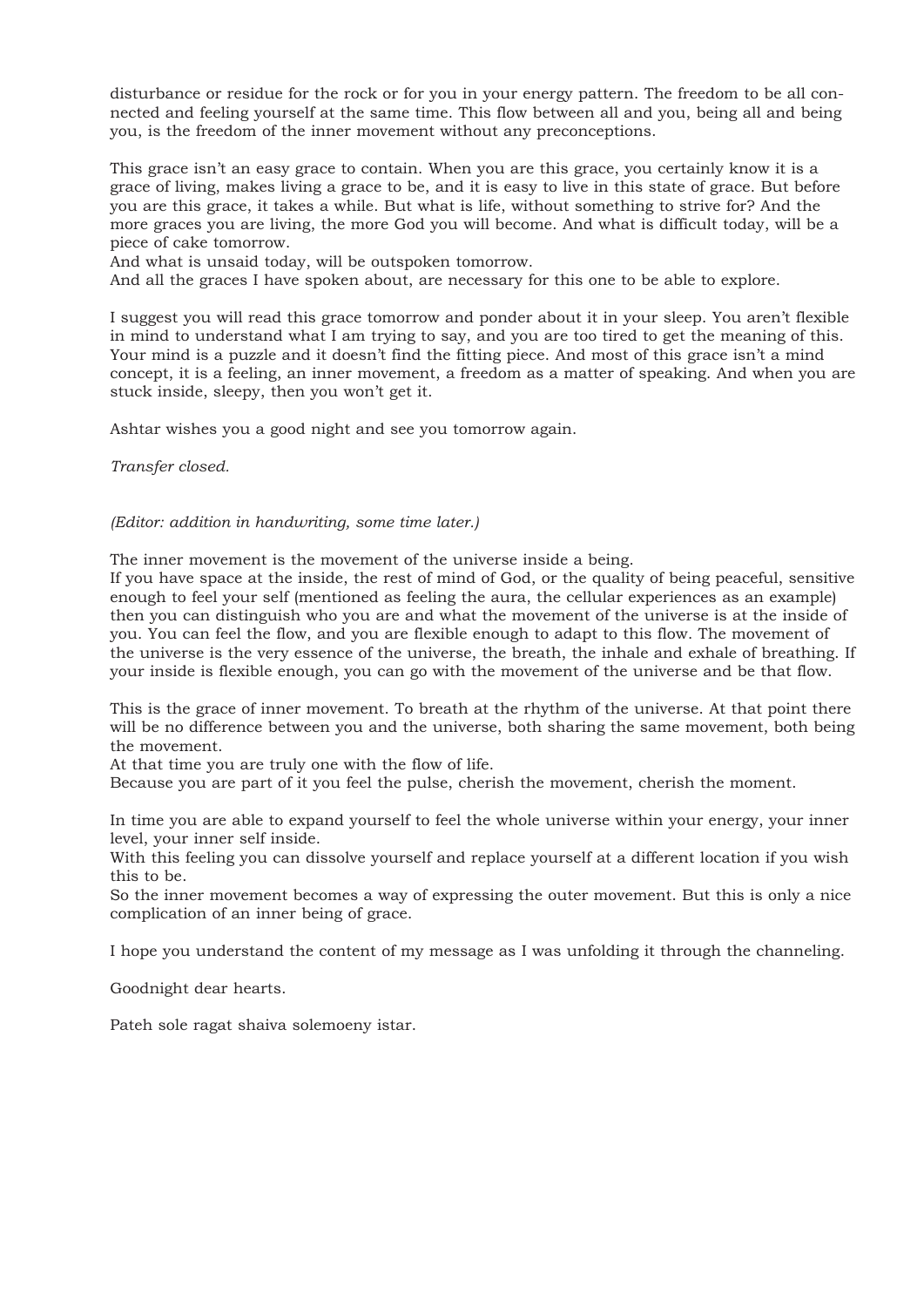disturbance or residue for the rock or for you in your energy pattern. The freedom to be all connected and feeling yourself at the same time. This flow between all and you, being all and being you, is the freedom of the inner movement without any preconceptions.

This grace isn't an easy grace to contain. When you are this grace, you certainly know it is a grace of living, makes living a grace to be, and it is easy to live in this state of grace. But before you are this grace, it takes a while. But what is life, without something to strive for? And the more graces you are living, the more God you will become. And what is difficult today, will be a piece of cake tomorrow.
And what is unsaid today, will be outspoken tomorrow.
And all the graces I have spoken about, are necessary for this one to be able to explore.

I suggest you will read this grace tomorrow and ponder about it in your sleep. You aren't flexible in mind to understand what I am trying to say, and you are too tired to get the meaning of this. Your mind is a puzzle and it doesn't find the fitting piece. And most of this grace isn't a mind concept, it is a feeling, an inner movement, a freedom as a matter of speaking. And when you are stuck inside, sleepy, then you won't get it.

Ashtar wishes you a good night and see you tomorrow again.

*Transfer closed.*

*(Editor: addition in handwriting, some time later.)*

The inner movement is the movement of the universe inside a being.
If you have space at the inside, the rest of mind of God, or the quality of being peaceful, sensitive enough to feel your self (mentioned as feeling the aura, the cellular experiences as an example) then you can distinguish who you are and what the movement of the universe is at the inside of you. You can feel the flow, and you are flexible enough to adapt to this flow. The movement of the universe is the very essence of the universe, the breath, the inhale and exhale of breathing. If your inside is flexible enough, you can go with the movement of the universe and be that flow.

This is the grace of inner movement. To breath at the rhythm of the universe. At that point there will be no difference between you and the universe, both sharing the same movement, both being the movement.
At that time you are truly one with the flow of life.
Because you are part of it you feel the pulse, cherish the movement, cherish the moment.

In time you are able to expand yourself to feel the whole universe within your energy, your inner level, your inner self inside.
With this feeling you can dissolve yourself and replace yourself at a different location if you wish this to be.
So the inner movement becomes a way of expressing the outer movement. But this is only a nice complication of an inner being of grace.

I hope you understand the content of my message as I was unfolding it through the channeling.

Goodnight dear hearts.

Pateh sole ragat shaiva solemoeny istar.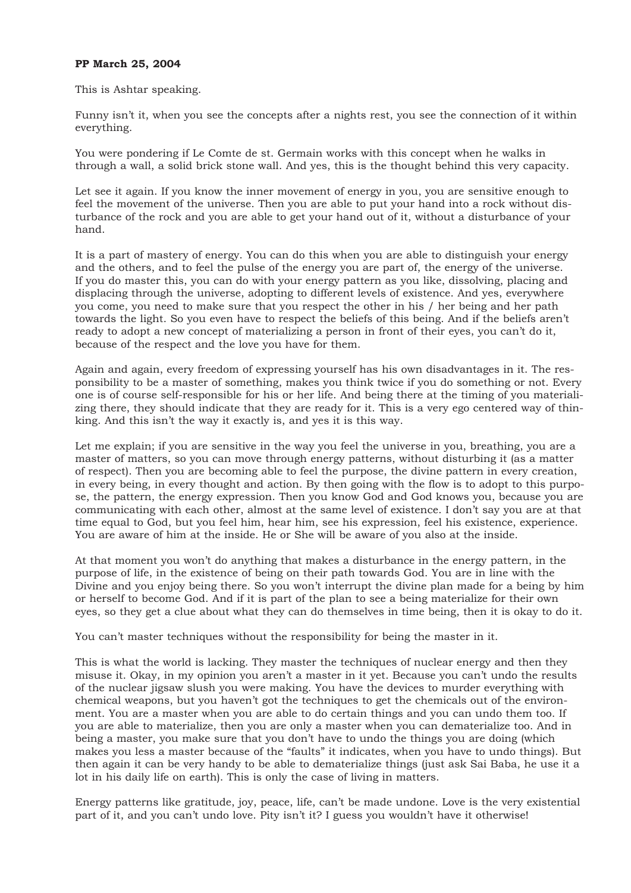**PP March 25, 2004**

This is Ashtar speaking.

Funny isn't it, when you see the concepts after a nights rest, you see the connection of it within everything.

You were pondering if Le Comte de st. Germain works with this concept when he walks in through a wall, a solid brick stone wall. And yes, this is the thought behind this very capacity.

Let see it again. If you know the inner movement of energy in you, you are sensitive enough to feel the movement of the universe. Then you are able to put your hand into a rock without disturbance of the rock and you are able to get your hand out of it, without a disturbance of your hand.

It is a part of mastery of energy. You can do this when you are able to distinguish your energy and the others, and to feel the pulse of the energy you are part of, the energy of the universe. If you do master this, you can do with your energy pattern as you like, dissolving, placing and displacing through the universe, adopting to different levels of existence. And yes, everywhere you come, you need to make sure that you respect the other in his / her being and her path towards the light. So you even have to respect the beliefs of this being. And if the beliefs aren't ready to adopt a new concept of materializing a person in front of their eyes, you can't do it, because of the respect and the love you have for them.

Again and again, every freedom of expressing yourself has his own disadvantages in it. The responsibility to be a master of something, makes you think twice if you do something or not. Every one is of course self-responsible for his or her life. And being there at the timing of you materializing there, they should indicate that they are ready for it. This is a very ego centered way of thinking. And this isn't the way it exactly is, and yes it is this way.

Let me explain; if you are sensitive in the way you feel the universe in you, breathing, you are a master of matters, so you can move through energy patterns, without disturbing it (as a matter of respect). Then you are becoming able to feel the purpose, the divine pattern in every creation, in every being, in every thought and action. By then going with the flow is to adopt to this purpose, the pattern, the energy expression. Then you know God and God knows you, because you are communicating with each other, almost at the same level of existence. I don't say you are at that time equal to God, but you feel him, hear him, see his expression, feel his existence, experience. You are aware of him at the inside. He or She will be aware of you also at the inside.

At that moment you won't do anything that makes a disturbance in the energy pattern, in the purpose of life, in the existence of being on their path towards God. You are in line with the Divine and you enjoy being there. So you won't interrupt the divine plan made for a being by him or herself to become God. And if it is part of the plan to see a being materialize for their own eyes, so they get a clue about what they can do themselves in time being, then it is okay to do it.

You can't master techniques without the responsibility for being the master in it.

This is what the world is lacking. They master the techniques of nuclear energy and then they misuse it. Okay, in my opinion you aren't a master in it yet. Because you can't undo the results of the nuclear jigsaw slush you were making. You have the devices to murder everything with chemical weapons, but you haven't got the techniques to get the chemicals out of the environment. You are a master when you are able to do certain things and you can undo them too. If you are able to materialize, then you are only a master when you can dematerialize too. And in being a master, you make sure that you don't have to undo the things you are doing (which makes you less a master because of the "faults" it indicates, when you have to undo things). But then again it can be very handy to be able to dematerialize things (just ask Sai Baba, he use it a lot in his daily life on earth). This is only the case of living in matters.

Energy patterns like gratitude, joy, peace, life, can't be made undone. Love is the very existential part of it, and you can't undo love. Pity isn't it? I guess you wouldn't have it otherwise!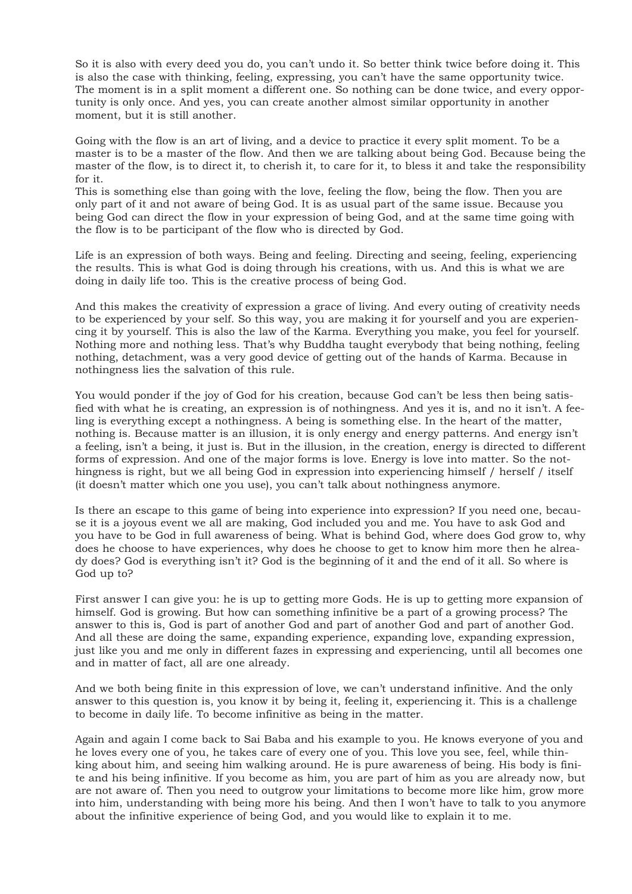So it is also with every deed you do, you can't undo it. So better think twice before doing it. This is also the case with thinking, feeling, expressing, you can't have the same opportunity twice. The moment is in a split moment a different one. So nothing can be done twice, and every opportunity is only once. And yes, you can create another almost similar opportunity in another moment, but it is still another.

Going with the flow is an art of living, and a device to practice it every split moment. To be a master is to be a master of the flow. And then we are talking about being God. Because being the master of the flow, is to direct it, to cherish it, to care for it, to bless it and take the responsibility for it.
This is something else than going with the love, feeling the flow, being the flow. Then you are only part of it and not aware of being God. It is as usual part of the same issue. Because you being God can direct the flow in your expression of being God, and at the same time going with the flow is to be participant of the flow who is directed by God.

Life is an expression of both ways. Being and feeling. Directing and seeing, feeling, experiencing the results. This is what God is doing through his creations, with us. And this is what we are doing in daily life too. This is the creative process of being God.

And this makes the creativity of expression a grace of living. And every outing of creativity needs to be experienced by your self. So this way, you are making it for yourself and you are experiencing it by yourself. This is also the law of the Karma. Everything you make, you feel for yourself. Nothing more and nothing less. That's why Buddha taught everybody that being nothing, feeling nothing, detachment, was a very good device of getting out of the hands of Karma. Because in nothingness lies the salvation of this rule.

You would ponder if the joy of God for his creation, because God can't be less then being satisfied with what he is creating, an expression is of nothingness. And yes it is, and no it isn't. A feeling is everything except a nothingness. A being is something else. In the heart of the matter, nothing is. Because matter is an illusion, it is only energy and energy patterns. And energy isn't a feeling, isn't a being, it just is. But in the illusion, in the creation, energy is directed to different forms of expression. And one of the major forms is love. Energy is love into matter. So the nothingness is right, but we all being God in expression into experiencing himself / herself / itself (it doesn't matter which one you use), you can't talk about nothingness anymore.

Is there an escape to this game of being into experience into expression? If you need one, because it is a joyous event we all are making, God included you and me. You have to ask God and you have to be God in full awareness of being. What is behind God, where does God grow to, why does he choose to have experiences, why does he choose to get to know him more then he already does? God is everything isn't it? God is the beginning of it and the end of it all. So where is God up to?

First answer I can give you: he is up to getting more Gods. He is up to getting more expansion of himself. God is growing. But how can something infinitive be a part of a growing process? The answer to this is, God is part of another God and part of another God and part of another God. And all these are doing the same, expanding experience, expanding love, expanding expression, just like you and me only in different fazes in expressing and experiencing, until all becomes one and in matter of fact, all are one already.

And we both being finite in this expression of love, we can't understand infinitive. And the only answer to this question is, you know it by being it, feeling it, experiencing it. This is a challenge to become in daily life. To become infinitive as being in the matter.

Again and again I come back to Sai Baba and his example to you. He knows everyone of you and he loves every one of you, he takes care of every one of you. This love you see, feel, while thinking about him, and seeing him walking around. He is pure awareness of being. His body is finite and his being infinitive. If you become as him, you are part of him as you are already now, but are not aware of. Then you need to outgrow your limitations to become more like him, grow more into him, understanding with being more his being. And then I won't have to talk to you anymore about the infinitive experience of being God, and you would like to explain it to me.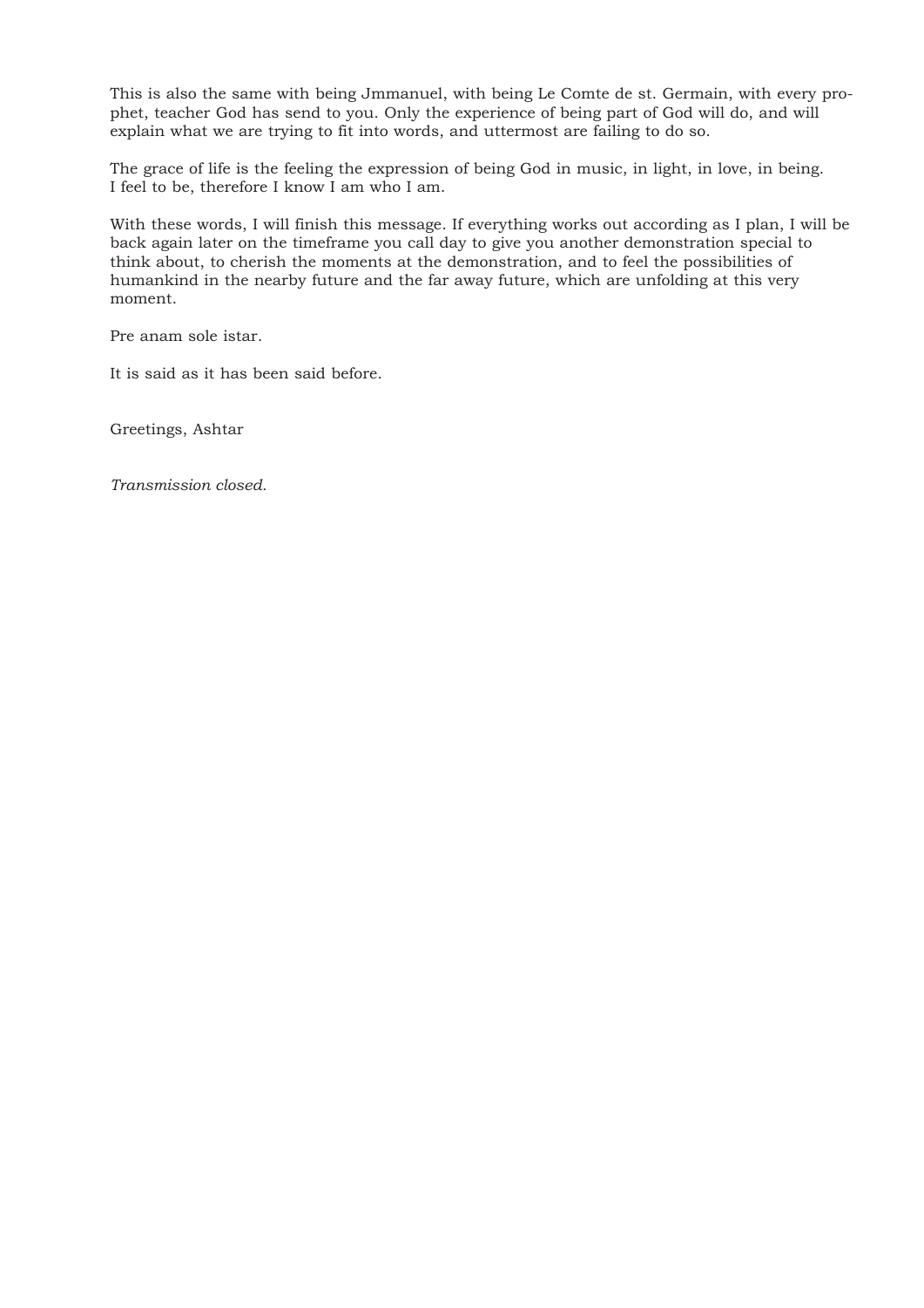This is also the same with being Jmmanuel, with being Le Comte de st. Germain, with every prophet, teacher God has send to you. Only the experience of being part of God will do, and will explain what we are trying to fit into words, and uttermost are failing to do so.

The grace of life is the feeling the expression of being God in music, in light, in love, in being.
I feel to be, therefore I know I am who I am.

With these words, I will finish this message. If everything works out according as I plan, I will be back again later on the timeframe you call day to give you another demonstration special to think about, to cherish the moments at the demonstration, and to feel the possibilities of humankind in the nearby future and the far away future, which are unfolding at this very moment.

Pre anam sole istar.

It is said as it has been said before.

Greetings, Ashtar

*Transmission closed.*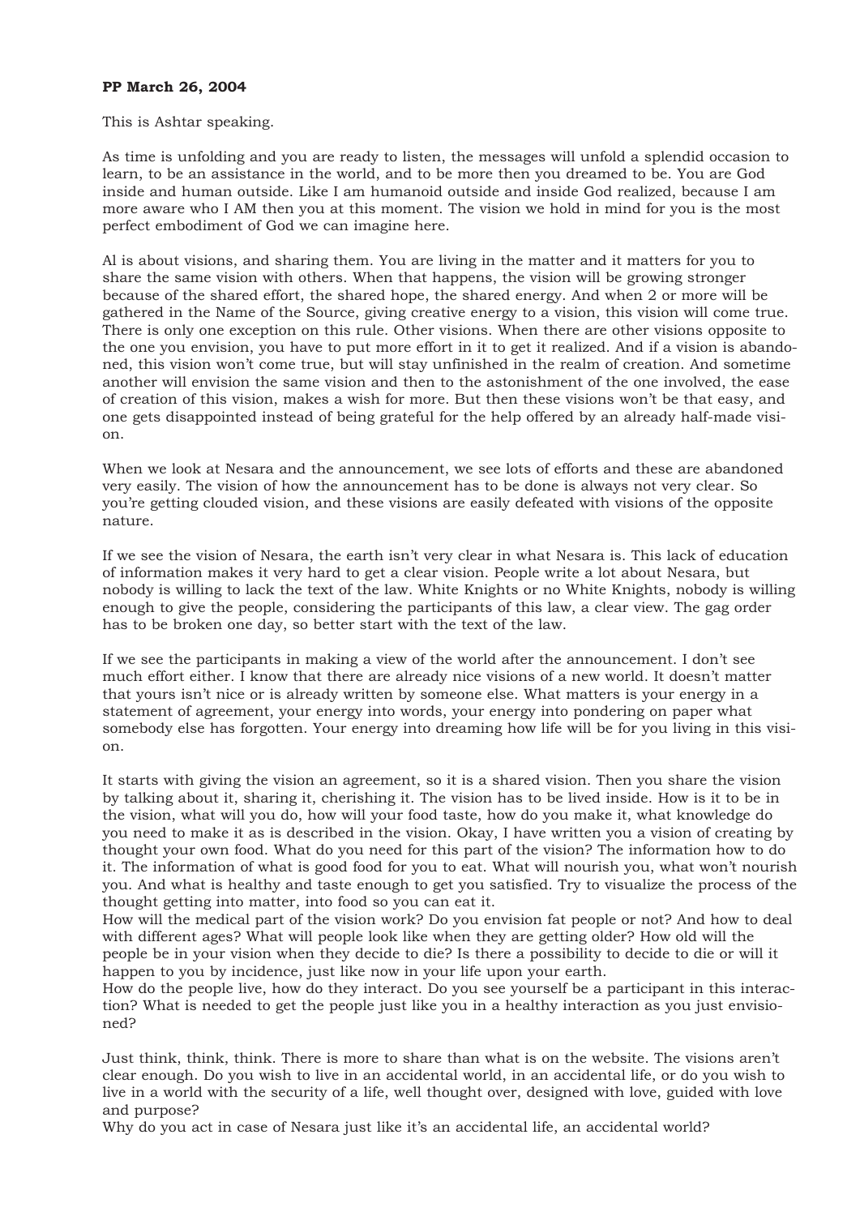**PP March 26, 2004**

This is Ashtar speaking.

As time is unfolding and you are ready to listen, the messages will unfold a splendid occasion to learn, to be an assistance in the world, and to be more then you dreamed to be. You are God inside and human outside. Like I am humanoid outside and inside God realized, because I am more aware who I AM then you at this moment. The vision we hold in mind for you is the most perfect embodiment of God we can imagine here.

Al is about visions, and sharing them. You are living in the matter and it matters for you to share the same vision with others. When that happens, the vision will be growing stronger because of the shared effort, the shared hope, the shared energy. And when 2 or more will be gathered in the Name of the Source, giving creative energy to a vision, this vision will come true. There is only one exception on this rule. Other visions. When there are other visions opposite to the one you envision, you have to put more effort in it to get it realized. And if a vision is abandoned, this vision won't come true, but will stay unfinished in the realm of creation. And sometime another will envision the same vision and then to the astonishment of the one involved, the ease of creation of this vision, makes a wish for more. But then these visions won't be that easy, and one gets disappointed instead of being grateful for the help offered by an already half-made vision.

When we look at Nesara and the announcement, we see lots of efforts and these are abandoned very easily. The vision of how the announcement has to be done is always not very clear. So you're getting clouded vision, and these visions are easily defeated with visions of the opposite nature.

If we see the vision of Nesara, the earth isn't very clear in what Nesara is. This lack of education of information makes it very hard to get a clear vision. People write a lot about Nesara, but nobody is willing to lack the text of the law. White Knights or no White Knights, nobody is willing enough to give the people, considering the participants of this law, a clear view. The gag order has to be broken one day, so better start with the text of the law.

If we see the participants in making a view of the world after the announcement. I don't see much effort either. I know that there are already nice visions of a new world. It doesn't matter that yours isn't nice or is already written by someone else. What matters is your energy in a statement of agreement, your energy into words, your energy into pondering on paper what somebody else has forgotten. Your energy into dreaming how life will be for you living in this vision.

It starts with giving the vision an agreement, so it is a shared vision. Then you share the vision by talking about it, sharing it, cherishing it. The vision has to be lived inside. How is it to be in the vision, what will you do, how will your food taste, how do you make it, what knowledge do you need to make it as is described in the vision. Okay, I have written you a vision of creating by thought your own food. What do you need for this part of the vision? The information how to do it. The information of what is good food for you to eat. What will nourish you, what won't nourish you. And what is healthy and taste enough to get you satisfied. Try to visualize the process of the thought getting into matter, into food so you can eat it.
How will the medical part of the vision work? Do you envision fat people or not? And how to deal with different ages? What will people look like when they are getting older? How old will the people be in your vision when they decide to die? Is there a possibility to decide to die or will it happen to you by incidence, just like now in your life upon your earth.
How do the people live, how do they interact. Do you see yourself be a participant in this interaction? What is needed to get the people just like you in a healthy interaction as you just envisioned?

Just think, think, think. There is more to share than what is on the website. The visions aren't clear enough. Do you wish to live in an accidental world, in an accidental life, or do you wish to live in a world with the security of a life, well thought over, designed with love, guided with love and purpose?
Why do you act in case of Nesara just like it's an accidental life, an accidental world?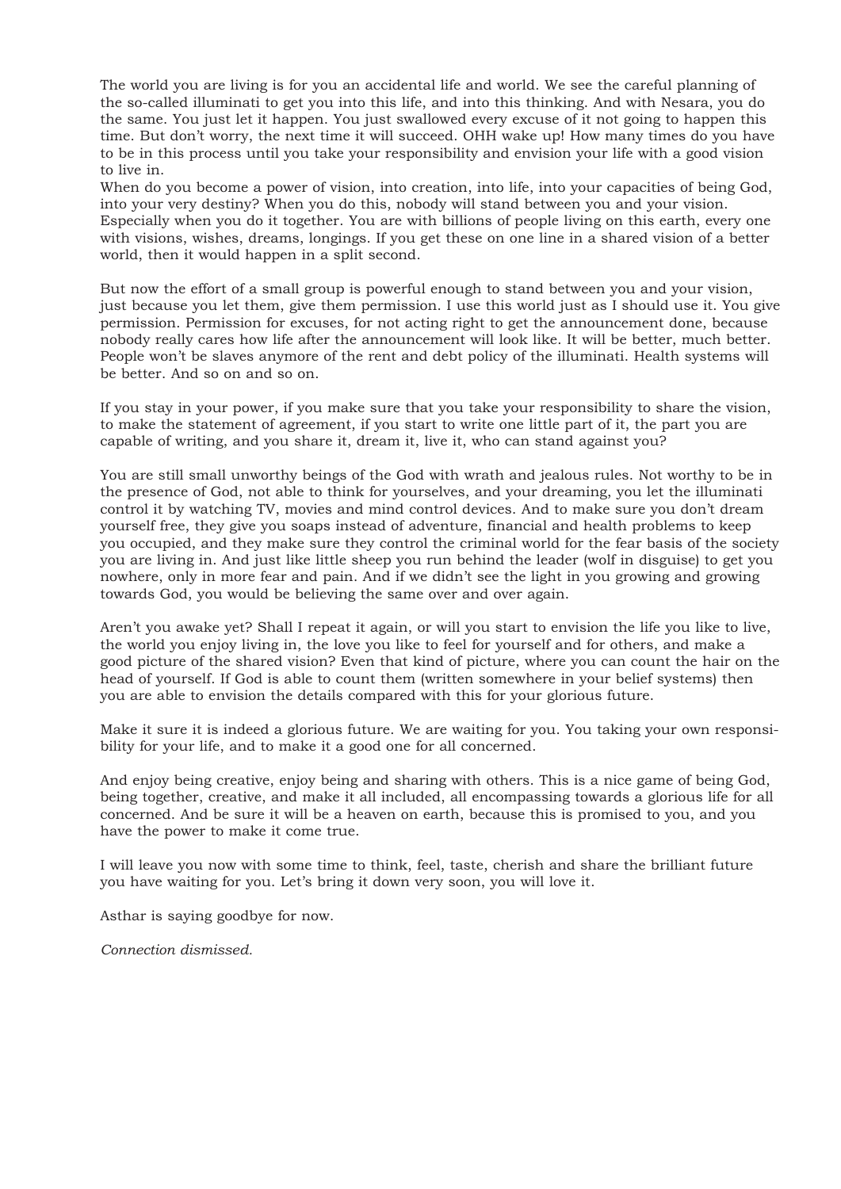The world you are living is for you an accidental life and world. We see the careful planning of the so-called illuminati to get you into this life, and into this thinking. And with Nesara, you do the same. You just let it happen. You just swallowed every excuse of it not going to happen this time. But don't worry, the next time it will succeed. OHH wake up! How many times do you have to be in this process until you take your responsibility and envision your life with a good vision to live in.
When do you become a power of vision, into creation, into life, into your capacities of being God, into your very destiny? When you do this, nobody will stand between you and your vision. Especially when you do it together. You are with billions of people living on this earth, every one with visions, wishes, dreams, longings. If you get these on one line in a shared vision of a better world, then it would happen in a split second.

But now the effort of a small group is powerful enough to stand between you and your vision, just because you let them, give them permission. I use this world just as I should use it. You give permission. Permission for excuses, for not acting right to get the announcement done, because nobody really cares how life after the announcement will look like. It will be better, much better. People won't be slaves anymore of the rent and debt policy of the illuminati. Health systems will be better. And so on and so on.

If you stay in your power, if you make sure that you take your responsibility to share the vision, to make the statement of agreement, if you start to write one little part of it, the part you are capable of writing, and you share it, dream it, live it, who can stand against you?

You are still small unworthy beings of the God with wrath and jealous rules. Not worthy to be in the presence of God, not able to think for yourselves, and your dreaming, you let the illuminati control it by watching TV, movies and mind control devices. And to make sure you don't dream yourself free, they give you soaps instead of adventure, financial and health problems to keep you occupied, and they make sure they control the criminal world for the fear basis of the society you are living in. And just like little sheep you run behind the leader (wolf in disguise) to get you nowhere, only in more fear and pain. And if we didn't see the light in you growing and growing towards God, you would be believing the same over and over again.

Aren't you awake yet? Shall I repeat it again, or will you start to envision the life you like to live, the world you enjoy living in, the love you like to feel for yourself and for others, and make a good picture of the shared vision? Even that kind of picture, where you can count the hair on the head of yourself. If God is able to count them (written somewhere in your belief systems) then you are able to envision the details compared with this for your glorious future.

Make it sure it is indeed a glorious future. We are waiting for you. You taking your own responsibility for your life, and to make it a good one for all concerned.

And enjoy being creative, enjoy being and sharing with others. This is a nice game of being God, being together, creative, and make it all included, all encompassing towards a glorious life for all concerned. And be sure it will be a heaven on earth, because this is promised to you, and you have the power to make it come true.

I will leave you now with some time to think, feel, taste, cherish and share the brilliant future you have waiting for you. Let's bring it down very soon, you will love it.

Asthar is saying goodbye for now.

*Connection dismissed.*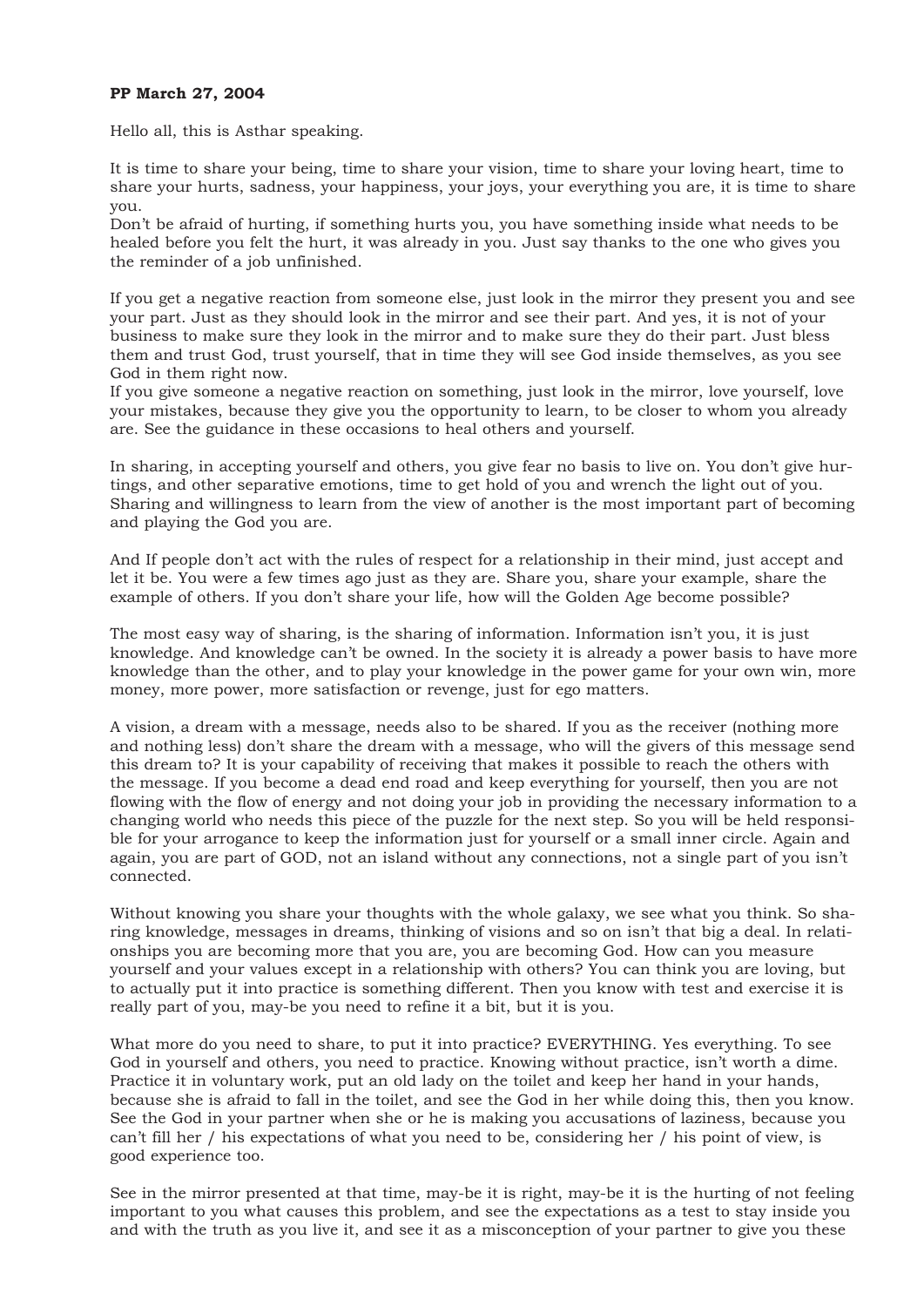**PP March 27, 2004**

Hello all, this is Asthar speaking.

It is time to share your being, time to share your vision, time to share your loving heart, time to share your hurts, sadness, your happiness, your joys, your everything you are, it is time to share you.
Don't be afraid of hurting, if something hurts you, you have something inside what needs to be healed before you felt the hurt, it was already in you. Just say thanks to the one who gives you the reminder of a job unfinished.

If you get a negative reaction from someone else, just look in the mirror they present you and see your part. Just as they should look in the mirror and see their part. And yes, it is not of your business to make sure they look in the mirror and to make sure they do their part. Just bless them and trust God, trust yourself, that in time they will see God inside themselves, as you see God in them right now.
If you give someone a negative reaction on something, just look in the mirror, love yourself, love your mistakes, because they give you the opportunity to learn, to be closer to whom you already are. See the guidance in these occasions to heal others and yourself.

In sharing, in accepting yourself and others, you give fear no basis to live on. You don't give hurtings, and other separative emotions, time to get hold of you and wrench the light out of you. Sharing and willingness to learn from the view of another is the most important part of becoming and playing the God you are.

And If people don't act with the rules of respect for a relationship in their mind, just accept and let it be. You were a few times ago just as they are. Share you, share your example, share the example of others. If you don't share your life, how will the Golden Age become possible?

The most easy way of sharing, is the sharing of information. Information isn't you, it is just knowledge. And knowledge can't be owned. In the society it is already a power basis to have more knowledge than the other, and to play your knowledge in the power game for your own win, more money, more power, more satisfaction or revenge, just for ego matters.

A vision, a dream with a message, needs also to be shared. If you as the receiver (nothing more and nothing less) don't share the dream with a message, who will the givers of this message send this dream to? It is your capability of receiving that makes it possible to reach the others with the message. If you become a dead end road and keep everything for yourself, then you are not flowing with the flow of energy and not doing your job in providing the necessary information to a changing world who needs this piece of the puzzle for the next step. So you will be held responsible for your arrogance to keep the information just for yourself or a small inner circle. Again and again, you are part of GOD, not an island without any connections, not a single part of you isn't connected.

Without knowing you share your thoughts with the whole galaxy, we see what you think. So sharing knowledge, messages in dreams, thinking of visions and so on isn't that big a deal. In relationships you are becoming more that you are, you are becoming God. How can you measure yourself and your values except in a relationship with others? You can think you are loving, but to actually put it into practice is something different. Then you know with test and exercise it is really part of you, may-be you need to refine it a bit, but it is you.

What more do you need to share, to put it into practice? EVERYTHING. Yes everything. To see God in yourself and others, you need to practice. Knowing without practice, isn't worth a dime. Practice it in voluntary work, put an old lady on the toilet and keep her hand in your hands, because she is afraid to fall in the toilet, and see the God in her while doing this, then you know. See the God in your partner when she or he is making you accusations of laziness, because you can't fill her / his expectations of what you need to be, considering her / his point of view, is good experience too.

See in the mirror presented at that time, may-be it is right, may-be it is the hurting of not feeling important to you what causes this problem, and see the expectations as a test to stay inside you and with the truth as you live it, and see it as a misconception of your partner to give you these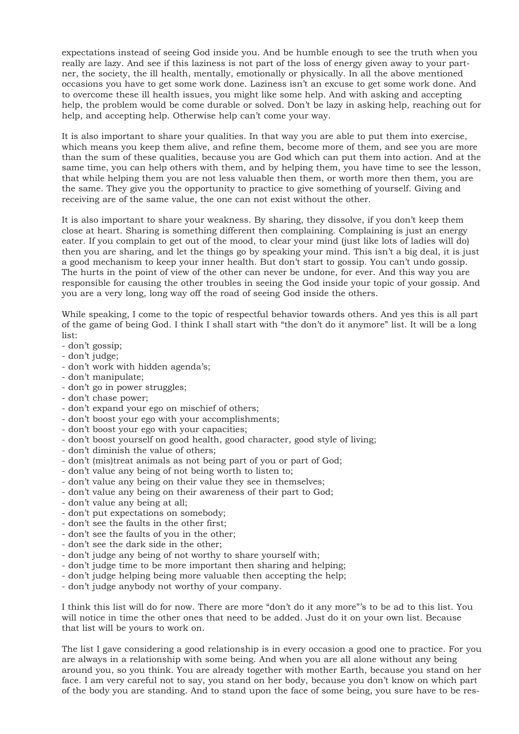expectations instead of seeing God inside you. And be humble enough to see the truth when you really are lazy. And see if this laziness is not part of the loss of energy given away to your partner, the society, the ill health, mentally, emotionally or physically. In all the above mentioned occasions you have to get some work done. Laziness isn't an excuse to get some work done. And to overcome these ill health issues, you might like some help. And with asking and accepting help, the problem would be come durable or solved. Don't be lazy in asking help, reaching out for help, and accepting help. Otherwise help can't come your way.

It is also important to share your qualities. In that way you are able to put them into exercise, which means you keep them alive, and refine them, become more of them, and see you are more than the sum of these qualities, because you are God which can put them into action. And at the same time, you can help others with them, and by helping them, you have time to see the lesson, that while helping them you are not less valuable then them, or worth more then them, you are the same. They give you the opportunity to practice to give something of yourself. Giving and receiving are of the same value, the one can not exist without the other.

It is also important to share your weakness. By sharing, they dissolve, if you don't keep them close at heart. Sharing is something different then complaining. Complaining is just an energy eater. If you complain to get out of the mood, to clear your mind (just like lots of ladies will do) then you are sharing, and let the things go by speaking your mind. This isn't a big deal, it is just a good mechanism to keep your inner health. But don't start to gossip. You can't undo gossip. The hurts in the point of view of the other can never be undone, for ever. And this way you are responsible for causing the other troubles in seeing the God inside your topic of your gossip. And you are a very long, long way off the road of seeing God inside the others.

While speaking, I come to the topic of respectful behavior towards others. And yes this is all part of the game of being God. I think I shall start with "the don't do it anymore" list. It will be a long list:

- don't gossip;
- don't judge;
- don't work with hidden agenda's;
- don't manipulate;
- don't go in power struggles;
- don't chase power;
- don't expand your ego on mischief of others;
- don't boost your ego with your accomplishments;
- don't boost your ego with your capacities;
- don't boost yourself on good health, good character, good style of living;
- don't diminish the value of others;
- don't (mis)treat animals as not being part of you or part of God;
- don't value any being of not being worth to listen to;
- don't value any being on their value they see in themselves;
- don't value any being on their awareness of their part to God;
- don't value any being at all;
- don't put expectations on somebody;
- don't see the faults in the other first;
- don't see the faults of you in the other;
- don't see the dark side in the other;
- don't judge any being of not worthy to share yourself with;
- don't judge time to be more important then sharing and helping;
- don't judge helping being more valuable then accepting the help;
- don't judge anybody not worthy of your company.

I think this list will do for now. There are more "don't do it any more"'s to be ad to this list. You will notice in time the other ones that need to be added. Just do it on your own list. Because that list will be yours to work on.

The list I gave considering a good relationship is in every occasion a good one to practice. For you are always in a relationship with some being. And when you are all alone without any being around you, so you think. You are already together with mother Earth, because you stand on her face. I am very careful not to say, you stand on her body, because you don't know on which part of the body you are standing. And to stand upon the face of some being, you sure have to be res-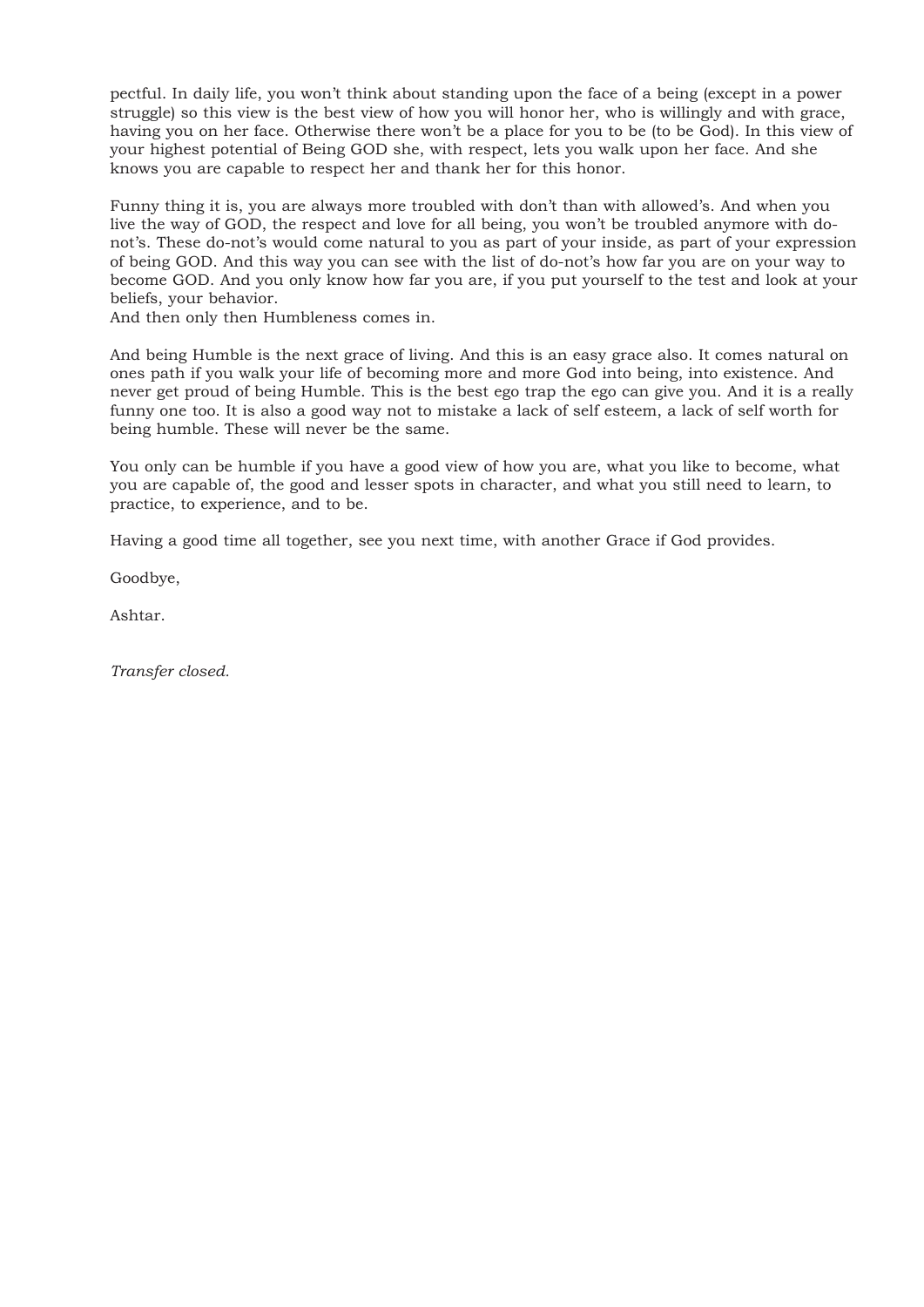pectful. In daily life, you won't think about standing upon the face of a being (except in a power struggle) so this view is the best view of how you will honor her, who is willingly and with grace, having you on her face. Otherwise there won't be a place for you to be (to be God). In this view of your highest potential of Being GOD she, with respect, lets you walk upon her face. And she knows you are capable to respect her and thank her for this honor.

Funny thing it is, you are always more troubled with don't than with allowed's. And when you live the way of GOD, the respect and love for all being, you won't be troubled anymore with do-not's. These do-not's would come natural to you as part of your inside, as part of your expression of being GOD. And this way you can see with the list of do-not's how far you are on your way to become GOD. And you only know how far you are, if you put yourself to the test and look at your beliefs, your behavior.
And then only then Humbleness comes in.

And being Humble is the next grace of living. And this is an easy grace also. It comes natural on ones path if you walk your life of becoming more and more God into being, into existence. And never get proud of being Humble. This is the best ego trap the ego can give you. And it is a really funny one too. It is also a good way not to mistake a lack of self esteem, a lack of self worth for being humble. These will never be the same.

You only can be humble if you have a good view of how you are, what you like to become, what you are capable of, the good and lesser spots in character, and what you still need to learn, to practice, to experience, and to be.

Having a good time all together, see you next time, with another Grace if God provides.

Goodbye,

Ashtar.

*Transfer closed.*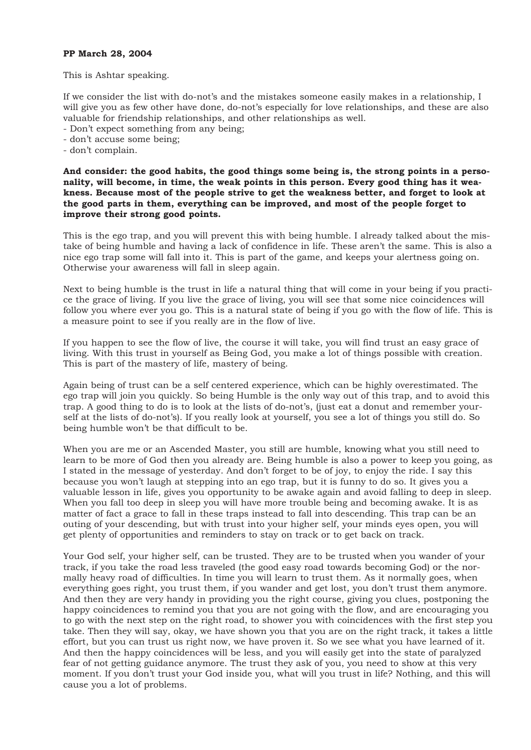**PP March 28, 2004**

This is Ashtar speaking.

If we consider the list with do-not's and the mistakes someone easily makes in a relationship, I will give you as few other have done, do-not's especially for love relationships, and these are also valuable for friendship relationships, and other relationships as well.

- Don't expect something from any being;
- don't accuse some being;
- don't complain.

**And consider: the good habits, the good things some being is, the strong points in a personality, will become, in time, the weak points in this person. Every good thing has it weakness. Because most of the people strive to get the weakness better, and forget to look at the good parts in them, everything can be improved, and most of the people forget to improve their strong good points.**

This is the ego trap, and you will prevent this with being humble. I already talked about the mistake of being humble and having a lack of confidence in life. These aren't the same. This is also a nice ego trap some will fall into it. This is part of the game, and keeps your alertness going on. Otherwise your awareness will fall in sleep again.

Next to being humble is the trust in life a natural thing that will come in your being if you practice the grace of living. If you live the grace of living, you will see that some nice coincidences will follow you where ever you go. This is a natural state of being if you go with the flow of life. This is a measure point to see if you really are in the flow of live.

If you happen to see the flow of live, the course it will take, you will find trust an easy grace of living. With this trust in yourself as Being God, you make a lot of things possible with creation. This is part of the mastery of life, mastery of being.

Again being of trust can be a self centered experience, which can be highly overestimated. The ego trap will join you quickly. So being Humble is the only way out of this trap, and to avoid this trap. A good thing to do is to look at the lists of do-not's, (just eat a donut and remember yourself at the lists of do-not's). If you really look at yourself, you see a lot of things you still do. So being humble won't be that difficult to be.

When you are me or an Ascended Master, you still are humble, knowing what you still need to learn to be more of God then you already are. Being humble is also a power to keep you going, as I stated in the message of yesterday. And don't forget to be of joy, to enjoy the ride. I say this because you won't laugh at stepping into an ego trap, but it is funny to do so. It gives you a valuable lesson in life, gives you opportunity to be awake again and avoid falling to deep in sleep. When you fall too deep in sleep you will have more trouble being and becoming awake. It is as matter of fact a grace to fall in these traps instead to fall into descending. This trap can be an outing of your descending, but with trust into your higher self, your minds eyes open, you will get plenty of opportunities and reminders to stay on track or to get back on track.

Your God self, your higher self, can be trusted. They are to be trusted when you wander of your track, if you take the road less traveled (the good easy road towards becoming God) or the normally heavy road of difficulties. In time you will learn to trust them. As it normally goes, when everything goes right, you trust them, if you wander and get lost, you don't trust them anymore. And then they are very handy in providing you the right course, giving you clues, postponing the happy coincidences to remind you that you are not going with the flow, and are encouraging you to go with the next step on the right road, to shower you with coincidences with the first step you take. Then they will say, okay, we have shown you that you are on the right track, it takes a little effort, but you can trust us right now, we have proven it. So we see what you have learned of it. And then the happy coincidences will be less, and you will easily get into the state of paralyzed fear of not getting guidance anymore. The trust they ask of you, you need to show at this very moment. If you don't trust your God inside you, what will you trust in life? Nothing, and this will cause you a lot of problems.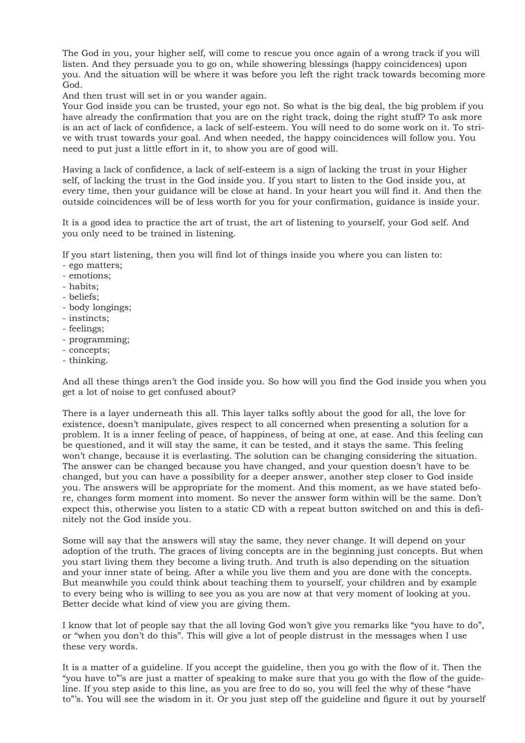The God in you, your higher self, will come to rescue you once again of a wrong track if you will listen. And they persuade you to go on, while showering blessings (happy coincidences) upon you. And the situation will be where it was before you left the right track towards becoming more God.
And then trust will set in or you wander again.
Your God inside you can be trusted, your ego not. So what is the big deal, the big problem if you have already the confirmation that you are on the right track, doing the right stuff? To ask more is an act of lack of confidence, a lack of self-esteem. You will need to do some work on it. To strive with trust towards your goal. And when needed, the happy coincidences will follow you. You need to put just a little effort in it, to show you are of good will.

Having a lack of confidence, a lack of self-esteem is a sign of lacking the trust in your Higher self, of lacking the trust in the God inside you. If you start to listen to the God inside you, at every time, then your guidance will be close at hand. In your heart you will find it. And then the outside coincidences will be of less worth for you for your confirmation, guidance is inside your.

It is a good idea to practice the art of trust, the art of listening to yourself, your God self. And you only need to be trained in listening.

If you start listening, then you will find lot of things inside you where you can listen to:
- ego matters;
- emotions;
- habits;
- beliefs;
- body longings;
- instincts;
- feelings;
- programming;
- concepts;
- thinking.

And all these things aren't the God inside you. So how will you find the God inside you when you get a lot of noise to get confused about?

There is a layer underneath this all. This layer talks softly about the good for all, the love for existence, doesn't manipulate, gives respect to all concerned when presenting a solution for a problem. It is a inner feeling of peace, of happiness, of being at one, at ease. And this feeling can be questioned, and it will stay the same, it can be tested, and it stays the same. This feeling won't change, because it is everlasting. The solution can be changing considering the situation. The answer can be changed because you have changed, and your question doesn't have to be changed, but you can have a possibility for a deeper answer, another step closer to God inside you. The answers will be appropriate for the moment. And this moment, as we have stated before, changes form moment into moment. So never the answer form within will be the same. Don't expect this, otherwise you listen to a static CD with a repeat button switched on and this is definitely not the God inside you.

Some will say that the answers will stay the same, they never change. It will depend on your adoption of the truth. The graces of living concepts are in the beginning just concepts. But when you start living them they become a living truth. And truth is also depending on the situation and your inner state of being. After a while you live them and you are done with the concepts. But meanwhile you could think about teaching them to yourself, your children and by example to every being who is willing to see you as you are now at that very moment of looking at you. Better decide what kind of view you are giving them.

I know that lot of people say that the all loving God won't give you remarks like "you have to do", or "when you don't do this". This will give a lot of people distrust in the messages when I use these very words.

It is a matter of a guideline. If you accept the guideline, then you go with the flow of it. Then the "you have to"'s are just a matter of speaking to make sure that you go with the flow of the guideline. If you step aside to this line, as you are free to do so, you will feel the why of these "have to"'s. You will see the wisdom in it. Or you just step off the guideline and figure it out by yourself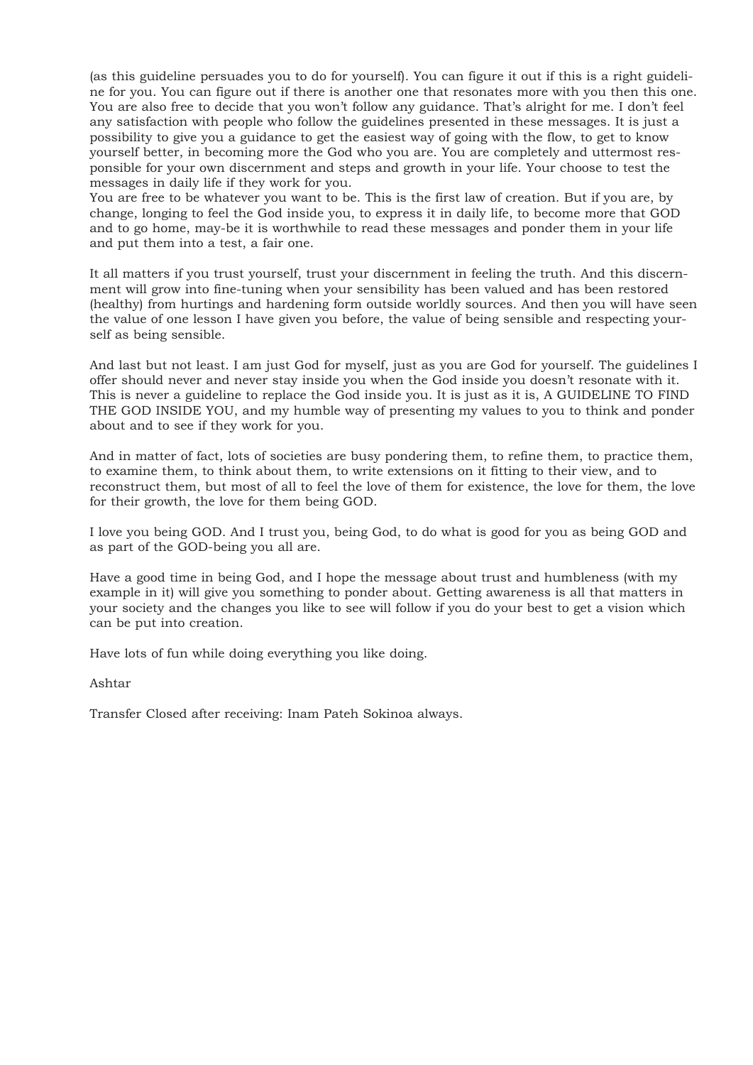(as this guideline persuades you to do for yourself). You can figure it out if this is a right guideline for you. You can figure out if there is another one that resonates more with you then this one. You are also free to decide that you won't follow any guidance. That's alright for me. I don't feel any satisfaction with people who follow the guidelines presented in these messages. It is just a possibility to give you a guidance to get the easiest way of going with the flow, to get to know yourself better, in becoming more the God who you are. You are completely and uttermost responsible for your own discernment and steps and growth in your life. Your choose to test the messages in daily life if they work for you.
You are free to be whatever you want to be. This is the first law of creation. But if you are, by change, longing to feel the God inside you, to express it in daily life, to become more that GOD and to go home, may-be it is worthwhile to read these messages and ponder them in your life and put them into a test, a fair one.

It all matters if you trust yourself, trust your discernment in feeling the truth. And this discernment will grow into fine-tuning when your sensibility has been valued and has been restored (healthy) from hurtings and hardening form outside worldly sources. And then you will have seen the value of one lesson I have given you before, the value of being sensible and respecting yourself as being sensible.

And last but not least. I am just God for myself, just as you are God for yourself. The guidelines I offer should never and never stay inside you when the God inside you doesn't resonate with it. This is never a guideline to replace the God inside you. It is just as it is, A GUIDELINE TO FIND THE GOD INSIDE YOU, and my humble way of presenting my values to you to think and ponder about and to see if they work for you.

And in matter of fact, lots of societies are busy pondering them, to refine them, to practice them, to examine them, to think about them, to write extensions on it fitting to their view, and to reconstruct them, but most of all to feel the love of them for existence, the love for them, the love for their growth, the love for them being GOD.

I love you being GOD. And I trust you, being God, to do what is good for you as being GOD and as part of the GOD-being you all are.

Have a good time in being God, and I hope the message about trust and humbleness (with my example in it) will give you something to ponder about. Getting awareness is all that matters in your society and the changes you like to see will follow if you do your best to get a vision which can be put into creation.

Have lots of fun while doing everything you like doing.

Ashtar

Transfer Closed after receiving: Inam Pateh Sokinoa always.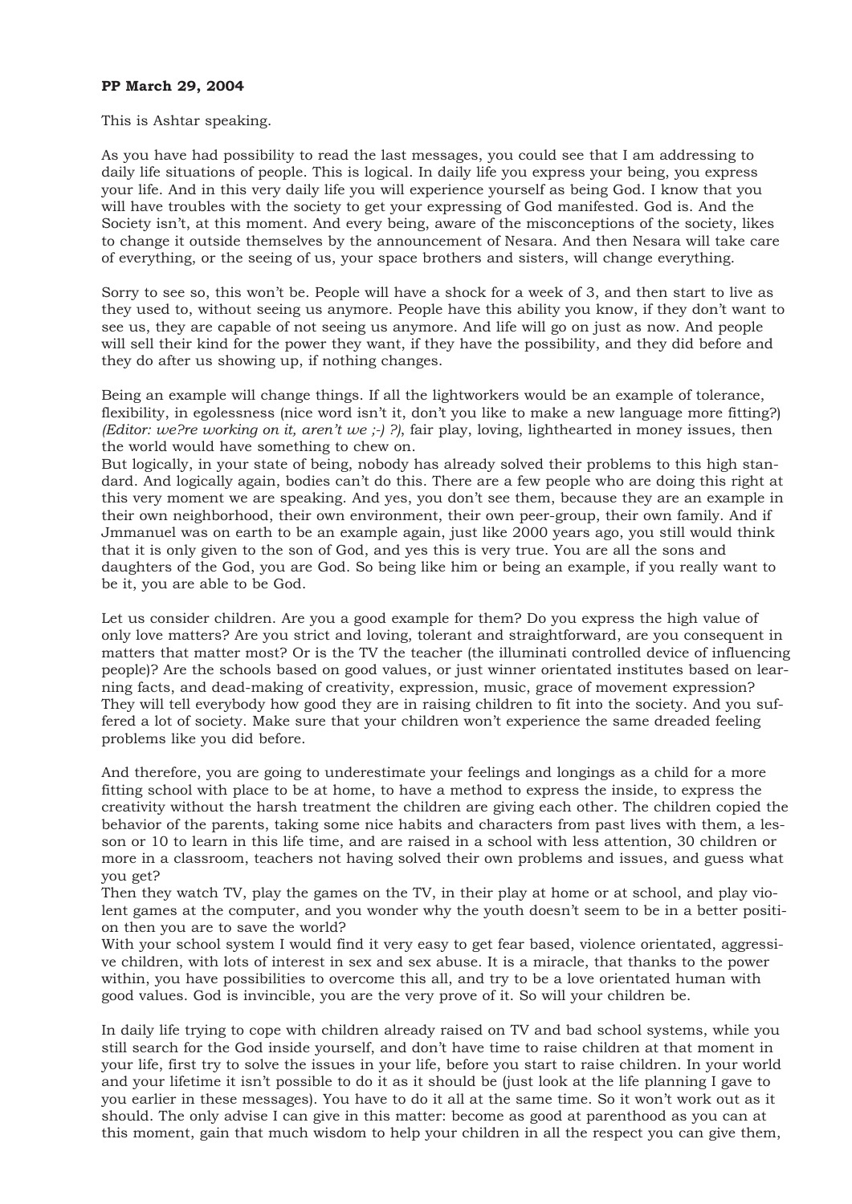**PP March 29, 2004**

This is Ashtar speaking.

As you have had possibility to read the last messages, you could see that I am addressing to daily life situations of people. This is logical. In daily life you express your being, you express your life. And in this very daily life you will experience yourself as being God. I know that you will have troubles with the society to get your expressing of God manifested. God is. And the Society isn't, at this moment. And every being, aware of the misconceptions of the society, likes to change it outside themselves by the announcement of Nesara. And then Nesara will take care of everything, or the seeing of us, your space brothers and sisters, will change everything.

Sorry to see so, this won't be. People will have a shock for a week of 3, and then start to live as they used to, without seeing us anymore. People have this ability you know, if they don't want to see us, they are capable of not seeing us anymore. And life will go on just as now. And people will sell their kind for the power they want, if they have the possibility, and they did before and they do after us showing up, if nothing changes.

Being an example will change things. If all the lightworkers would be an example of tolerance, flexibility, in egolessness (nice word isn't it, don't you like to make a new language more fitting?) *(Editor: we?re working on it, aren't we ;-) ?)*, fair play, loving, lighthearted in money issues, then the world would have something to chew on.
But logically, in your state of being, nobody has already solved their problems to this high standard. And logically again, bodies can't do this. There are a few people who are doing this right at this very moment we are speaking. And yes, you don't see them, because they are an example in their own neighborhood, their own environment, their own peer-group, their own family. And if Jmmanuel was on earth to be an example again, just like 2000 years ago, you still would think that it is only given to the son of God, and yes this is very true. You are all the sons and daughters of the God, you are God. So being like him or being an example, if you really want to be it, you are able to be God.

Let us consider children. Are you a good example for them? Do you express the high value of only love matters? Are you strict and loving, tolerant and straightforward, are you consequent in matters that matter most? Or is the TV the teacher (the illuminati controlled device of influencing people)? Are the schools based on good values, or just winner orientated institutes based on learning facts, and dead-making of creativity, expression, music, grace of movement expression? They will tell everybody how good they are in raising children to fit into the society. And you suffered a lot of society. Make sure that your children won't experience the same dreaded feeling problems like you did before.

And therefore, you are going to underestimate your feelings and longings as a child for a more fitting school with place to be at home, to have a method to express the inside, to express the creativity without the harsh treatment the children are giving each other. The children copied the behavior of the parents, taking some nice habits and characters from past lives with them, a lesson or 10 to learn in this life time, and are raised in a school with less attention, 30 children or more in a classroom, teachers not having solved their own problems and issues, and guess what you get?
Then they watch TV, play the games on the TV, in their play at home or at school, and play violent games at the computer, and you wonder why the youth doesn't seem to be in a better position then you are to save the world?
With your school system I would find it very easy to get fear based, violence orientated, aggressive children, with lots of interest in sex and sex abuse. It is a miracle, that thanks to the power within, you have possibilities to overcome this all, and try to be a love orientated human with good values. God is invincible, you are the very prove of it. So will your children be.

In daily life trying to cope with children already raised on TV and bad school systems, while you still search for the God inside yourself, and don't have time to raise children at that moment in your life, first try to solve the issues in your life, before you start to raise children. In your world and your lifetime it isn't possible to do it as it should be (just look at the life planning I gave to you earlier in these messages). You have to do it all at the same time. So it won't work out as it should. The only advise I can give in this matter: become as good at parenthood as you can at this moment, gain that much wisdom to help your children in all the respect you can give them,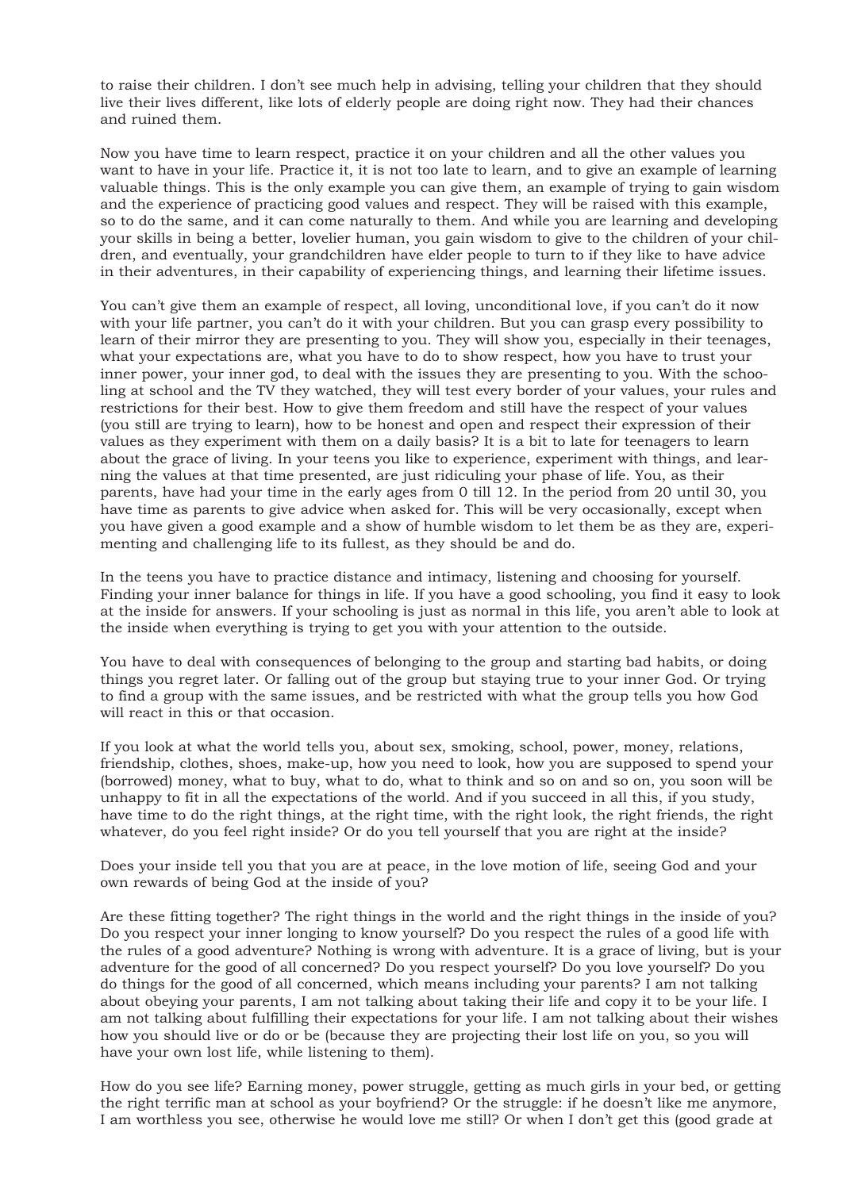to raise their children. I don't see much help in advising, telling your children that they should live their lives different, like lots of elderly people are doing right now. They had their chances and ruined them.

Now you have time to learn respect, practice it on your children and all the other values you want to have in your life. Practice it, it is not too late to learn, and to give an example of learning valuable things. This is the only example you can give them, an example of trying to gain wisdom and the experience of practicing good values and respect. They will be raised with this example, so to do the same, and it can come naturally to them. And while you are learning and developing your skills in being a better, lovelier human, you gain wisdom to give to the children of your children, and eventually, your grandchildren have elder people to turn to if they like to have advice in their adventures, in their capability of experiencing things, and learning their lifetime issues.

You can't give them an example of respect, all loving, unconditional love, if you can't do it now with your life partner, you can't do it with your children. But you can grasp every possibility to learn of their mirror they are presenting to you. They will show you, especially in their teenages, what your expectations are, what you have to do to show respect, how you have to trust your inner power, your inner god, to deal with the issues they are presenting to you. With the schooling at school and the TV they watched, they will test every border of your values, your rules and restrictions for their best. How to give them freedom and still have the respect of your values (you still are trying to learn), how to be honest and open and respect their expression of their values as they experiment with them on a daily basis? It is a bit to late for teenagers to learn about the grace of living. In your teens you like to experience, experiment with things, and learning the values at that time presented, are just ridiculing your phase of life. You, as their parents, have had your time in the early ages from 0 till 12. In the period from 20 until 30, you have time as parents to give advice when asked for. This will be very occasionally, except when you have given a good example and a show of humble wisdom to let them be as they are, experimenting and challenging life to its fullest, as they should be and do.

In the teens you have to practice distance and intimacy, listening and choosing for yourself. Finding your inner balance for things in life. If you have a good schooling, you find it easy to look at the inside for answers. If your schooling is just as normal in this life, you aren't able to look at the inside when everything is trying to get you with your attention to the outside.

You have to deal with consequences of belonging to the group and starting bad habits, or doing things you regret later. Or falling out of the group but staying true to your inner God. Or trying to find a group with the same issues, and be restricted with what the group tells you how God will react in this or that occasion.

If you look at what the world tells you, about sex, smoking, school, power, money, relations, friendship, clothes, shoes, make-up, how you need to look, how you are supposed to spend your (borrowed) money, what to buy, what to do, what to think and so on and so on, you soon will be unhappy to fit in all the expectations of the world. And if you succeed in all this, if you study, have time to do the right things, at the right time, with the right look, the right friends, the right whatever, do you feel right inside? Or do you tell yourself that you are right at the inside?

Does your inside tell you that you are at peace, in the love motion of life, seeing God and your own rewards of being God at the inside of you?

Are these fitting together? The right things in the world and the right things in the inside of you? Do you respect your inner longing to know yourself? Do you respect the rules of a good life with the rules of a good adventure? Nothing is wrong with adventure. It is a grace of living, but is your adventure for the good of all concerned? Do you respect yourself? Do you love yourself? Do you do things for the good of all concerned, which means including your parents? I am not talking about obeying your parents, I am not talking about taking their life and copy it to be your life. I am not talking about fulfilling their expectations for your life. I am not talking about their wishes how you should live or do or be (because they are projecting their lost life on you, so you will have your own lost life, while listening to them).

How do you see life? Earning money, power struggle, getting as much girls in your bed, or getting the right terrific man at school as your boyfriend? Or the struggle: if he doesn't like me anymore, I am worthless you see, otherwise he would love me still? Or when I don't get this (good grade at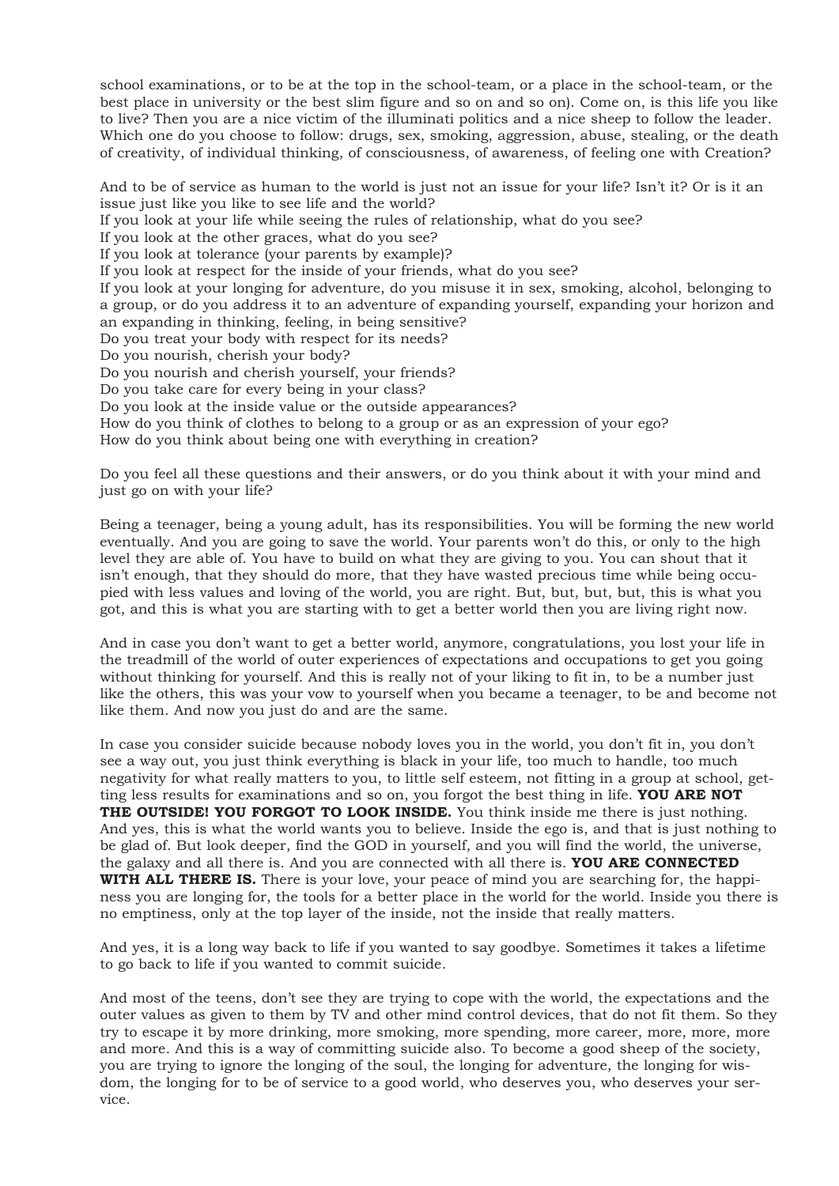school examinations, or to be at the top in the school-team, or a place in the school-team, or the best place in university or the best slim figure and so on and so on). Come on, is this life you like to live? Then you are a nice victim of the illuminati politics and a nice sheep to follow the leader. Which one do you choose to follow: drugs, sex, smoking, aggression, abuse, stealing, or the death of creativity, of individual thinking, of consciousness, of awareness, of feeling one with Creation?

And to be of service as human to the world is just not an issue for your life? Isn't it? Or is it an issue just like you like to see life and the world?
If you look at your life while seeing the rules of relationship, what do you see?
If you look at the other graces, what do you see?
If you look at tolerance (your parents by example)?
If you look at respect for the inside of your friends, what do you see?
If you look at your longing for adventure, do you misuse it in sex, smoking, alcohol, belonging to a group, or do you address it to an adventure of expanding yourself, expanding your horizon and an expanding in thinking, feeling, in being sensitive?
Do you treat your body with respect for its needs?
Do you nourish, cherish your body?
Do you nourish and cherish yourself, your friends?
Do you take care for every being in your class?
Do you look at the inside value or the outside appearances?
How do you think of clothes to belong to a group or as an expression of your ego?
How do you think about being one with everything in creation?

Do you feel all these questions and their answers, or do you think about it with your mind and just go on with your life?

Being a teenager, being a young adult, has its responsibilities. You will be forming the new world eventually. And you are going to save the world. Your parents won't do this, or only to the high level they are able of. You have to build on what they are giving to you. You can shout that it isn't enough, that they should do more, that they have wasted precious time while being occupied with less values and loving of the world, you are right. But, but, but, but, this is what you got, and this is what you are starting with to get a better world then you are living right now.

And in case you don't want to get a better world, anymore, congratulations, you lost your life in the treadmill of the world of outer experiences of expectations and occupations to get you going without thinking for yourself. And this is really not of your liking to fit in, to be a number just like the others, this was your vow to yourself when you became a teenager, to be and become not like them. And now you just do and are the same.

In case you consider suicide because nobody loves you in the world, you don't fit in, you don't see a way out, you just think everything is black in your life, too much to handle, too much negativity for what really matters to you, to little self esteem, not fitting in a group at school, getting less results for examinations and so on, you forgot the best thing in life. **YOU ARE NOT THE OUTSIDE! YOU FORGOT TO LOOK INSIDE.** You think inside me there is just nothing. And yes, this is what the world wants you to believe. Inside the ego is, and that is just nothing to be glad of. But look deeper, find the GOD in yourself, and you will find the world, the universe, the galaxy and all there is. And you are connected with all there is. **YOU ARE CONNECTED WITH ALL THERE IS.** There is your love, your peace of mind you are searching for, the happiness you are longing for, the tools for a better place in the world for the world. Inside you there is no emptiness, only at the top layer of the inside, not the inside that really matters.

And yes, it is a long way back to life if you wanted to say goodbye. Sometimes it takes a lifetime to go back to life if you wanted to commit suicide.

And most of the teens, don't see they are trying to cope with the world, the expectations and the outer values as given to them by TV and other mind control devices, that do not fit them. So they try to escape it by more drinking, more smoking, more spending, more career, more, more, more and more. And this is a way of committing suicide also. To become a good sheep of the society, you are trying to ignore the longing of the soul, the longing for adventure, the longing for wisdom, the longing for to be of service to a good world, who deserves you, who deserves your service.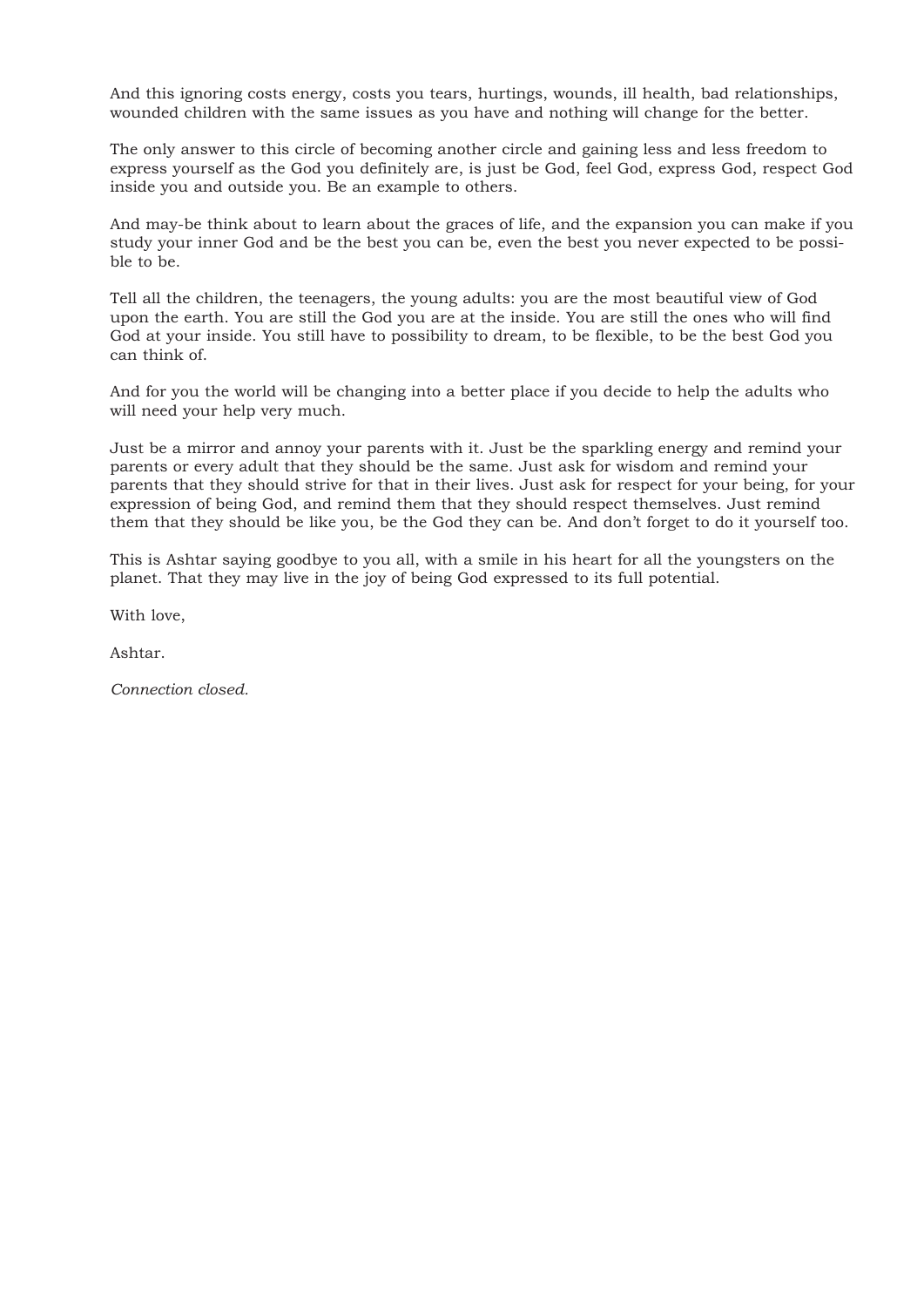And this ignoring costs energy, costs you tears, hurtings, wounds, ill health, bad relationships, wounded children with the same issues as you have and nothing will change for the better.

The only answer to this circle of becoming another circle and gaining less and less freedom to express yourself as the God you definitely are, is just be God, feel God, express God, respect God inside you and outside you. Be an example to others.

And may-be think about to learn about the graces of life, and the expansion you can make if you study your inner God and be the best you can be, even the best you never expected to be possible to be.

Tell all the children, the teenagers, the young adults: you are the most beautiful view of God upon the earth. You are still the God you are at the inside. You are still the ones who will find God at your inside. You still have to possibility to dream, to be flexible, to be the best God you can think of.

And for you the world will be changing into a better place if you decide to help the adults who will need your help very much.

Just be a mirror and annoy your parents with it. Just be the sparkling energy and remind your parents or every adult that they should be the same. Just ask for wisdom and remind your parents that they should strive for that in their lives. Just ask for respect for your being, for your expression of being God, and remind them that they should respect themselves. Just remind them that they should be like you, be the God they can be. And don't forget to do it yourself too.

This is Ashtar saying goodbye to you all, with a smile in his heart for all the youngsters on the planet. That they may live in the joy of being God expressed to its full potential.

With love,

Ashtar.

*Connection closed.*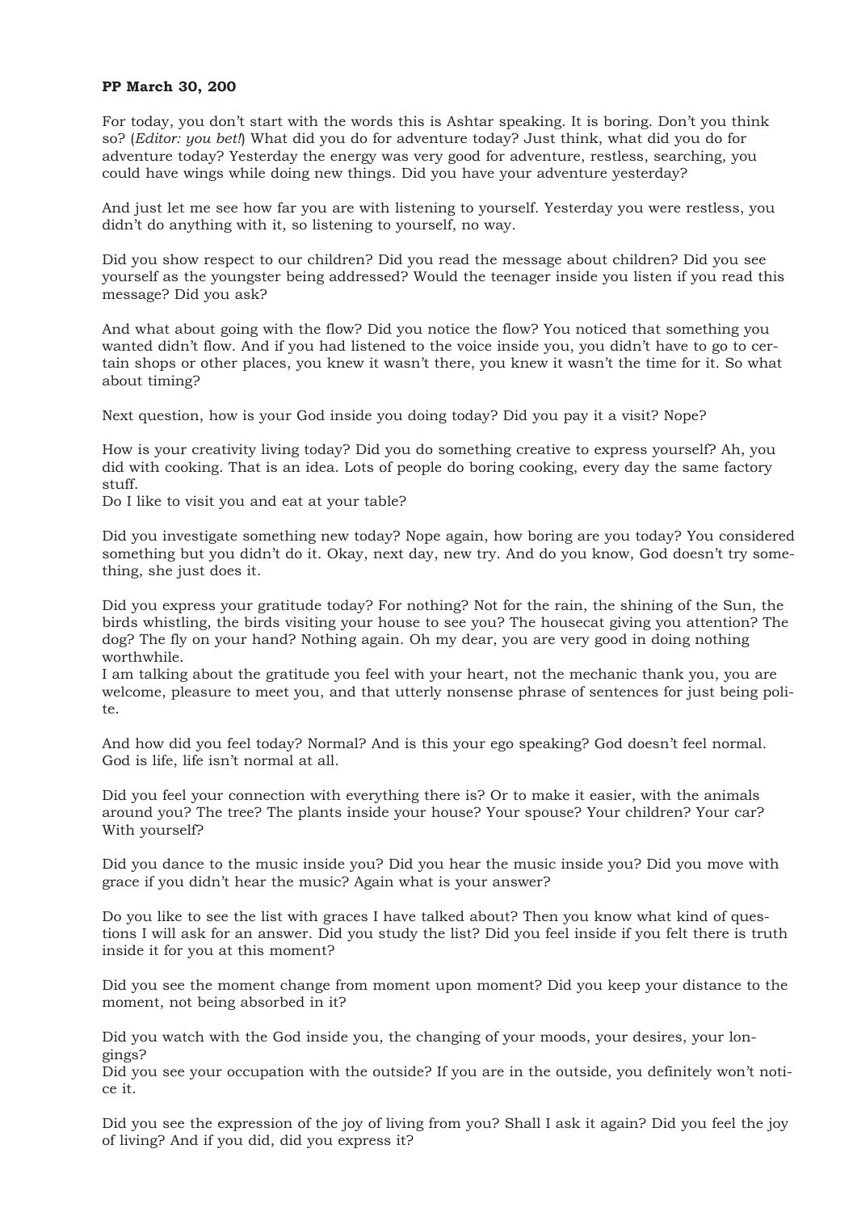**PP March 30, 200**

For today, you don't start with the words this is Ashtar speaking. It is boring. Don't you think so? (*Editor: you bet!*) What did you do for adventure today? Just think, what did you do for adventure today? Yesterday the energy was very good for adventure, restless, searching, you could have wings while doing new things. Did you have your adventure yesterday?

And just let me see how far you are with listening to yourself. Yesterday you were restless, you didn't do anything with it, so listening to yourself, no way.

Did you show respect to our children? Did you read the message about children? Did you see yourself as the youngster being addressed? Would the teenager inside you listen if you read this message? Did you ask?

And what about going with the flow? Did you notice the flow? You noticed that something you wanted didn't flow. And if you had listened to the voice inside you, you didn't have to go to certain shops or other places, you knew it wasn't there, you knew it wasn't the time for it. So what about timing?

Next question, how is your God inside you doing today? Did you pay it a visit? Nope?

How is your creativity living today? Did you do something creative to express yourself? Ah, you did with cooking. That is an idea. Lots of people do boring cooking, every day the same factory stuff.
Do I like to visit you and eat at your table?

Did you investigate something new today? Nope again, how boring are you today? You considered something but you didn't do it. Okay, next day, new try. And do you know, God doesn't try something, she just does it.

Did you express your gratitude today? For nothing? Not for the rain, the shining of the Sun, the birds whistling, the birds visiting your house to see you? The housecat giving you attention? The dog? The fly on your hand? Nothing again. Oh my dear, you are very good in doing nothing worthwhile.
I am talking about the gratitude you feel with your heart, not the mechanic thank you, you are welcome, pleasure to meet you, and that utterly nonsense phrase of sentences for just being polite.

And how did you feel today? Normal? And is this your ego speaking? God doesn't feel normal. God is life, life isn't normal at all.

Did you feel your connection with everything there is? Or to make it easier, with the animals around you? The tree? The plants inside your house? Your spouse? Your children? Your car? With yourself?

Did you dance to the music inside you? Did you hear the music inside you? Did you move with grace if you didn't hear the music? Again what is your answer?

Do you like to see the list with graces I have talked about? Then you know what kind of questions I will ask for an answer. Did you study the list? Did you feel inside if you felt there is truth inside it for you at this moment?

Did you see the moment change from moment upon moment? Did you keep your distance to the moment, not being absorbed in it?

Did you watch with the God inside you, the changing of your moods, your desires, your longings?
Did you see your occupation with the outside? If you are in the outside, you definitely won't notice it.

Did you see the expression of the joy of living from you? Shall I ask it again? Did you feel the joy of living? And if you did, did you express it?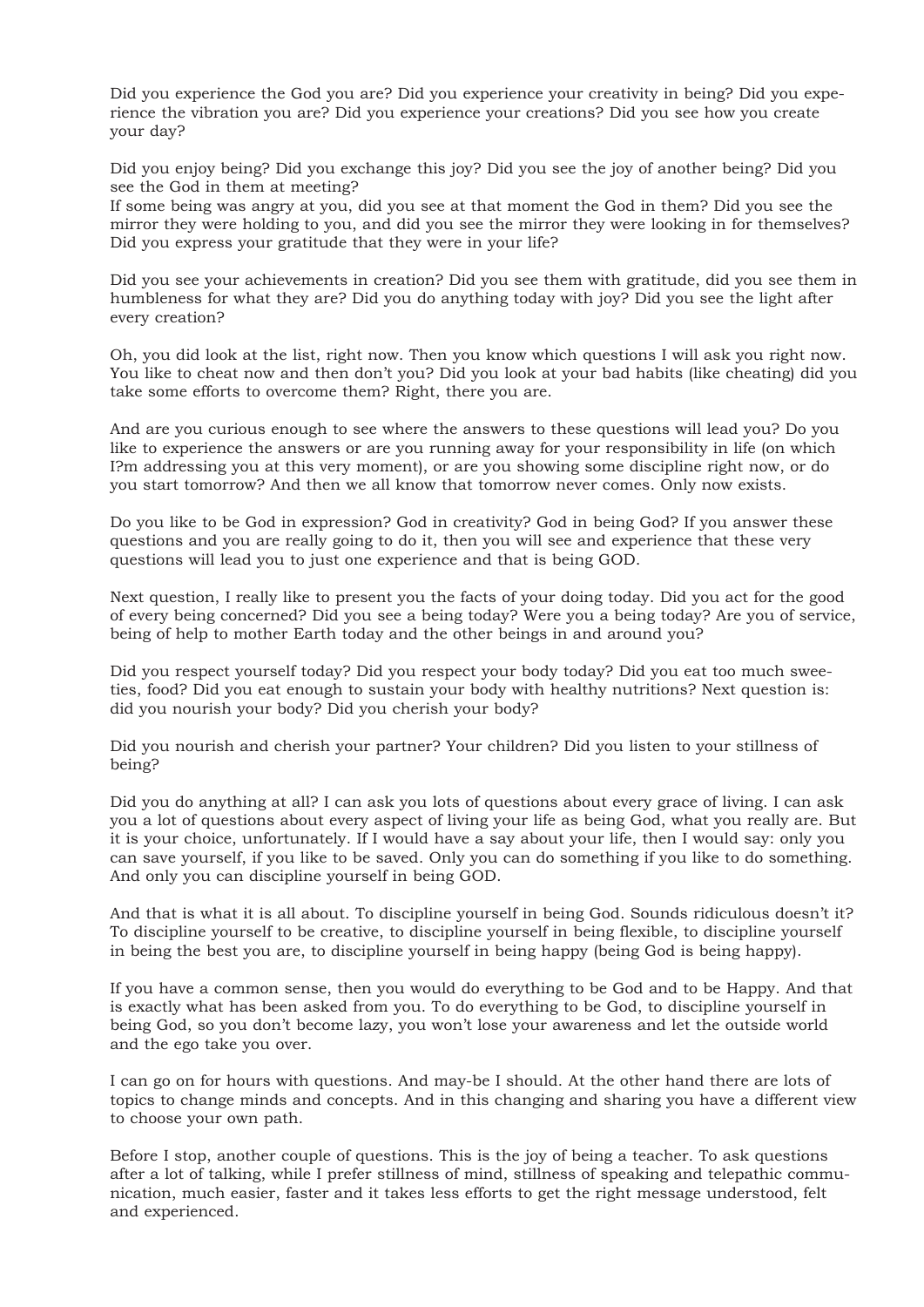Did you experience the God you are? Did you experience your creativity in being? Did you experience the vibration you are? Did you experience your creations? Did you see how you create your day?

Did you enjoy being? Did you exchange this joy? Did you see the joy of another being? Did you see the God in them at meeting?
If some being was angry at you, did you see at that moment the God in them? Did you see the mirror they were holding to you, and did you see the mirror they were looking in for themselves? Did you express your gratitude that they were in your life?

Did you see your achievements in creation? Did you see them with gratitude, did you see them in humbleness for what they are? Did you do anything today with joy? Did you see the light after every creation?

Oh, you did look at the list, right now. Then you know which questions I will ask you right now. You like to cheat now and then don't you? Did you look at your bad habits (like cheating) did you take some efforts to overcome them? Right, there you are.

And are you curious enough to see where the answers to these questions will lead you? Do you like to experience the answers or are you running away for your responsibility in life (on which I?m addressing you at this very moment), or are you showing some discipline right now, or do you start tomorrow? And then we all know that tomorrow never comes. Only now exists.

Do you like to be God in expression? God in creativity? God in being God? If you answer these questions and you are really going to do it, then you will see and experience that these very questions will lead you to just one experience and that is being GOD.

Next question, I really like to present you the facts of your doing today. Did you act for the good of every being concerned? Did you see a being today? Were you a being today? Are you of service, being of help to mother Earth today and the other beings in and around you?

Did you respect yourself today? Did you respect your body today? Did you eat too much sweeties, food? Did you eat enough to sustain your body with healthy nutritions? Next question is: did you nourish your body? Did you cherish your body?

Did you nourish and cherish your partner? Your children? Did you listen to your stillness of being?

Did you do anything at all? I can ask you lots of questions about every grace of living. I can ask you a lot of questions about every aspect of living your life as being God, what you really are. But it is your choice, unfortunately. If I would have a say about your life, then I would say: only you can save yourself, if you like to be saved. Only you can do something if you like to do something. And only you can discipline yourself in being GOD.

And that is what it is all about. To discipline yourself in being God. Sounds ridiculous doesn't it? To discipline yourself to be creative, to discipline yourself in being flexible, to discipline yourself in being the best you are, to discipline yourself in being happy (being God is being happy).

If you have a common sense, then you would do everything to be God and to be Happy. And that is exactly what has been asked from you. To do everything to be God, to discipline yourself in being God, so you don't become lazy, you won't lose your awareness and let the outside world and the ego take you over.

I can go on for hours with questions. And may-be I should. At the other hand there are lots of topics to change minds and concepts. And in this changing and sharing you have a different view to choose your own path.

Before I stop, another couple of questions. This is the joy of being a teacher. To ask questions after a lot of talking, while I prefer stillness of mind, stillness of speaking and telepathic communication, much easier, faster and it takes less efforts to get the right message understood, felt and experienced.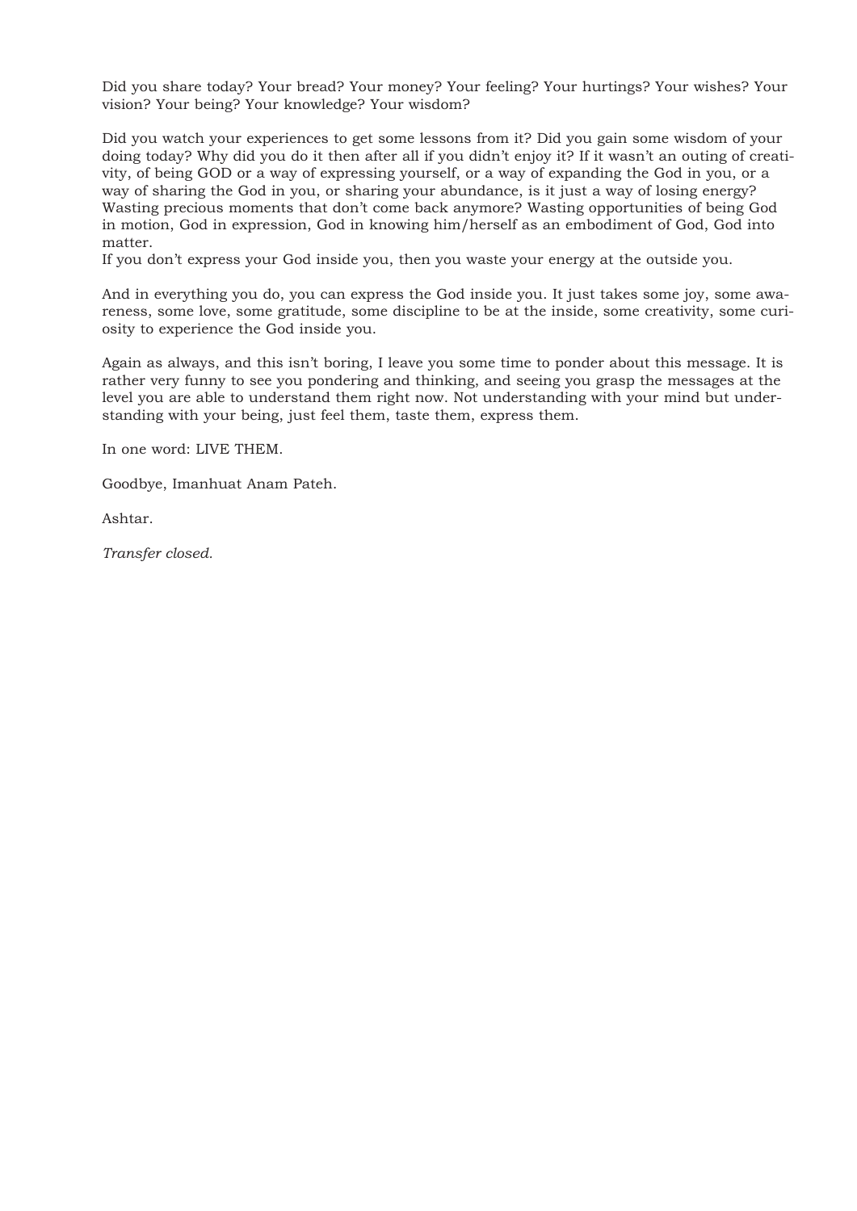Did you share today? Your bread? Your money? Your feeling? Your hurtings? Your wishes? Your vision? Your being? Your knowledge? Your wisdom?

Did you watch your experiences to get some lessons from it? Did you gain some wisdom of your doing today? Why did you do it then after all if you didn't enjoy it? If it wasn't an outing of creativity, of being GOD or a way of expressing yourself, or a way of expanding the God in you, or a way of sharing the God in you, or sharing your abundance, is it just a way of losing energy? Wasting precious moments that don't come back anymore? Wasting opportunities of being God in motion, God in expression, God in knowing him/herself as an embodiment of God, God into matter.
If you don't express your God inside you, then you waste your energy at the outside you.

And in everything you do, you can express the God inside you. It just takes some joy, some awareness, some love, some gratitude, some discipline to be at the inside, some creativity, some curiosity to experience the God inside you.

Again as always, and this isn't boring, I leave you some time to ponder about this message. It is rather very funny to see you pondering and thinking, and seeing you grasp the messages at the level you are able to understand them right now. Not understanding with your mind but understanding with your being, just feel them, taste them, express them.

In one word: LIVE THEM.

Goodbye, Imanhuat Anam Pateh.

Ashtar.

*Transfer closed.*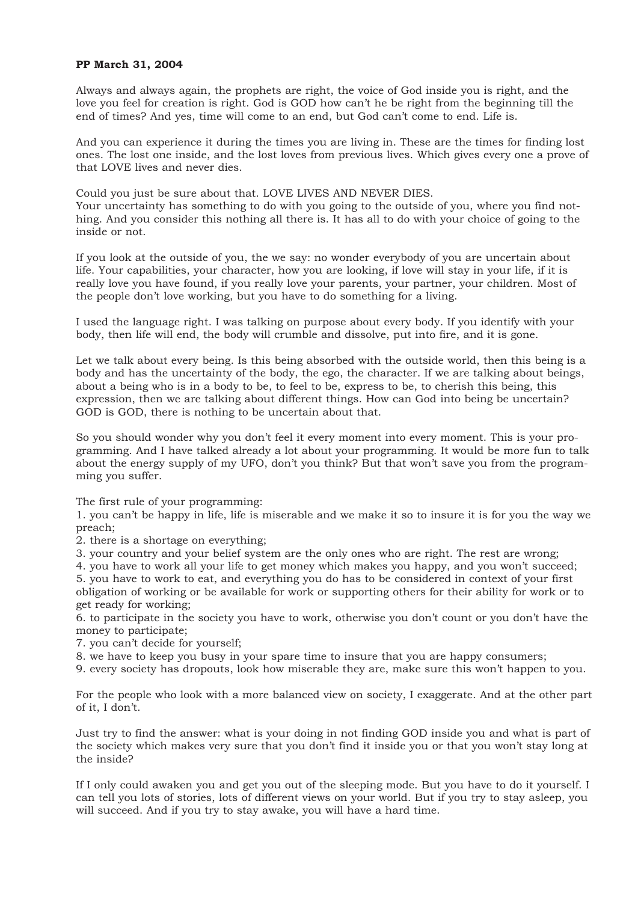**PP March 31, 2004**

Always and always again, the prophets are right, the voice of God inside you is right, and the love you feel for creation is right. God is GOD how can't he be right from the beginning till the end of times? And yes, time will come to an end, but God can't come to end. Life is.

And you can experience it during the times you are living in. These are the times for finding lost ones. The lost one inside, and the lost loves from previous lives. Which gives every one a prove of that LOVE lives and never dies.

Could you just be sure about that. LOVE LIVES AND NEVER DIES.
Your uncertainty has something to do with you going to the outside of you, where you find nothing. And you consider this nothing all there is. It has all to do with your choice of going to the inside or not.

If you look at the outside of you, the we say: no wonder everybody of you are uncertain about life. Your capabilities, your character, how you are looking, if love will stay in your life, if it is really love you have found, if you really love your parents, your partner, your children. Most of the people don't love working, but you have to do something for a living.

I used the language right. I was talking on purpose about every body. If you identify with your body, then life will end, the body will crumble and dissolve, put into fire, and it is gone.

Let we talk about every being. Is this being absorbed with the outside world, then this being is a body and has the uncertainty of the body, the ego, the character. If we are talking about beings, about a being who is in a body to be, to feel to be, express to be, to cherish this being, this expression, then we are talking about different things. How can God into being be uncertain? GOD is GOD, there is nothing to be uncertain about that.

So you should wonder why you don't feel it every moment into every moment. This is your programming. And I have talked already a lot about your programming. It would be more fun to talk about the energy supply of my UFO, don't you think? But that won't save you from the programming you suffer.

The first rule of your programming:
1. you can't be happy in life, life is miserable and we make it so to insure it is for you the way we preach;
2. there is a shortage on everything;
3. your country and your belief system are the only ones who are right. The rest are wrong;
4. you have to work all your life to get money which makes you happy, and you won't succeed;
5. you have to work to eat, and everything you do has to be considered in context of your first obligation of working or be available for work or supporting others for their ability for work or to get ready for working;
6. to participate in the society you have to work, otherwise you don't count or you don't have the money to participate;
7. you can't decide for yourself;
8. we have to keep you busy in your spare time to insure that you are happy consumers;
9. every society has dropouts, look how miserable they are, make sure this won't happen to you.

For the people who look with a more balanced view on society, I exaggerate. And at the other part of it, I don't.

Just try to find the answer: what is your doing in not finding GOD inside you and what is part of the society which makes very sure that you don't find it inside you or that you won't stay long at the inside?

If I only could awaken you and get you out of the sleeping mode. But you have to do it yourself. I can tell you lots of stories, lots of different views on your world. But if you try to stay asleep, you will succeed. And if you try to stay awake, you will have a hard time.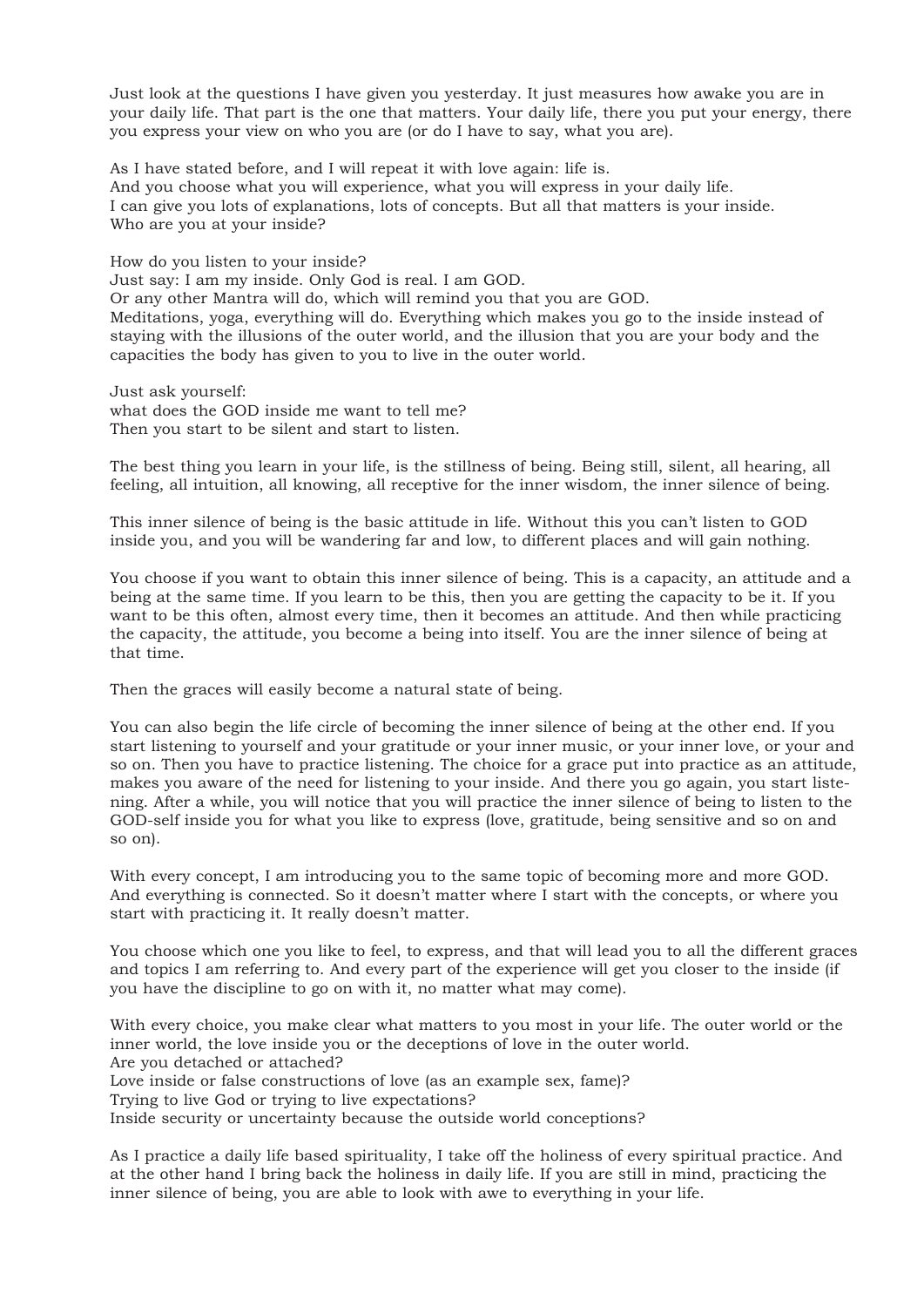Just look at the questions I have given you yesterday. It just measures how awake you are in your daily life. That part is the one that matters. Your daily life, there you put your energy, there you express your view on who you are (or do I have to say, what you are).

As I have stated before, and I will repeat it with love again: life is.
And you choose what you will experience, what you will express in your daily life.
I can give you lots of explanations, lots of concepts. But all that matters is your inside.
Who are you at your inside?

How do you listen to your inside?
Just say: I am my inside. Only God is real. I am GOD.
Or any other Mantra will do, which will remind you that you are GOD.
Meditations, yoga, everything will do. Everything which makes you go to the inside instead of staying with the illusions of the outer world, and the illusion that you are your body and the capacities the body has given to you to live in the outer world.

Just ask yourself:
what does the GOD inside me want to tell me?
Then you start to be silent and start to listen.

The best thing you learn in your life, is the stillness of being. Being still, silent, all hearing, all feeling, all intuition, all knowing, all receptive for the inner wisdom, the inner silence of being.

This inner silence of being is the basic attitude in life. Without this you can't listen to GOD inside you, and you will be wandering far and low, to different places and will gain nothing.

You choose if you want to obtain this inner silence of being. This is a capacity, an attitude and a being at the same time. If you learn to be this, then you are getting the capacity to be it. If you want to be this often, almost every time, then it becomes an attitude. And then while practicing the capacity, the attitude, you become a being into itself. You are the inner silence of being at that time.

Then the graces will easily become a natural state of being.

You can also begin the life circle of becoming the inner silence of being at the other end. If you start listening to yourself and your gratitude or your inner music, or your inner love, or your and so on. Then you have to practice listening. The choice for a grace put into practice as an attitude, makes you aware of the need for listening to your inside. And there you go again, you start listening. After a while, you will notice that you will practice the inner silence of being to listen to the GOD-self inside you for what you like to express (love, gratitude, being sensitive and so on and so on).

With every concept, I am introducing you to the same topic of becoming more and more GOD. And everything is connected. So it doesn't matter where I start with the concepts, or where you start with practicing it. It really doesn't matter.

You choose which one you like to feel, to express, and that will lead you to all the different graces and topics I am referring to. And every part of the experience will get you closer to the inside (if you have the discipline to go on with it, no matter what may come).

With every choice, you make clear what matters to you most in your life. The outer world or the inner world, the love inside you or the deceptions of love in the outer world.
Are you detached or attached?
Love inside or false constructions of love (as an example sex, fame)?
Trying to live God or trying to live expectations?
Inside security or uncertainty because the outside world conceptions?

As I practice a daily life based spirituality, I take off the holiness of every spiritual practice. And at the other hand I bring back the holiness in daily life. If you are still in mind, practicing the inner silence of being, you are able to look with awe to everything in your life.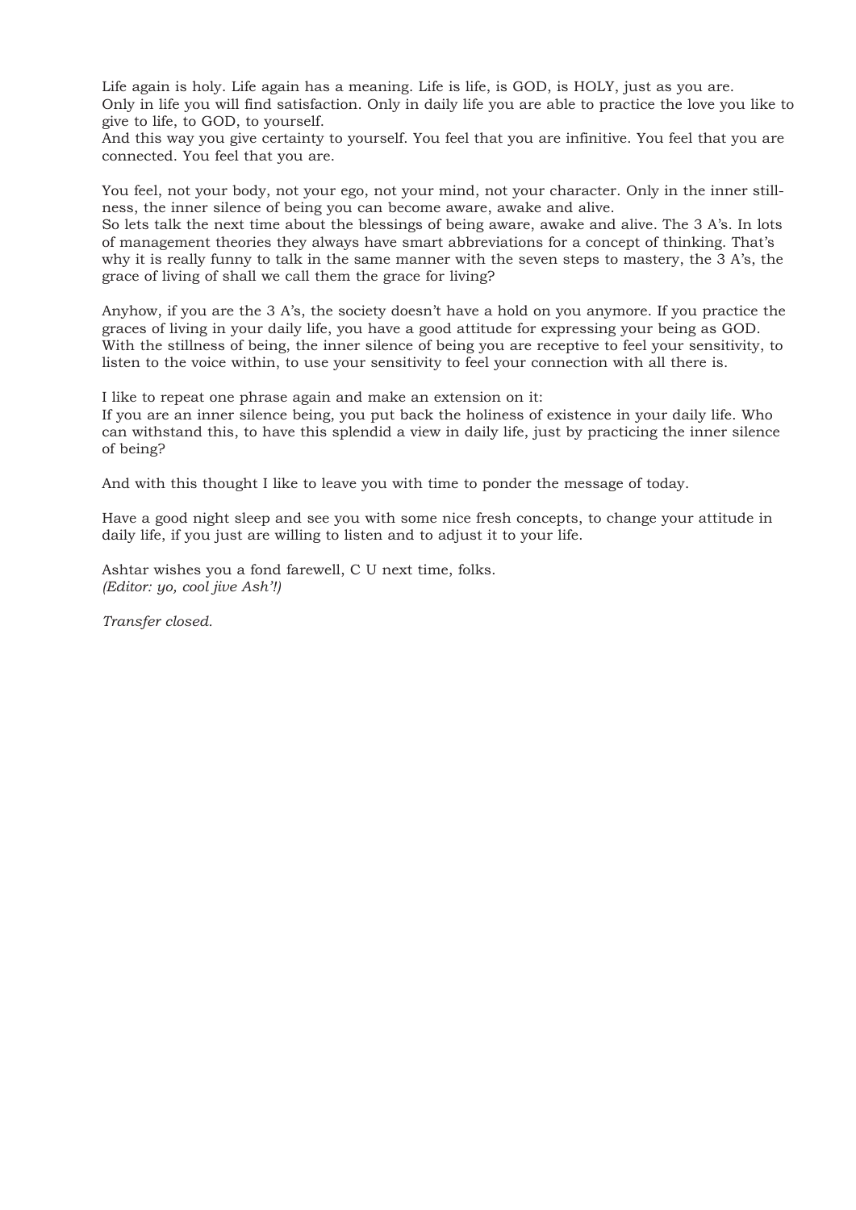Life again is holy. Life again has a meaning. Life is life, is GOD, is HOLY, just as you are.
Only in life you will find satisfaction. Only in daily life you are able to practice the love you like to give to life, to GOD, to yourself.
And this way you give certainty to yourself. You feel that you are infinitive. You feel that you are connected. You feel that you are.

You feel, not your body, not your ego, not your mind, not your character. Only in the inner stillness, the inner silence of being you can become aware, awake and alive.
So lets talk the next time about the blessings of being aware, awake and alive. The 3 A's. In lots of management theories they always have smart abbreviations for a concept of thinking. That's why it is really funny to talk in the same manner with the seven steps to mastery, the 3 A's, the grace of living of shall we call them the grace for living?

Anyhow, if you are the 3 A's, the society doesn't have a hold on you anymore. If you practice the graces of living in your daily life, you have a good attitude for expressing your being as GOD. With the stillness of being, the inner silence of being you are receptive to feel your sensitivity, to listen to the voice within, to use your sensitivity to feel your connection with all there is.

I like to repeat one phrase again and make an extension on it:
If you are an inner silence being, you put back the holiness of existence in your daily life. Who can withstand this, to have this splendid a view in daily life, just by practicing the inner silence of being?

And with this thought I like to leave you with time to ponder the message of today.

Have a good night sleep and see you with some nice fresh concepts, to change your attitude in daily life, if you just are willing to listen and to adjust it to your life.

Ashtar wishes you a fond farewell, C U next time, folks.
*(Editor: yo, cool jive Ash'!)*

*Transfer closed.*